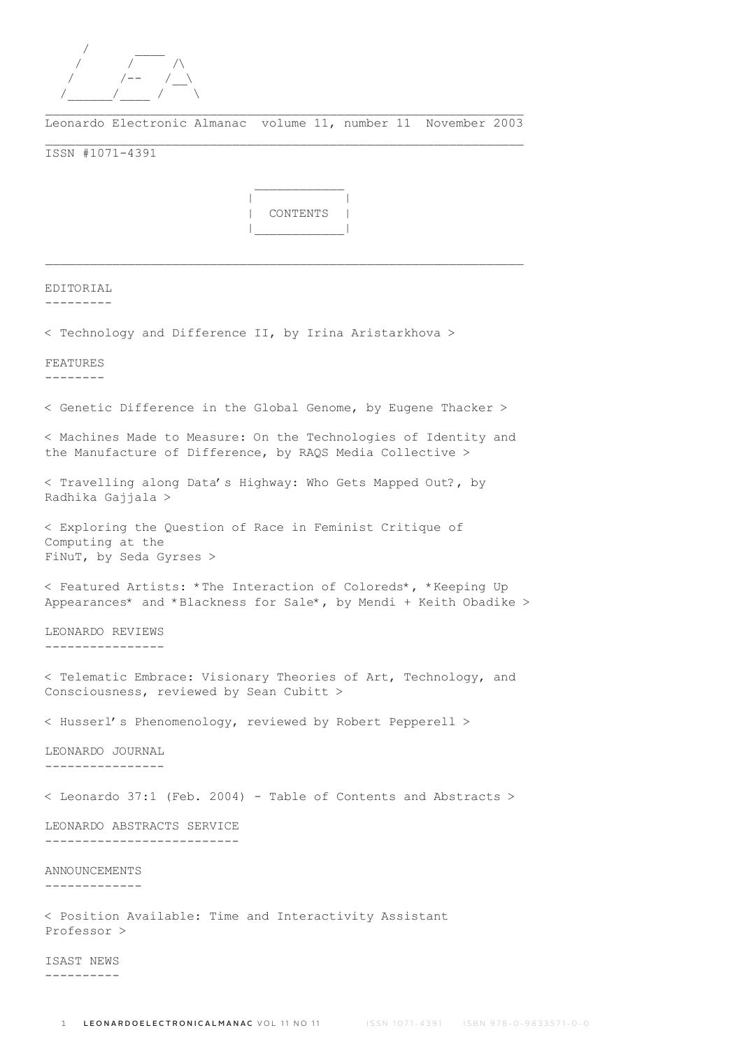Leonardo Electronic Almanac volume 11, number 11 November 2003

ISSN #1071-4391

# CONTENTS

## EDITORIAL

< Technology and Difference II, by Irina Aristarkhova >

## FEATURES

< Genetic Difference in the Global Genome, by Eugene Thacker >

< Machines Made to Measure: On the Technologies of Identity and the Manufacture of Difference, by RAQS Media Collective >

< Travelling along Data's Highway: Who Gets Mapped Out?, by Radhika Gajjala >

< Exploring the Question of Race in Feminist Critique of Computing at the FiNuT, by Seda Gyrses >

< Featured Artists: *The Interaction of Coloreds*, *Keeping Up Appearances* and *Blackness for Sale*, by Mendi + Keith Obadike >

## LEONARDO REVIEWS

< Telematic Embrace: Visionary Theories of Art, Technology, and Consciousness, reviewed by Sean Cubitt >

< Husserl's Phenomenology, reviewed by Robert Pepperell >

## LEONARDO JOURNAL

< Leonardo 37:1 (Feb. 2004) - Table of Contents and Abstracts >

## LEONARDO ABSTRACTS SERVICE

## ANNOUNCEMENTS

< Position Available: Time and Interactivity Assistant Professor >

## ISAST NEWS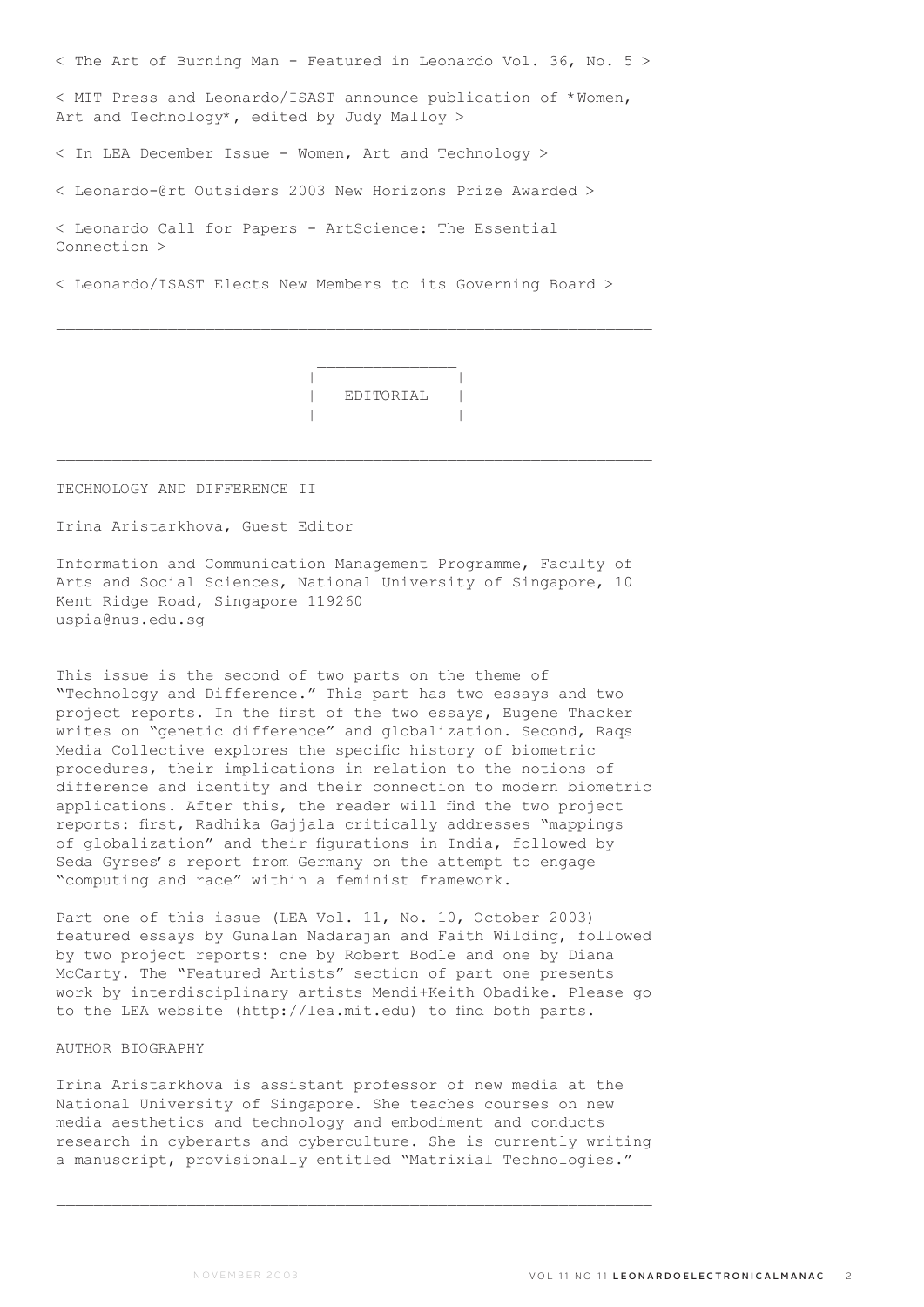< The Art of Burning Man - Featured in Leonardo Vol. 36, No. 5 >

< MIT Press and Leonardo/ISAST announce publication of *Women, Art and Technology*, edited by Judy Malloy >

< In LEA December Issue - Women, Art and Technology >

< Leonardo-@rt Outsiders 2003 New Horizons Prize Awarded >

< Leonardo Call for Papers - ArtScience: The Essential Connection >

< Leonardo/ISAST Elects New Members to its Governing Board >

---

# EDITORIAL

---

## TECHNOLOGY AND DIFFERENCE II

Irina Aristarkhova, Guest Editor

Information and Communication Management Programme, Faculty of Arts and Social Sciences, National University of Singapore, 10 Kent Ridge Road, Singapore 119260
uspia@nus.edu.sg

This issue is the second of two parts on the theme of "Technology and Difference." This part has two essays and two project reports. In the first of the two essays, Eugene Thacker writes on "genetic difference" and globalization. Second, Raqs Media Collective explores the specific history of biometric procedures, their implications in relation to the notions of difference and identity and their connection to modern biometric applications. After this, the reader will find the two project reports: first, Radhika Gajjala critically addresses "mappings of globalization" and their figurations in India, followed by Seda Gyrses's report from Germany on the attempt to engage "computing and race" within a feminist framework.

Part one of this issue (LEA Vol. 11, No. 10, October 2003) featured essays by Gunalan Nadarajan and Faith Wilding, followed by two project reports: one by Robert Bodle and one by Diana McCarty. The "Featured Artists" section of part one presents work by interdisciplinary artists Mendi+Keith Obadike. Please go to the LEA website (http://lea.mit.edu) to find both parts.

### AUTHOR BIOGRAPHY

Irina Aristarkhova is assistant professor of new media at the National University of Singapore. She teaches courses on new media aesthetics and technology and embodiment and conducts research in cyberarts and cyberculture. She is currently writing a manuscript, provisionally entitled "Matrixial Technologies."

---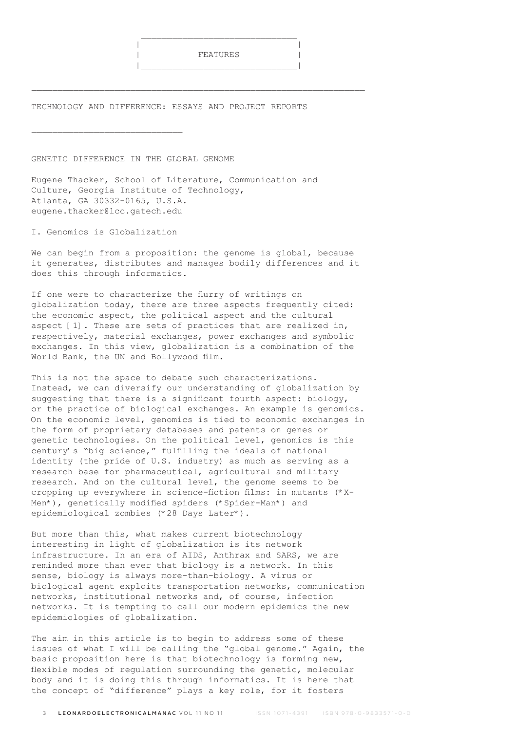# FEATURES

## TECHNOLOGY AND DIFFERENCE: ESSAYS AND PROJECT REPORTS

### GENETIC DIFFERENCE IN THE GLOBAL GENOME

Eugene Thacker, School of Literature, Communication and Culture, Georgia Institute of Technology, Atlanta, GA 30332-0165, U.S.A.
eugene.thacker@lcc.gatech.edu

#### I. Genomics is Globalization

We can begin from a proposition: the genome is global, because it generates, distributes and manages bodily differences and it does this through informatics.

If one were to characterize the flurry of writings on globalization today, there are three aspects frequently cited: the economic aspect, the political aspect and the cultural aspect [1]. These are sets of practices that are realized in, respectively, material exchanges, power exchanges and symbolic exchanges. In this view, globalization is a combination of the World Bank, the UN and Bollywood film.

This is not the space to debate such characterizations. Instead, we can diversify our understanding of globalization by suggesting that there is a significant fourth aspect: biology, or the practice of biological exchanges. An example is genomics. On the economic level, genomics is tied to economic exchanges in the form of proprietary databases and patents on genes or genetic technologies. On the political level, genomics is this century's "big science," fulfilling the ideals of national identity (the pride of U.S. industry) as much as serving as a research base for pharmaceutical, agricultural and military research. And on the cultural level, the genome seems to be cropping up everywhere in science-fiction films: in mutants (*X-Men*), genetically modified spiders (*Spider-Man*) and epidemiological zombies (*28 Days Later*).

But more than this, what makes current biotechnology interesting in light of globalization is its network infrastructure. In an era of AIDS, Anthrax and SARS, we are reminded more than ever that biology is a network. In this sense, biology is always more-than-biology. A virus or biological agent exploits transportation networks, communication networks, institutional networks and, of course, infection networks. It is tempting to call our modern epidemics the new epidemiologies of globalization.

The aim in this article is to begin to address some of these issues of what I will be calling the "global genome." Again, the basic proposition here is that biotechnology is forming new, flexible modes of regulation surrounding the genetic, molecular body and it is doing this through informatics. It is here that the concept of "difference" plays a key role, for it fosters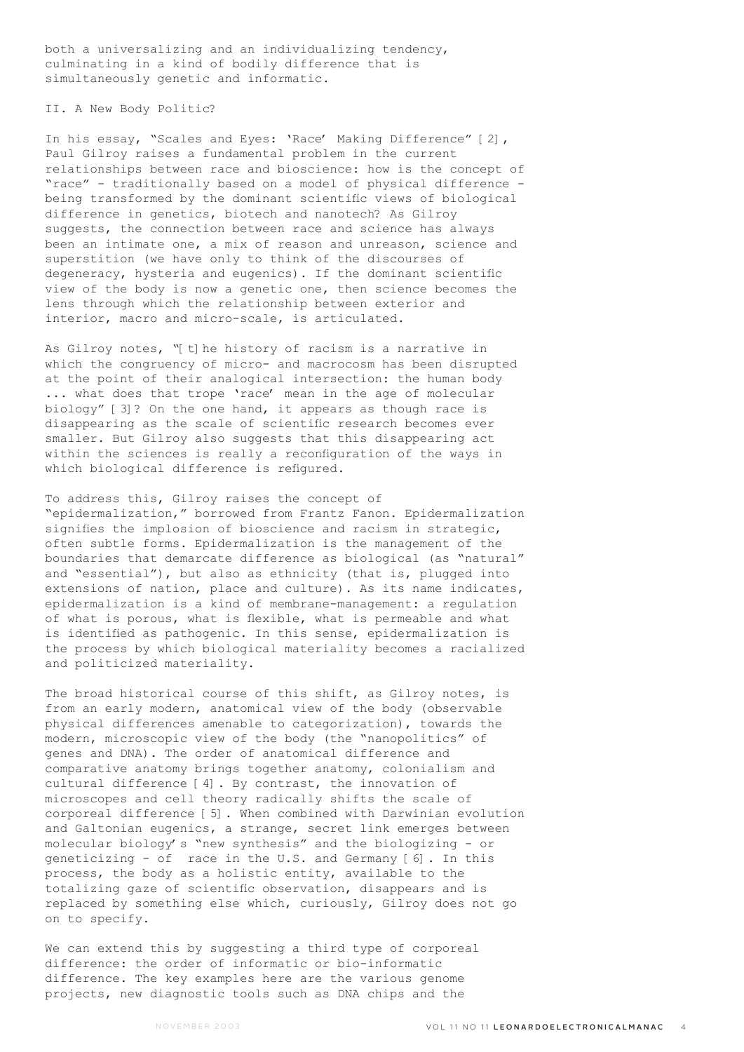both a universalizing and an individualizing tendency, culminating in a kind of bodily difference that is simultaneously genetic and informatic.

## II. A New Body Politic?

In his essay, "Scales and Eyes: 'Race' Making Difference" [2], Paul Gilroy raises a fundamental problem in the current relationships between race and bioscience: how is the concept of "race" - traditionally based on a model of physical difference - being transformed by the dominant scientific views of biological difference in genetics, biotech and nanotech? As Gilroy suggests, the connection between race and science has always been an intimate one, a mix of reason and unreason, science and superstition (we have only to think of the discourses of degeneracy, hysteria and eugenics). If the dominant scientific view of the body is now a genetic one, then science becomes the lens through which the relationship between exterior and interior, macro and micro-scale, is articulated.

As Gilroy notes, "[t]he history of racism is a narrative in which the congruency of micro- and macrocosm has been disrupted at the point of their analogical intersection: the human body ... what does that trope 'race' mean in the age of molecular biology" [3]? On the one hand, it appears as though race is disappearing as the scale of scientific research becomes ever smaller. But Gilroy also suggests that this disappearing act within the sciences is really a reconfiguration of the ways in which biological difference is refigured.

To address this, Gilroy raises the concept of "epidermalization," borrowed from Frantz Fanon. Epidermalization signifies the implosion of bioscience and racism in strategic, often subtle forms. Epidermalization is the management of the boundaries that demarcate difference as biological (as "natural" and "essential"), but also as ethnicity (that is, plugged into extensions of nation, place and culture). As its name indicates, epidermalization is a kind of membrane-management: a regulation of what is porous, what is flexible, what is permeable and what is identified as pathogenic. In this sense, epidermalization is the process by which biological materiality becomes a racialized and politicized materiality.

The broad historical course of this shift, as Gilroy notes, is from an early modern, anatomical view of the body (observable physical differences amenable to categorization), towards the modern, microscopic view of the body (the "nanopolitics" of genes and DNA). The order of anatomical difference and comparative anatomy brings together anatomy, colonialism and cultural difference [4]. By contrast, the innovation of microscopes and cell theory radically shifts the scale of corporeal difference [5]. When combined with Darwinian evolution and Galtonian eugenics, a strange, secret link emerges between molecular biology's "new synthesis" and the biologizing - or geneticizing - of race in the U.S. and Germany [6]. In this process, the body as a holistic entity, available to the totalizing gaze of scientific observation, disappears and is replaced by something else which, curiously, Gilroy does not go on to specify.

We can extend this by suggesting a third type of corporeal difference: the order of informatic or bio-informatic difference. The key examples here are the various genome projects, new diagnostic tools such as DNA chips and the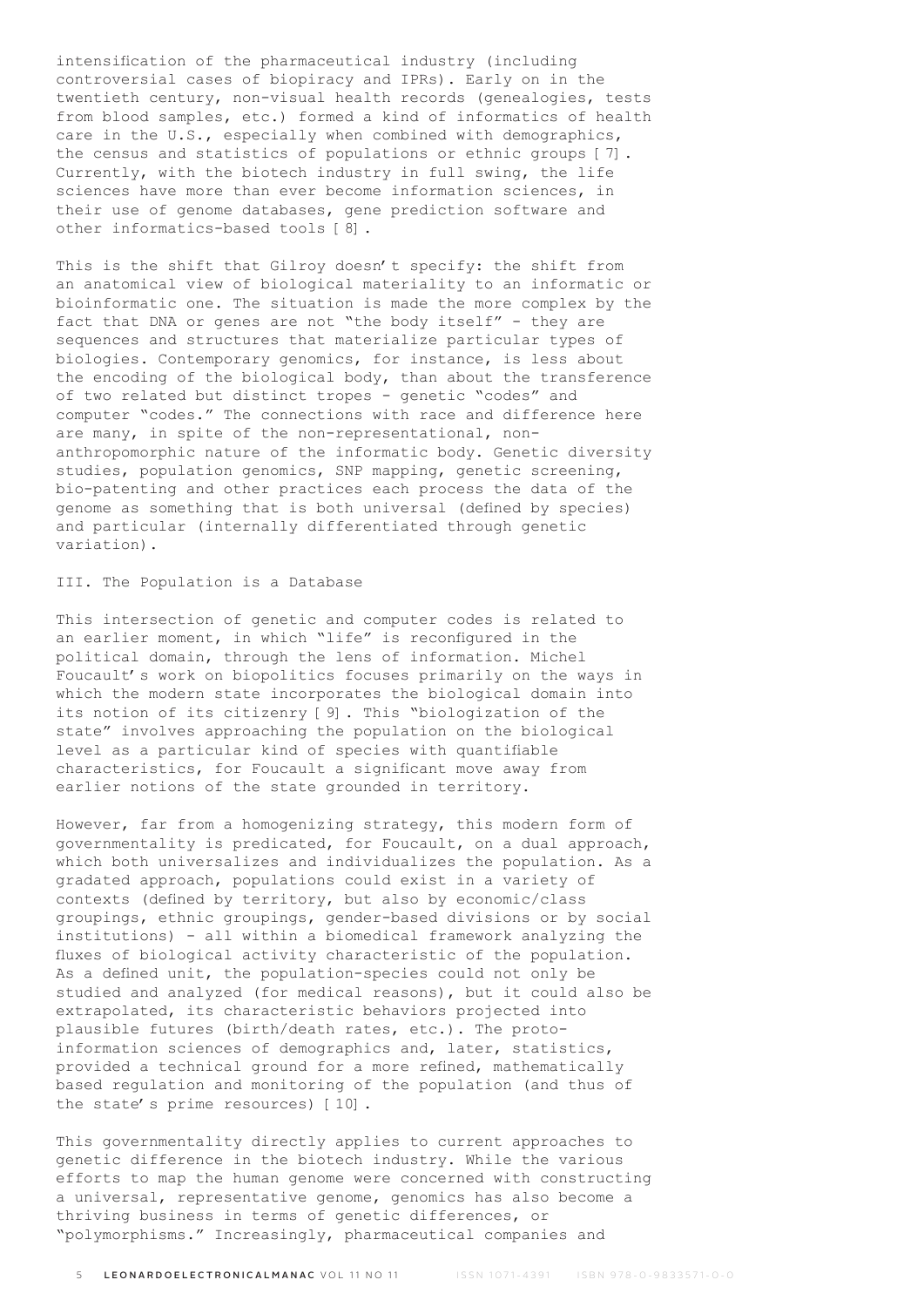intensification of the pharmaceutical industry (including controversial cases of biopiracy and IPRs). Early on in the twentieth century, non-visual health records (genealogies, tests from blood samples, etc.) formed a kind of informatics of health care in the U.S., especially when combined with demographics, the census and statistics of populations or ethnic groups [7]. Currently, with the biotech industry in full swing, the life sciences have more than ever become information sciences, in their use of genome databases, gene prediction software and other informatics-based tools [8].

This is the shift that Gilroy doesn't specify: the shift from an anatomical view of biological materiality to an informatic or bioinformatic one. The situation is made the more complex by the fact that DNA or genes are not "the body itself" - they are sequences and structures that materialize particular types of biologies. Contemporary genomics, for instance, is less about the encoding of the biological body, than about the transference of two related but distinct tropes - genetic "codes" and computer "codes." The connections with race and difference here are many, in spite of the non-representational, non-anthropomorphic nature of the informatic body. Genetic diversity studies, population genomics, SNP mapping, genetic screening, bio-patenting and other practices each process the data of the genome as something that is both universal (defined by species) and particular (internally differentiated through genetic variation).

## III. The Population is a Database

This intersection of genetic and computer codes is related to an earlier moment, in which "life" is reconfigured in the political domain, through the lens of information. Michel Foucault's work on biopolitics focuses primarily on the ways in which the modern state incorporates the biological domain into its notion of its citizenry [9]. This "biologization of the state" involves approaching the population on the biological level as a particular kind of species with quantifiable characteristics, for Foucault a significant move away from earlier notions of the state grounded in territory.

However, far from a homogenizing strategy, this modern form of governmentality is predicated, for Foucault, on a dual approach, which both universalizes and individualizes the population. As a gradated approach, populations could exist in a variety of contexts (defined by territory, but also by economic/class groupings, ethnic groupings, gender-based divisions or by social institutions) - all within a biomedical framework analyzing the fluxes of biological activity characteristic of the population. As a defined unit, the population-species could not only be studied and analyzed (for medical reasons), but it could also be extrapolated, its characteristic behaviors projected into plausible futures (birth/death rates, etc.). The proto-information sciences of demographics and, later, statistics, provided a technical ground for a more refined, mathematically based regulation and monitoring of the population (and thus of the state's prime resources) [10].

This governmentality directly applies to current approaches to genetic difference in the biotech industry. While the various efforts to map the human genome were concerned with constructing a universal, representative genome, genomics has also become a thriving business in terms of genetic differences, or "polymorphisms." Increasingly, pharmaceutical companies and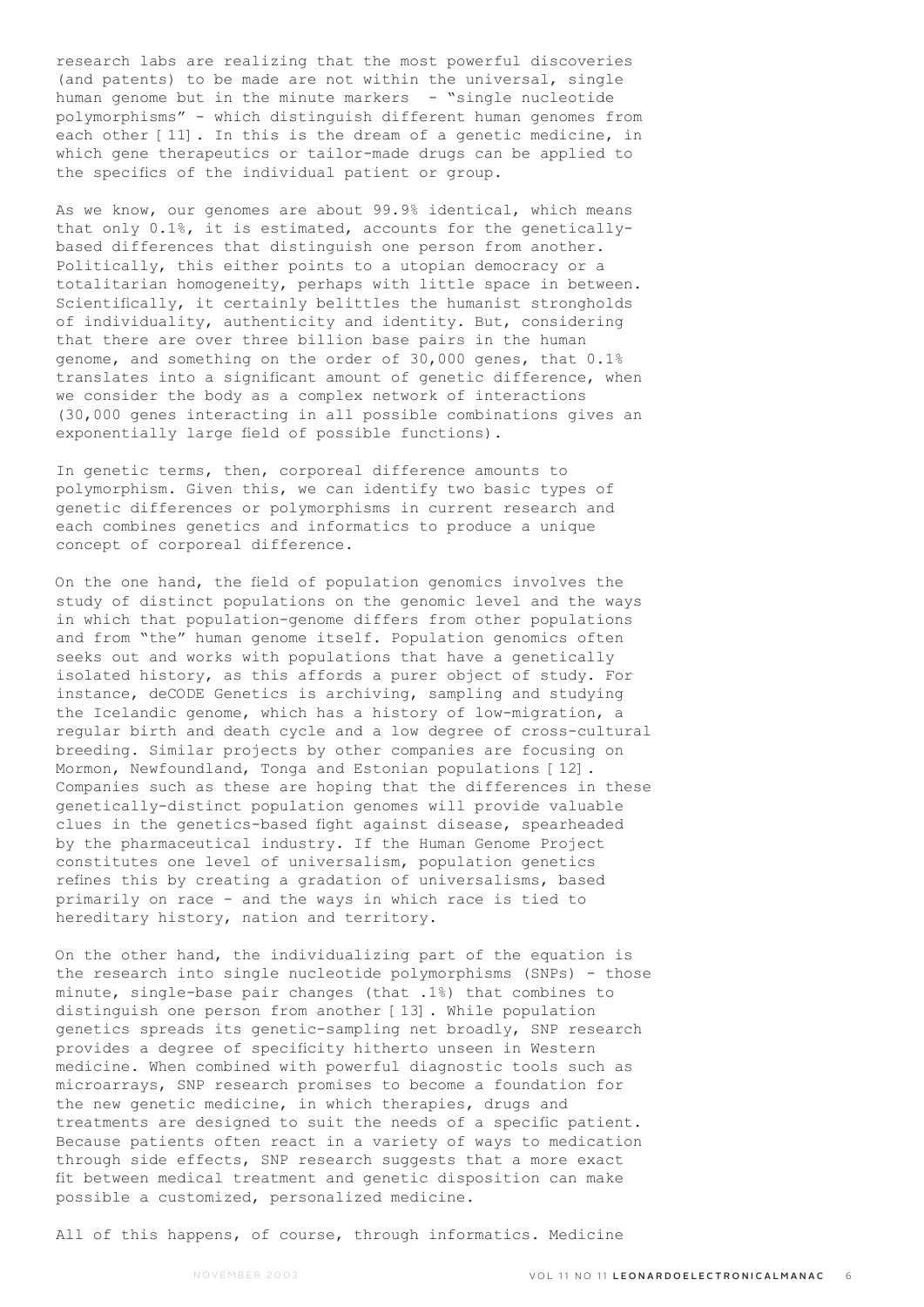research labs are realizing that the most powerful discoveries (and patents) to be made are not within the universal, single human genome but in the minute markers - "single nucleotide polymorphisms" - which distinguish different human genomes from each other [11]. In this is the dream of a genetic medicine, in which gene therapeutics or tailor-made drugs can be applied to the specifics of the individual patient or group.

As we know, our genomes are about 99.9% identical, which means that only 0.1%, it is estimated, accounts for the genetically-based differences that distinguish one person from another. Politically, this either points to a utopian democracy or a totalitarian homogeneity, perhaps with little space in between. Scientifically, it certainly belittles the humanist strongholds of individuality, authenticity and identity. But, considering that there are over three billion base pairs in the human genome, and something on the order of 30,000 genes, that 0.1% translates into a significant amount of genetic difference, when we consider the body as a complex network of interactions (30,000 genes interacting in all possible combinations gives an exponentially large field of possible functions).

In genetic terms, then, corporeal difference amounts to polymorphism. Given this, we can identify two basic types of genetic differences or polymorphisms in current research and each combines genetics and informatics to produce a unique concept of corporeal difference.

On the one hand, the field of population genomics involves the study of distinct populations on the genomic level and the ways in which that population-genome differs from other populations and from "the" human genome itself. Population genomics often seeks out and works with populations that have a genetically isolated history, as this affords a purer object of study. For instance, deCODE Genetics is archiving, sampling and studying the Icelandic genome, which has a history of low-migration, a regular birth and death cycle and a low degree of cross-cultural breeding. Similar projects by other companies are focusing on Mormon, Newfoundland, Tonga and Estonian populations [12]. Companies such as these are hoping that the differences in these genetically-distinct population genomes will provide valuable clues in the genetics-based fight against disease, spearheaded by the pharmaceutical industry. If the Human Genome Project constitutes one level of universalism, population genetics refines this by creating a gradation of universalisms, based primarily on race - and the ways in which race is tied to hereditary history, nation and territory.

On the other hand, the individualizing part of the equation is the research into single nucleotide polymorphisms (SNPs) - those minute, single-base pair changes (that .1%) that combines to distinguish one person from another [13]. While population genetics spreads its genetic-sampling net broadly, SNP research provides a degree of specificity hitherto unseen in Western medicine. When combined with powerful diagnostic tools such as microarrays, SNP research promises to become a foundation for the new genetic medicine, in which therapies, drugs and treatments are designed to suit the needs of a specific patient. Because patients often react in a variety of ways to medication through side effects, SNP research suggests that a more exact fit between medical treatment and genetic disposition can make possible a customized, personalized medicine.

All of this happens, of course, through informatics. Medicine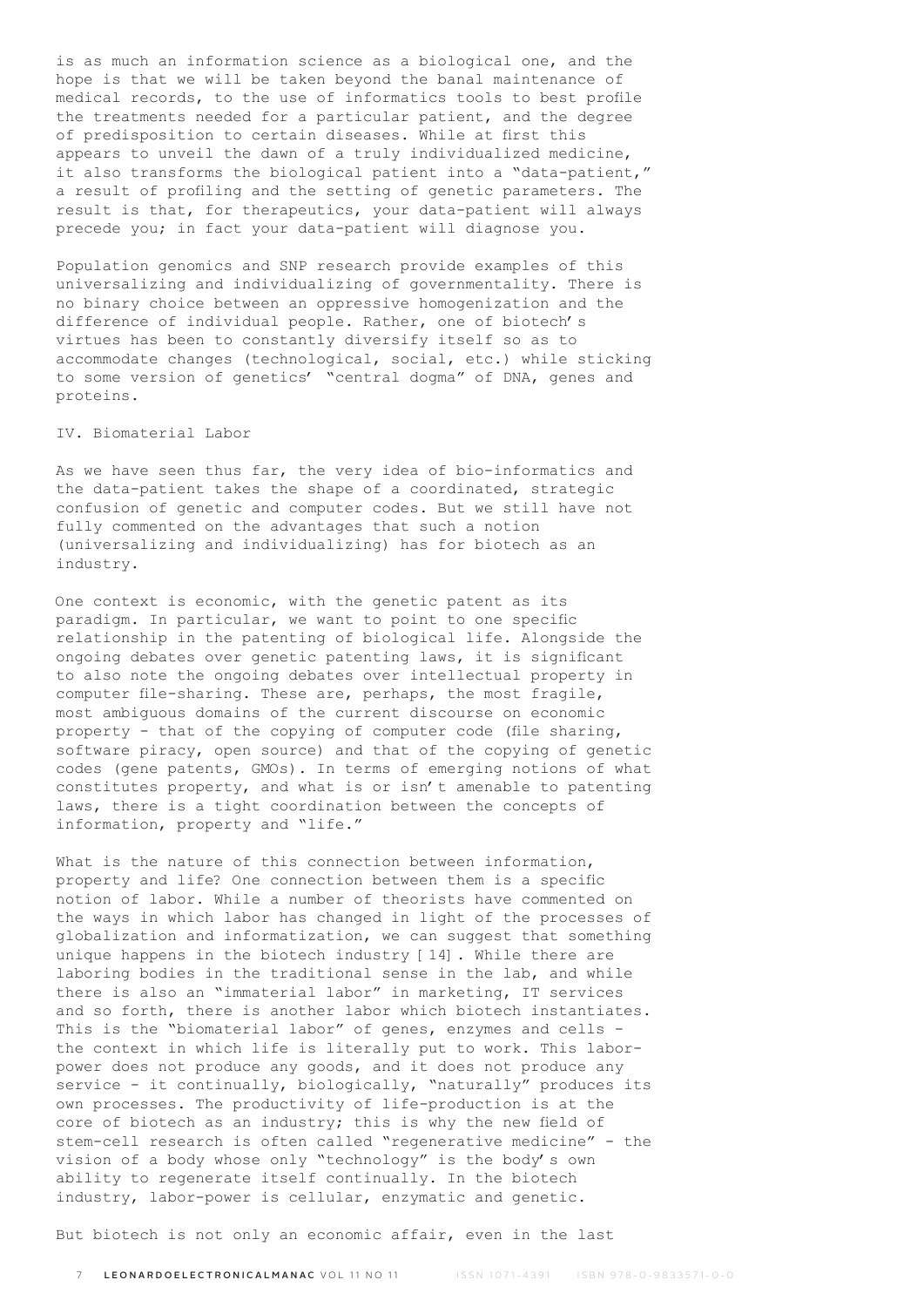is as much an information science as a biological one, and the hope is that we will be taken beyond the banal maintenance of medical records, to the use of informatics tools to best profile the treatments needed for a particular patient, and the degree of predisposition to certain diseases. While at first this appears to unveil the dawn of a truly individualized medicine, it also transforms the biological patient into a "data-patient," a result of profiling and the setting of genetic parameters. The result is that, for therapeutics, your data-patient will always precede you; in fact your data-patient will diagnose you.

Population genomics and SNP research provide examples of this universalizing and individualizing of governmentality. There is no binary choice between an oppressive homogenization and the difference of individual people. Rather, one of biotech's virtues has been to constantly diversify itself so as to accommodate changes (technological, social, etc.) while sticking to some version of genetics' "central dogma" of DNA, genes and proteins.

## IV. Biomaterial Labor

As we have seen thus far, the very idea of bio-informatics and the data-patient takes the shape of a coordinated, strategic confusion of genetic and computer codes. But we still have not fully commented on the advantages that such a notion (universalizing and individualizing) has for biotech as an industry.

One context is economic, with the genetic patent as its paradigm. In particular, we want to point to one specific relationship in the patenting of biological life. Alongside the ongoing debates over genetic patenting laws, it is significant to also note the ongoing debates over intellectual property in computer file-sharing. These are, perhaps, the most fragile, most ambiguous domains of the current discourse on economic property - that of the copying of computer code (file sharing, software piracy, open source) and that of the copying of genetic codes (gene patents, GMOs). In terms of emerging notions of what constitutes property, and what is or isn't amenable to patenting laws, there is a tight coordination between the concepts of information, property and "life."

What is the nature of this connection between information, property and life? One connection between them is a specific notion of labor. While a number of theorists have commented on the ways in which labor has changed in light of the processes of globalization and informatization, we can suggest that something unique happens in the biotech industry [14]. While there are laboring bodies in the traditional sense in the lab, and while there is also an "immaterial labor" in marketing, IT services and so forth, there is another labor which biotech instantiates. This is the "biomaterial labor" of genes, enzymes and cells - the context in which life is literally put to work. This labor-power does not produce any goods, and it does not produce any service - it continually, biologically, "naturally" produces its own processes. The productivity of life-production is at the core of biotech as an industry; this is why the new field of stem-cell research is often called "regenerative medicine" - the vision of a body whose only "technology" is the body's own ability to regenerate itself continually. In the biotech industry, labor-power is cellular, enzymatic and genetic.

But biotech is not only an economic affair, even in the last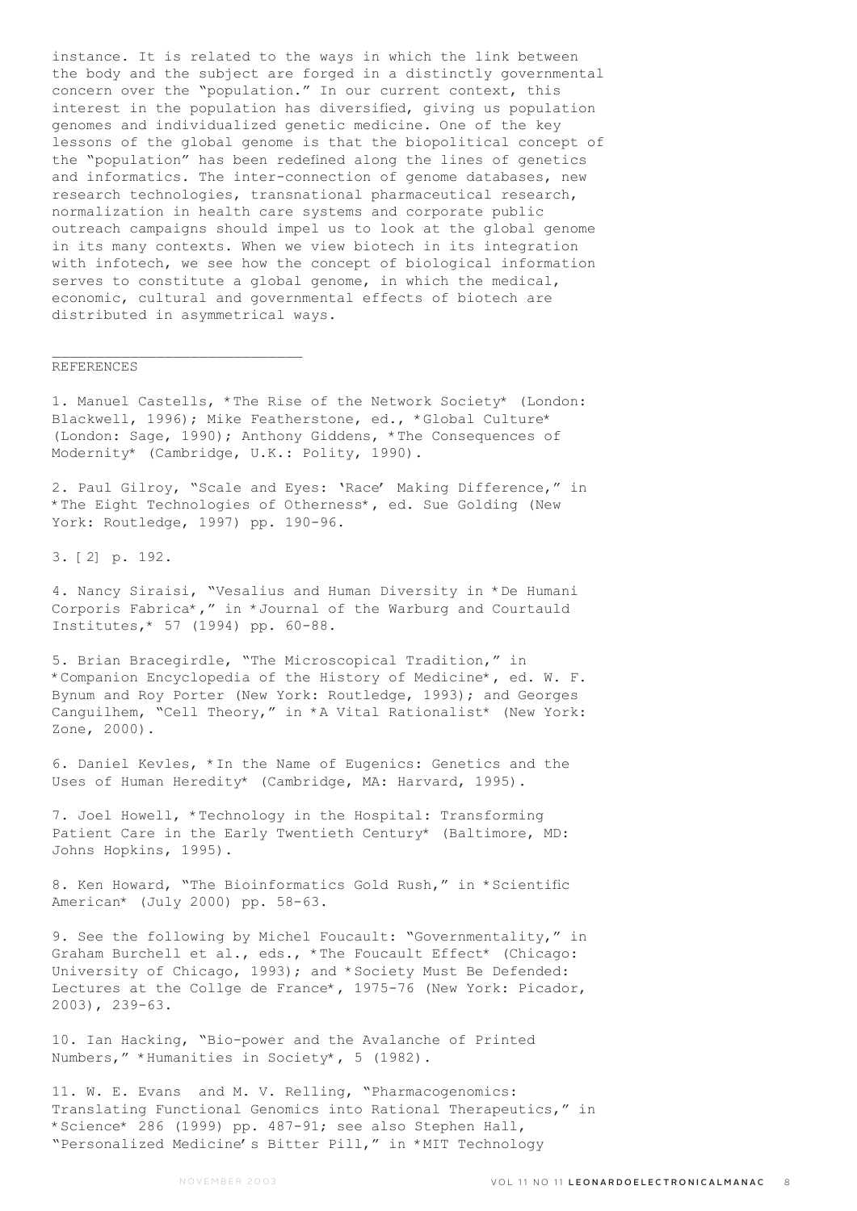instance. It is related to the ways in which the link between the body and the subject are forged in a distinctly governmental concern over the "population." In our current context, this interest in the population has diversified, giving us population genomes and individualized genetic medicine. One of the key lessons of the global genome is that the biopolitical concept of the "population" has been redefined along the lines of genetics and informatics. The inter-connection of genome databases, new research technologies, transnational pharmaceutical research, normalization in health care systems and corporate public outreach campaigns should impel us to look at the global genome in its many contexts. When we view biotech in its integration with infotech, we see how the concept of biological information serves to constitute a global genome, in which the medical, economic, cultural and governmental effects of biotech are distributed in asymmetrical ways.

---

REFERENCES

1. Manuel Castells, *The Rise of the Network Society* (London: Blackwell, 1996); Mike Featherstone, ed., *Global Culture* (London: Sage, 1990); Anthony Giddens, *The Consequences of Modernity* (Cambridge, U.K.: Polity, 1990).

2. Paul Gilroy, "Scale and Eyes: 'Race' Making Difference," in *The Eight Technologies of Otherness*, ed. Sue Golding (New York: Routledge, 1997) pp. 190-96.

3. [2] p. 192.

4. Nancy Siraisi, "Vesalius and Human Diversity in *De Humani Corporis Fabrica*," in *Journal of the Warburg and Courtauld Institutes,* 57 (1994) pp. 60-88.

5. Brian Bracegirdle, "The Microscopical Tradition," in *Companion Encyclopedia of the History of Medicine*, ed. W. F. Bynum and Roy Porter (New York: Routledge, 1993); and Georges Canguilhem, "Cell Theory," in *A Vital Rationalist* (New York: Zone, 2000).

6. Daniel Kevles, *In the Name of Eugenics: Genetics and the Uses of Human Heredity* (Cambridge, MA: Harvard, 1995).

7. Joel Howell, *Technology in the Hospital: Transforming Patient Care in the Early Twentieth Century* (Baltimore, MD: Johns Hopkins, 1995).

8. Ken Howard, "The Bioinformatics Gold Rush," in *Scientific American* (July 2000) pp. 58-63.

9. See the following by Michel Foucault: "Governmentality," in Graham Burchell et al., eds., *The Foucault Effect* (Chicago: University of Chicago, 1993); and *Society Must Be Defended: Lectures at the Collge de France*, 1975-76 (New York: Picador, 2003), 239-63.

10. Ian Hacking, "Bio-power and the Avalanche of Printed Numbers," *Humanities in Society*, 5 (1982).

11. W. E. Evans and M. V. Relling, "Pharmacogenomics: Translating Functional Genomics into Rational Therapeutics," in *Science* 286 (1999) pp. 487-91; see also Stephen Hall, "Personalized Medicine's Bitter Pill," in *MIT Technology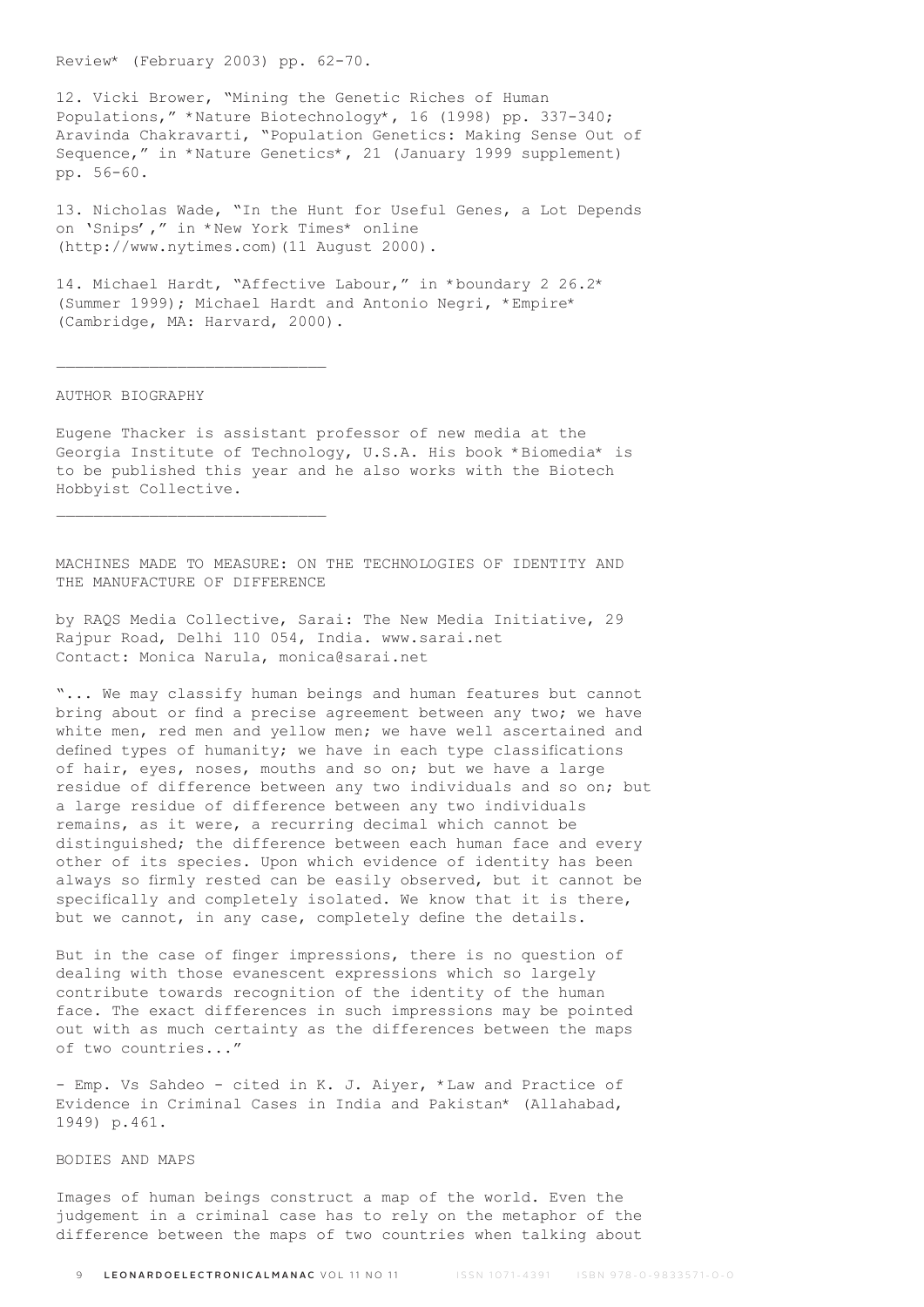Review* (February 2003) pp. 62-70.

12. Vicki Brower, "Mining the Genetic Riches of Human Populations," *Nature Biotechnology*, 16 (1998) pp. 337-340; Aravinda Chakravarti, "Population Genetics: Making Sense Out of Sequence," in *Nature Genetics*, 21 (January 1999 supplement) pp. 56-60.

13. Nicholas Wade, "In the Hunt for Useful Genes, a Lot Depends on 'Snips'," in *New York Times* online (http://www.nytimes.com)(11 August 2000).

14. Michael Hardt, "Affective Labour," in *boundary 2 26.2* (Summer 1999); Michael Hardt and Antonio Negri, *Empire* (Cambridge, MA: Harvard, 2000).

---

AUTHOR BIOGRAPHY

Eugene Thacker is assistant professor of new media at the Georgia Institute of Technology, U.S.A. His book *Biomedia* is to be published this year and he also works with the Biotech Hobbyist Collective.

---

## MACHINES MADE TO MEASURE: ON THE TECHNOLOGIES OF IDENTITY AND THE MANUFACTURE OF DIFFERENCE

by RAQS Media Collective, Sarai: The New Media Initiative, 29 Rajpur Road, Delhi 110 054, India. www.sarai.net
Contact: Monica Narula, monica@sarai.net

"... We may classify human beings and human features but cannot bring about or find a precise agreement between any two; we have white men, red men and yellow men; we have well ascertained and defined types of humanity; we have in each type classifications of hair, eyes, noses, mouths and so on; but we have a large residue of difference between any two individuals and so on; but a large residue of difference between any two individuals remains, as it were, a recurring decimal which cannot be distinguished; the difference between each human face and every other of its species. Upon which evidence of identity has been always so firmly rested can be easily observed, but it cannot be specifically and completely isolated. We know that it is there, but we cannot, in any case, completely define the details.

But in the case of finger impressions, there is no question of dealing with those evanescent expressions which so largely contribute towards recognition of the identity of the human face. The exact differences in such impressions may be pointed out with as much certainty as the differences between the maps of two countries..."

- Emp. Vs Sahdeo - cited in K. J. Aiyer, *Law and Practice of Evidence in Criminal Cases in India and Pakistan* (Allahabad, 1949) p.461.

### BODIES AND MAPS

Images of human beings construct a map of the world. Even the judgement in a criminal case has to rely on the metaphor of the difference between the maps of two countries when talking about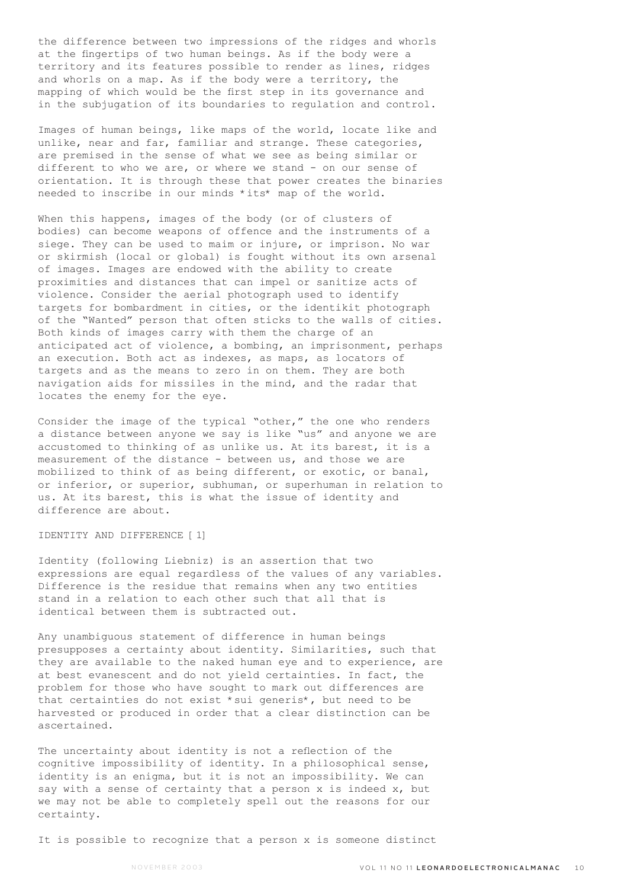the difference between two impressions of the ridges and whorls at the fingertips of two human beings. As if the body were a territory and its features possible to render as lines, ridges and whorls on a map. As if the body were a territory, the mapping of which would be the first step in its governance and in the subjugation of its boundaries to regulation and control.

Images of human beings, like maps of the world, locate like and unlike, near and far, familiar and strange. These categories, are premised in the sense of what we see as being similar or different to who we are, or where we stand - on our sense of orientation. It is through these that power creates the binaries needed to inscribe in our minds *its* map of the world.

When this happens, images of the body (or of clusters of bodies) can become weapons of offence and the instruments of a siege. They can be used to maim or injure, or imprison. No war or skirmish (local or global) is fought without its own arsenal of images. Images are endowed with the ability to create proximities and distances that can impel or sanitize acts of violence. Consider the aerial photograph used to identify targets for bombardment in cities, or the identikit photograph of the "Wanted" person that often sticks to the walls of cities. Both kinds of images carry with them the charge of an anticipated act of violence, a bombing, an imprisonment, perhaps an execution. Both act as indexes, as maps, as locators of targets and as the means to zero in on them. They are both navigation aids for missiles in the mind, and the radar that locates the enemy for the eye.

Consider the image of the typical "other," the one who renders a distance between anyone we say is like "us" and anyone we are accustomed to thinking of as unlike us. At its barest, it is a measurement of the distance - between us, and those we are mobilized to think of as being different, or exotic, or banal, or inferior, or superior, subhuman, or superhuman in relation to us. At its barest, this is what the issue of identity and difference are about.

## IDENTITY AND DIFFERENCE [1]

Identity (following Liebniz) is an assertion that two expressions are equal regardless of the values of any variables. Difference is the residue that remains when any two entities stand in a relation to each other such that all that is identical between them is subtracted out.

Any unambiguous statement of difference in human beings presupposes a certainty about identity. Similarities, such that they are available to the naked human eye and to experience, are at best evanescent and do not yield certainties. In fact, the problem for those who have sought to mark out differences are that certainties do not exist *sui generis*, but need to be harvested or produced in order that a clear distinction can be ascertained.

The uncertainty about identity is not a reflection of the cognitive impossibility of identity. In a philosophical sense, identity is an enigma, but it is not an impossibility. We can say with a sense of certainty that a person x is indeed x, but we may not be able to completely spell out the reasons for our certainty.

It is possible to recognize that a person x is someone distinct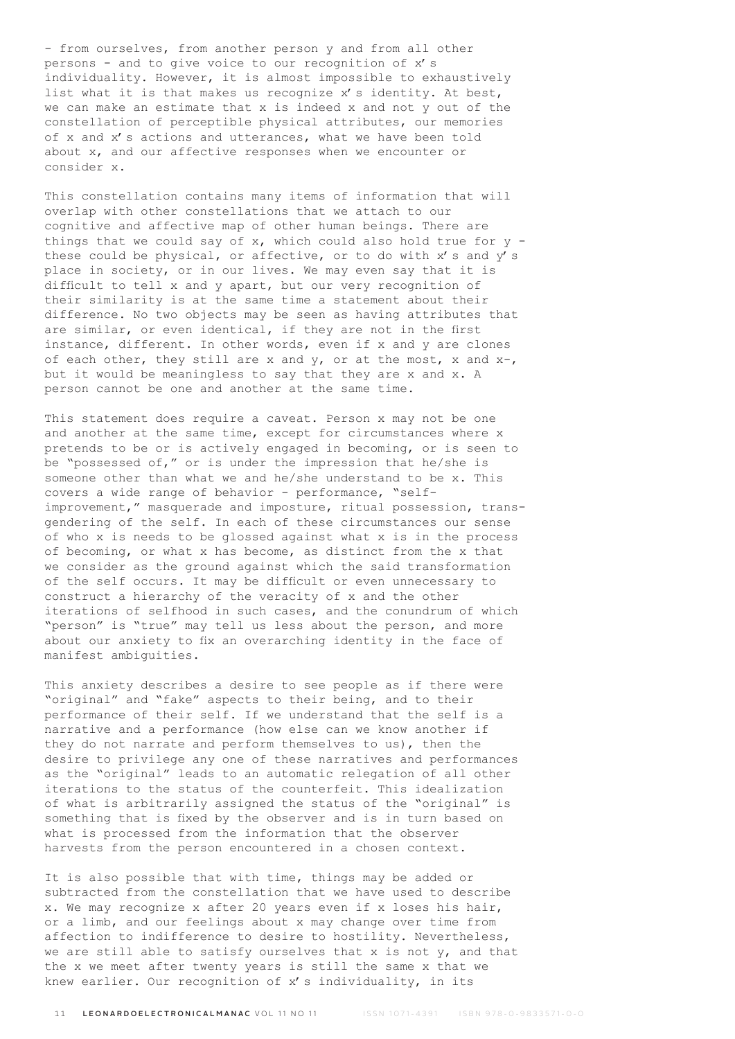- from ourselves, from another person y and from all other persons - and to give voice to our recognition of x's individuality. However, it is almost impossible to exhaustively list what it is that makes us recognize x's identity. At best, we can make an estimate that x is indeed x and not y out of the constellation of perceptible physical attributes, our memories of x and x's actions and utterances, what we have been told about x, and our affective responses when we encounter or consider x.

This constellation contains many items of information that will overlap with other constellations that we attach to our cognitive and affective map of other human beings. There are things that we could say of x, which could also hold true for y - these could be physical, or affective, or to do with x's and y's place in society, or in our lives. We may even say that it is difficult to tell x and y apart, but our very recognition of their similarity is at the same time a statement about their difference. No two objects may be seen as having attributes that are similar, or even identical, if they are not in the first instance, different. In other words, even if x and y are clones of each other, they still are x and y, or at the most, x and x-, but it would be meaningless to say that they are x and x. A person cannot be one and another at the same time.

This statement does require a caveat. Person x may not be one and another at the same time, except for circumstances where x pretends to be or is actively engaged in becoming, or is seen to be "possessed of," or is under the impression that he/she is someone other than what we and he/she understand to be x. This covers a wide range of behavior - performance, "self-improvement," masquerade and imposture, ritual possession, trans-gendering of the self. In each of these circumstances our sense of who x is needs to be glossed against what x is in the process of becoming, or what x has become, as distinct from the x that we consider as the ground against which the said transformation of the self occurs. It may be difficult or even unnecessary to construct a hierarchy of the veracity of x and the other iterations of selfhood in such cases, and the conundrum of which "person" is "true" may tell us less about the person, and more about our anxiety to fix an overarching identity in the face of manifest ambiguities.

This anxiety describes a desire to see people as if there were "original" and "fake" aspects to their being, and to their performance of their self. If we understand that the self is a narrative and a performance (how else can we know another if they do not narrate and perform themselves to us), then the desire to privilege any one of these narratives and performances as the "original" leads to an automatic relegation of all other iterations to the status of the counterfeit. This idealization of what is arbitrarily assigned the status of the "original" is something that is fixed by the observer and is in turn based on what is processed from the information that the observer harvests from the person encountered in a chosen context.

It is also possible that with time, things may be added or subtracted from the constellation that we have used to describe x. We may recognize x after 20 years even if x loses his hair, or a limb, and our feelings about x may change over time from affection to indifference to desire to hostility. Nevertheless, we are still able to satisfy ourselves that x is not y, and that the x we meet after twenty years is still the same x that we knew earlier. Our recognition of x's individuality, in its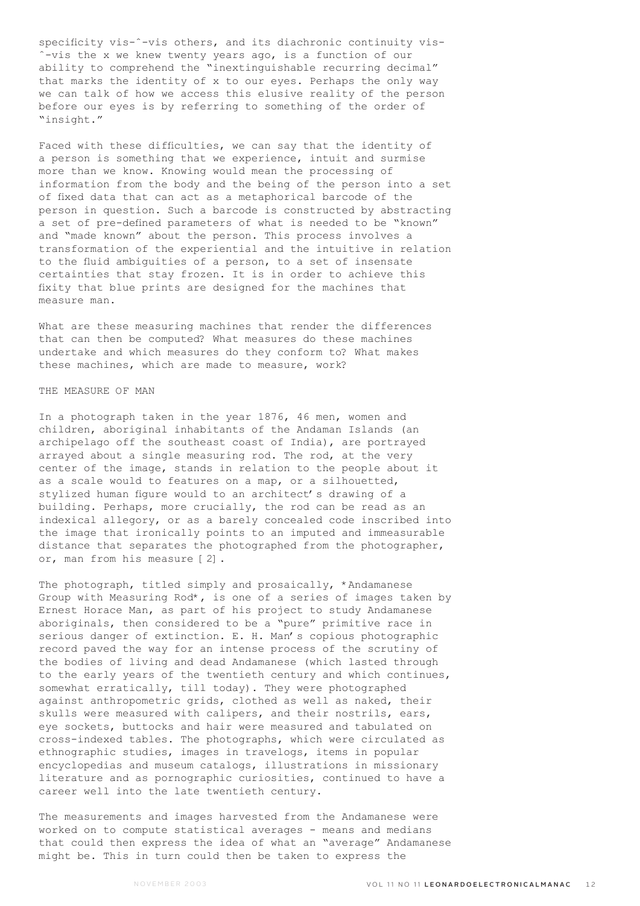specificity vis-ˆ-vis others, and its diachronic continuity vis-ˆ-vis the x we knew twenty years ago, is a function of our ability to comprehend the "inextinguishable recurring decimal" that marks the identity of x to our eyes. Perhaps the only way we can talk of how we access this elusive reality of the person before our eyes is by referring to something of the order of "insight."

Faced with these difficulties, we can say that the identity of a person is something that we experience, intuit and surmise more than we know. Knowing would mean the processing of information from the body and the being of the person into a set of fixed data that can act as a metaphorical barcode of the person in question. Such a barcode is constructed by abstracting a set of pre-defined parameters of what is needed to be "known" and "made known" about the person. This process involves a transformation of the experiential and the intuitive in relation to the fluid ambiguities of a person, to a set of insensate certainties that stay frozen. It is in order to achieve this fixity that blue prints are designed for the machines that measure man.

What are these measuring machines that render the differences that can then be computed? What measures do these machines undertake and which measures do they conform to? What makes these machines, which are made to measure, work?

## THE MEASURE OF MAN

In a photograph taken in the year 1876, 46 men, women and children, aboriginal inhabitants of the Andaman Islands (an archipelago off the southeast coast of India), are portrayed arrayed about a single measuring rod. The rod, at the very center of the image, stands in relation to the people about it as a scale would to features on a map, or a silhouetted, stylized human figure would to an architect's drawing of a building. Perhaps, more crucially, the rod can be read as an indexical allegory, or as a barely concealed code inscribed into the image that ironically points to an imputed and immeasurable distance that separates the photographed from the photographer, or, man from his measure [2].

The photograph, titled simply and prosaically, *Andamanese Group with Measuring Rod*, is one of a series of images taken by Ernest Horace Man, as part of his project to study Andamanese aboriginals, then considered to be a "pure" primitive race in serious danger of extinction. E. H. Man's copious photographic record paved the way for an intense process of the scrutiny of the bodies of living and dead Andamanese (which lasted through to the early years of the twentieth century and which continues, somewhat erratically, till today). They were photographed against anthropometric grids, clothed as well as naked, their skulls were measured with calipers, and their nostrils, ears, eye sockets, buttocks and hair were measured and tabulated on cross-indexed tables. The photographs, which were circulated as ethnographic studies, images in travelogs, items in popular encyclopedias and museum catalogs, illustrations in missionary literature and as pornographic curiosities, continued to have a career well into the late twentieth century.

The measurements and images harvested from the Andamanese were worked on to compute statistical averages - means and medians that could then express the idea of what an "average" Andamanese might be. This in turn could then be taken to express the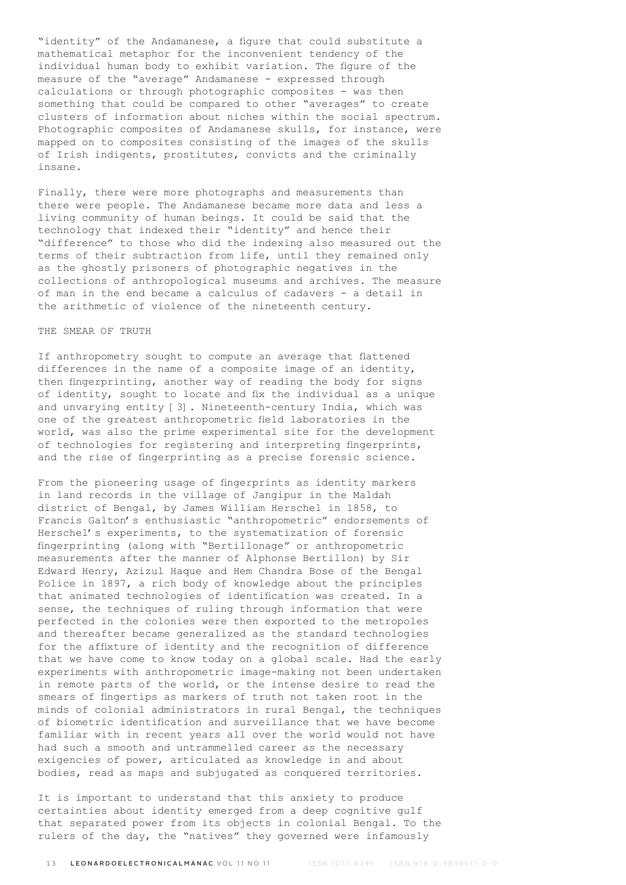"identity" of the Andamanese, a figure that could substitute a mathematical metaphor for the inconvenient tendency of the individual human body to exhibit variation. The figure of the measure of the "average" Andamanese - expressed through calculations or through photographic composites - was then something that could be compared to other "averages" to create clusters of information about niches within the social spectrum. Photographic composites of Andamanese skulls, for instance, were mapped on to composites consisting of the images of the skulls of Irish indigents, prostitutes, convicts and the criminally insane.

Finally, there were more photographs and measurements than there were people. The Andamanese became more data and less a living community of human beings. It could be said that the technology that indexed their "identity" and hence their "difference" to those who did the indexing also measured out the terms of their subtraction from life, until they remained only as the ghostly prisoners of photographic negatives in the collections of anthropological museums and archives. The measure of man in the end became a calculus of cadavers - a detail in the arithmetic of violence of the nineteenth century.

## THE SMEAR OF TRUTH

If anthropometry sought to compute an average that flattened differences in the name of a composite image of an identity, then fingerprinting, another way of reading the body for signs of identity, sought to locate and fix the individual as a unique and unvarying entity [3]. Nineteenth-century India, which was one of the greatest anthropometric field laboratories in the world, was also the prime experimental site for the development of technologies for registering and interpreting fingerprints, and the rise of fingerprinting as a precise forensic science.

From the pioneering usage of fingerprints as identity markers in land records in the village of Jangipur in the Maldah district of Bengal, by James William Herschel in 1858, to Francis Galton's enthusiastic "anthropometric" endorsements of Herschel's experiments, to the systematization of forensic fingerprinting (along with "Bertillonage" or anthropometric measurements after the manner of Alphonse Bertillon) by Sir Edward Henry, Azizul Haque and Hem Chandra Bose of the Bengal Police in 1897, a rich body of knowledge about the principles that animated technologies of identification was created. In a sense, the techniques of ruling through information that were perfected in the colonies were then exported to the metropoles and thereafter became generalized as the standard technologies for the affixture of identity and the recognition of difference that we have come to know today on a global scale. Had the early experiments with anthropometric image-making not been undertaken in remote parts of the world, or the intense desire to read the smears of fingertips as markers of truth not taken root in the minds of colonial administrators in rural Bengal, the techniques of biometric identification and surveillance that we have become familiar with in recent years all over the world would not have had such a smooth and untrammelled career as the necessary exigencies of power, articulated as knowledge in and about bodies, read as maps and subjugated as conquered territories.

It is important to understand that this anxiety to produce certainties about identity emerged from a deep cognitive gulf that separated power from its objects in colonial Bengal. To the rulers of the day, the "natives" they governed were infamously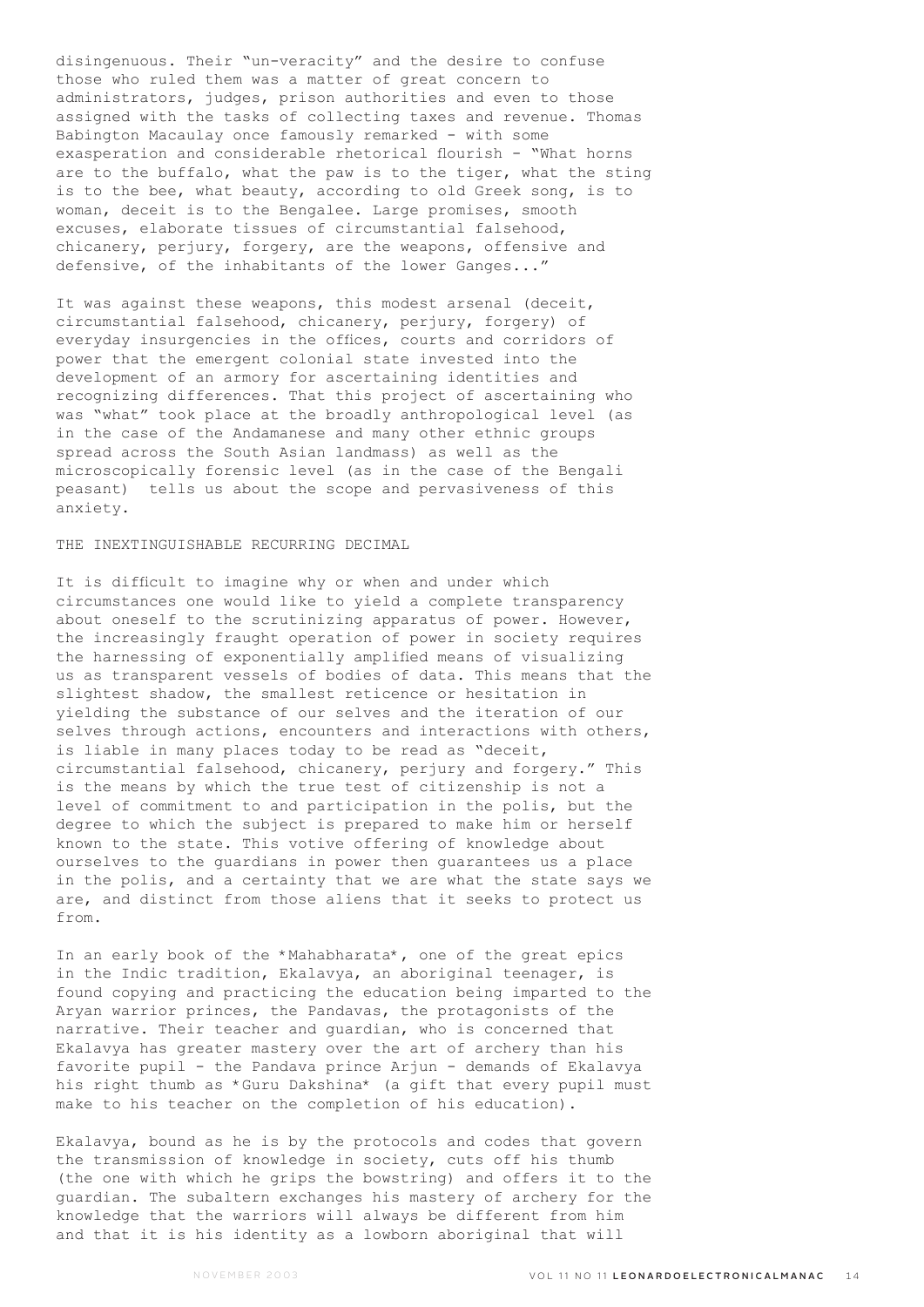disingenuous. Their "un-veracity" and the desire to confuse those who ruled them was a matter of great concern to administrators, judges, prison authorities and even to those assigned with the tasks of collecting taxes and revenue. Thomas Babington Macaulay once famously remarked - with some exasperation and considerable rhetorical flourish - "What horns are to the buffalo, what the paw is to the tiger, what the sting is to the bee, what beauty, according to old Greek song, is to woman, deceit is to the Bengalee. Large promises, smooth excuses, elaborate tissues of circumstantial falsehood, chicanery, perjury, forgery, are the weapons, offensive and defensive, of the inhabitants of the lower Ganges..."

It was against these weapons, this modest arsenal (deceit, circumstantial falsehood, chicanery, perjury, forgery) of everyday insurgencies in the offices, courts and corridors of power that the emergent colonial state invested into the development of an armory for ascertaining identities and recognizing differences. That this project of ascertaining who was "what" took place at the broadly anthropological level (as in the case of the Andamanese and many other ethnic groups spread across the South Asian landmass) as well as the microscopically forensic level (as in the case of the Bengali peasant) tells us about the scope and pervasiveness of this anxiety.

## THE INEXTINGUISHABLE RECURRING DECIMAL

It is difficult to imagine why or when and under which circumstances one would like to yield a complete transparency about oneself to the scrutinizing apparatus of power. However, the increasingly fraught operation of power in society requires the harnessing of exponentially amplified means of visualizing us as transparent vessels of bodies of data. This means that the slightest shadow, the smallest reticence or hesitation in yielding the substance of our selves and the iteration of our selves through actions, encounters and interactions with others, is liable in many places today to be read as "deceit, circumstantial falsehood, chicanery, perjury and forgery." This is the means by which the true test of citizenship is not a level of commitment to and participation in the polis, but the degree to which the subject is prepared to make him or herself known to the state. This votive offering of knowledge about ourselves to the guardians in power then guarantees us a place in the polis, and a certainty that we are what the state says we are, and distinct from those aliens that it seeks to protect us from.

In an early book of the *Mahabharata*, one of the great epics in the Indic tradition, Ekalavya, an aboriginal teenager, is found copying and practicing the education being imparted to the Aryan warrior princes, the Pandavas, the protagonists of the narrative. Their teacher and guardian, who is concerned that Ekalavya has greater mastery over the art of archery than his favorite pupil - the Pandava prince Arjun - demands of Ekalavya his right thumb as *Guru Dakshina* (a gift that every pupil must make to his teacher on the completion of his education).

Ekalavya, bound as he is by the protocols and codes that govern the transmission of knowledge in society, cuts off his thumb (the one with which he grips the bowstring) and offers it to the guardian. The subaltern exchanges his mastery of archery for the knowledge that the warriors will always be different from him and that it is his identity as a lowborn aboriginal that will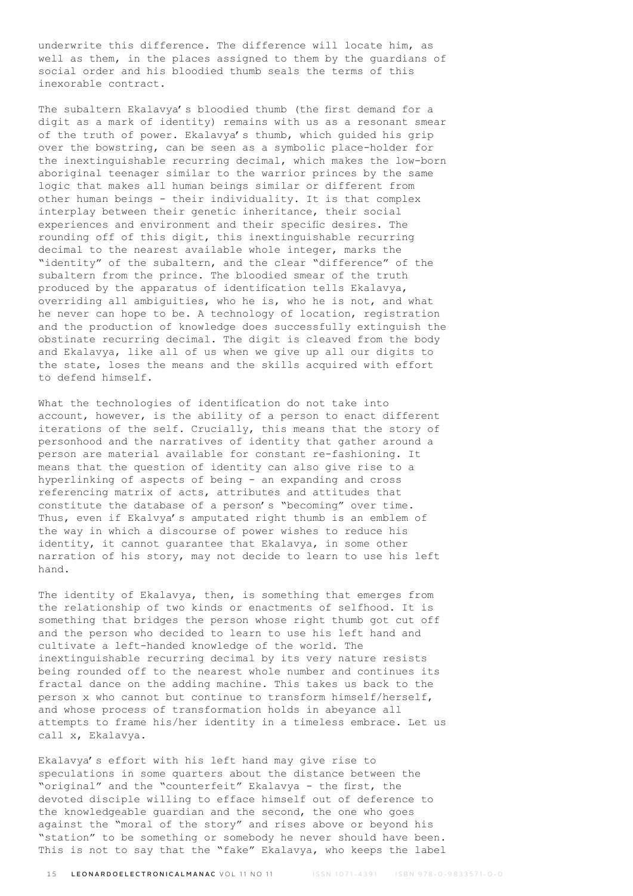underwrite this difference. The difference will locate him, as well as them, in the places assigned to them by the guardians of social order and his bloodied thumb seals the terms of this inexorable contract.

The subaltern Ekalavya's bloodied thumb (the first demand for a digit as a mark of identity) remains with us as a resonant smear of the truth of power. Ekalavya's thumb, which guided his grip over the bowstring, can be seen as a symbolic place-holder for the inextinguishable recurring decimal, which makes the low-born aboriginal teenager similar to the warrior princes by the same logic that makes all human beings similar or different from other human beings - their individuality. It is that complex interplay between their genetic inheritance, their social experiences and environment and their specific desires. The rounding off of this digit, this inextinguishable recurring decimal to the nearest available whole integer, marks the "identity" of the subaltern, and the clear "difference" of the subaltern from the prince. The bloodied smear of the truth produced by the apparatus of identification tells Ekalavya, overriding all ambiguities, who he is, who he is not, and what he never can hope to be. A technology of location, registration and the production of knowledge does successfully extinguish the obstinate recurring decimal. The digit is cleaved from the body and Ekalavya, like all of us when we give up all our digits to the state, loses the means and the skills acquired with effort to defend himself.

What the technologies of identification do not take into account, however, is the ability of a person to enact different iterations of the self. Crucially, this means that the story of personhood and the narratives of identity that gather around a person are material available for constant re-fashioning. It means that the question of identity can also give rise to a hyperlinking of aspects of being - an expanding and cross referencing matrix of acts, attributes and attitudes that constitute the database of a person's "becoming" over time. Thus, even if Ekalvya's amputated right thumb is an emblem of the way in which a discourse of power wishes to reduce his identity, it cannot guarantee that Ekalavya, in some other narration of his story, may not decide to learn to use his left hand.

The identity of Ekalavya, then, is something that emerges from the relationship of two kinds or enactments of selfhood. It is something that bridges the person whose right thumb got cut off and the person who decided to learn to use his left hand and cultivate a left-handed knowledge of the world. The inextinguishable recurring decimal by its very nature resists being rounded off to the nearest whole number and continues its fractal dance on the adding machine. This takes us back to the person x who cannot but continue to transform himself/herself, and whose process of transformation holds in abeyance all attempts to frame his/her identity in a timeless embrace. Let us call x, Ekalavya.

Ekalavya's effort with his left hand may give rise to speculations in some quarters about the distance between the "original" and the "counterfeit" Ekalavya - the first, the devoted disciple willing to efface himself out of deference to the knowledgeable guardian and the second, the one who goes against the "moral of the story" and rises above or beyond his "station" to be something or somebody he never should have been. This is not to say that the "fake" Ekalavya, who keeps the label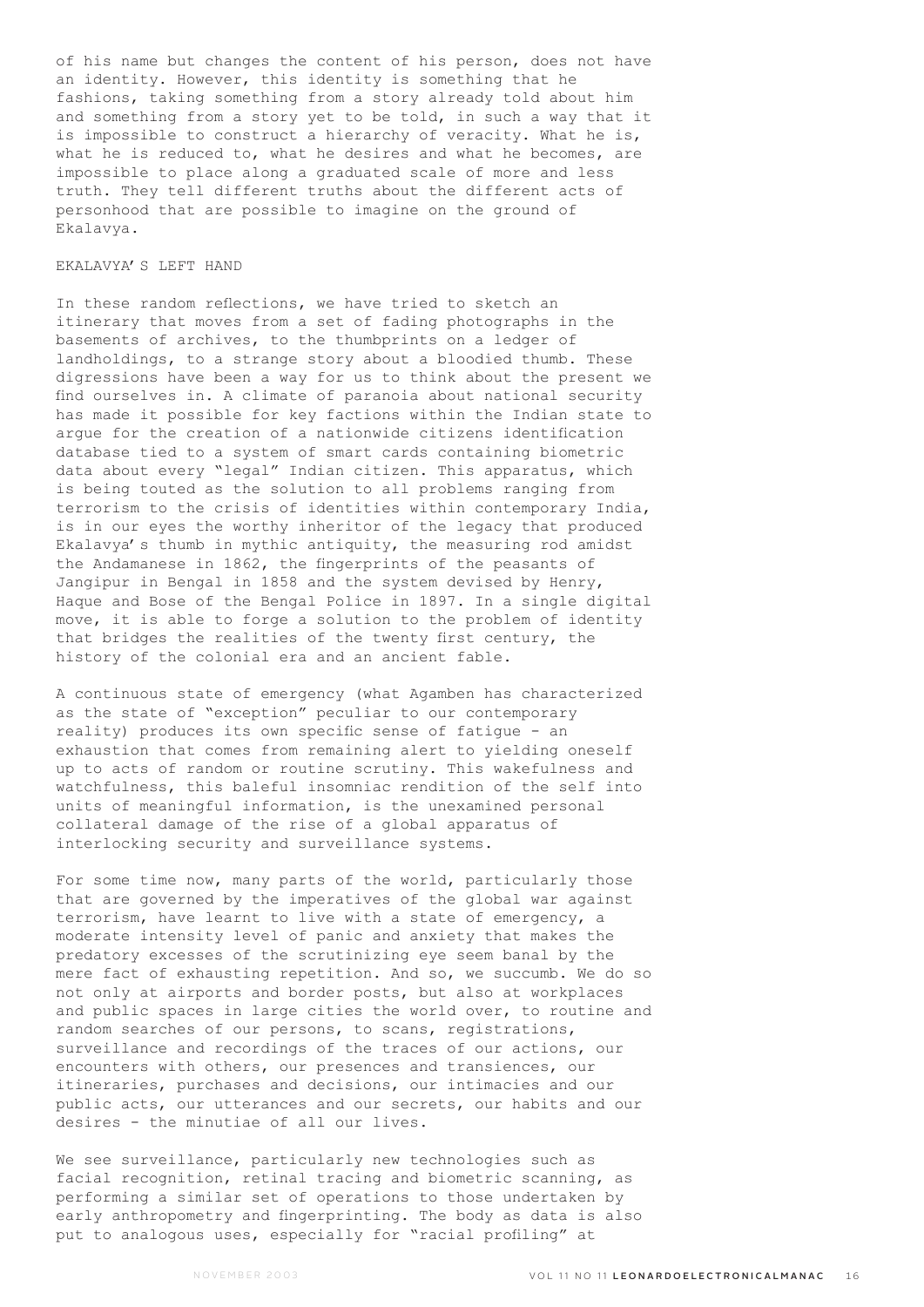of his name but changes the content of his person, does not have an identity. However, this identity is something that he fashions, taking something from a story already told about him and something from a story yet to be told, in such a way that it is impossible to construct a hierarchy of veracity. What he is, what he is reduced to, what he desires and what he becomes, are impossible to place along a graduated scale of more and less truth. They tell different truths about the different acts of personhood that are possible to imagine on the ground of Ekalavya.

## EKALAVYA'S LEFT HAND

In these random reflections, we have tried to sketch an itinerary that moves from a set of fading photographs in the basements of archives, to the thumbprints on a ledger of landholdings, to a strange story about a bloodied thumb. These digressions have been a way for us to think about the present we find ourselves in. A climate of paranoia about national security has made it possible for key factions within the Indian state to argue for the creation of a nationwide citizens identification database tied to a system of smart cards containing biometric data about every "legal" Indian citizen. This apparatus, which is being touted as the solution to all problems ranging from terrorism to the crisis of identities within contemporary India, is in our eyes the worthy inheritor of the legacy that produced Ekalavya's thumb in mythic antiquity, the measuring rod amidst the Andamanese in 1862, the fingerprints of the peasants of Jangipur in Bengal in 1858 and the system devised by Henry, Haque and Bose of the Bengal Police in 1897. In a single digital move, it is able to forge a solution to the problem of identity that bridges the realities of the twenty first century, the history of the colonial era and an ancient fable.

A continuous state of emergency (what Agamben has characterized as the state of "exception" peculiar to our contemporary reality) produces its own specific sense of fatigue - an exhaustion that comes from remaining alert to yielding oneself up to acts of random or routine scrutiny. This wakefulness and watchfulness, this baleful insomniac rendition of the self into units of meaningful information, is the unexamined personal collateral damage of the rise of a global apparatus of interlocking security and surveillance systems.

For some time now, many parts of the world, particularly those that are governed by the imperatives of the global war against terrorism, have learnt to live with a state of emergency, a moderate intensity level of panic and anxiety that makes the predatory excesses of the scrutinizing eye seem banal by the mere fact of exhausting repetition. And so, we succumb. We do so not only at airports and border posts, but also at workplaces and public spaces in large cities the world over, to routine and random searches of our persons, to scans, registrations, surveillance and recordings of the traces of our actions, our encounters with others, our presences and transiences, our itineraries, purchases and decisions, our intimacies and our public acts, our utterances and our secrets, our habits and our desires - the minutiae of all our lives.

We see surveillance, particularly new technologies such as facial recognition, retinal tracing and biometric scanning, as performing a similar set of operations to those undertaken by early anthropometry and fingerprinting. The body as data is also put to analogous uses, especially for "racial profiling" at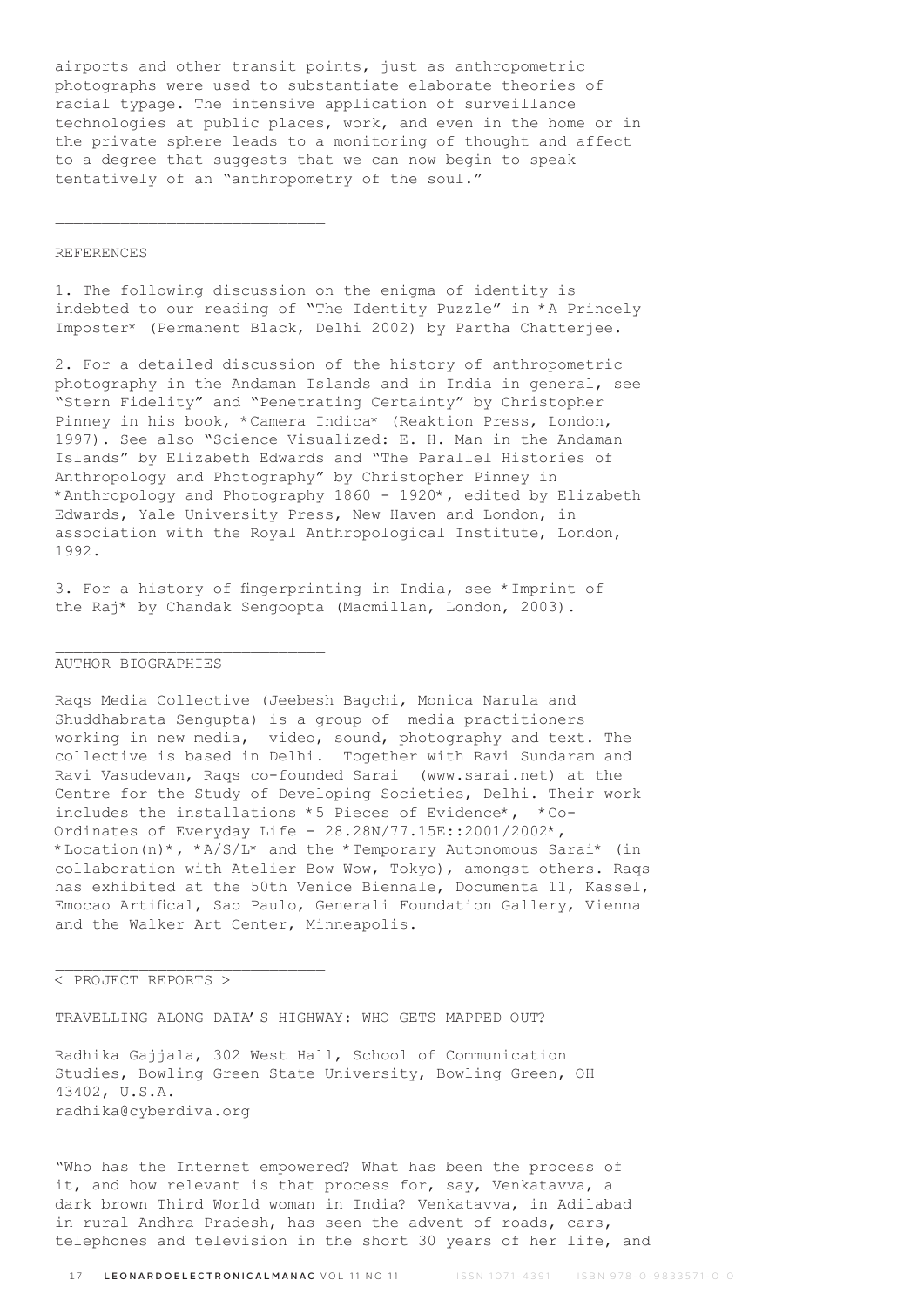airports and other transit points, just as anthropometric photographs were used to substantiate elaborate theories of racial typage. The intensive application of surveillance technologies at public places, work, and even in the home or in the private sphere leads to a monitoring of thought and affect to a degree that suggests that we can now begin to speak tentatively of an "anthropometry of the soul."

---

REFERENCES

1. The following discussion on the enigma of identity is indebted to our reading of "The Identity Puzzle" in *A Princely Imposter* (Permanent Black, Delhi 2002) by Partha Chatterjee.

2. For a detailed discussion of the history of anthropometric photography in the Andaman Islands and in India in general, see "Stern Fidelity" and "Penetrating Certainty" by Christopher Pinney in his book, *Camera Indica* (Reaktion Press, London, 1997). See also "Science Visualized: E. H. Man in the Andaman Islands" by Elizabeth Edwards and "The Parallel Histories of Anthropology and Photography" by Christopher Pinney in *Anthropology and Photography 1860 - 1920*, edited by Elizabeth Edwards, Yale University Press, New Haven and London, in association with the Royal Anthropological Institute, London, 1992.

3. For a history of fingerprinting in India, see *Imprint of the Raj* by Chandak Sengoopta (Macmillan, London, 2003).

---

AUTHOR BIOGRAPHIES

Raqs Media Collective (Jeebesh Bagchi, Monica Narula and Shuddhabrata Sengupta) is a group of media practitioners working in new media, video, sound, photography and text. The collective is based in Delhi. Together with Ravi Sundaram and Ravi Vasudevan, Raqs co-founded Sarai (www.sarai.net) at the Centre for the Study of Developing Societies, Delhi. Their work includes the installations *5 Pieces of Evidence*, *Co-Ordinates of Everyday Life - 28.28N/77.15E::2001/2002*, *Location(n)*, *A/S/L* and the *Temporary Autonomous Sarai* (in collaboration with Atelier Bow Wow, Tokyo), amongst others. Raqs has exhibited at the 50th Venice Biennale, Documenta 11, Kassel, Emocao Artifical, Sao Paulo, Generali Foundation Gallery, Vienna and the Walker Art Center, Minneapolis.

---

< PROJECT REPORTS >

TRAVELLING ALONG DATA'S HIGHWAY: WHO GETS MAPPED OUT?

Radhika Gajjala, 302 West Hall, School of Communication Studies, Bowling Green State University, Bowling Green, OH 43402, U.S.A.
radhika@cyberdiva.org

"Who has the Internet empowered? What has been the process of it, and how relevant is that process for, say, Venkatavva, a dark brown Third World woman in India? Venkatavva, in Adilabad in rural Andhra Pradesh, has seen the advent of roads, cars, telephones and television in the short 30 years of her life, and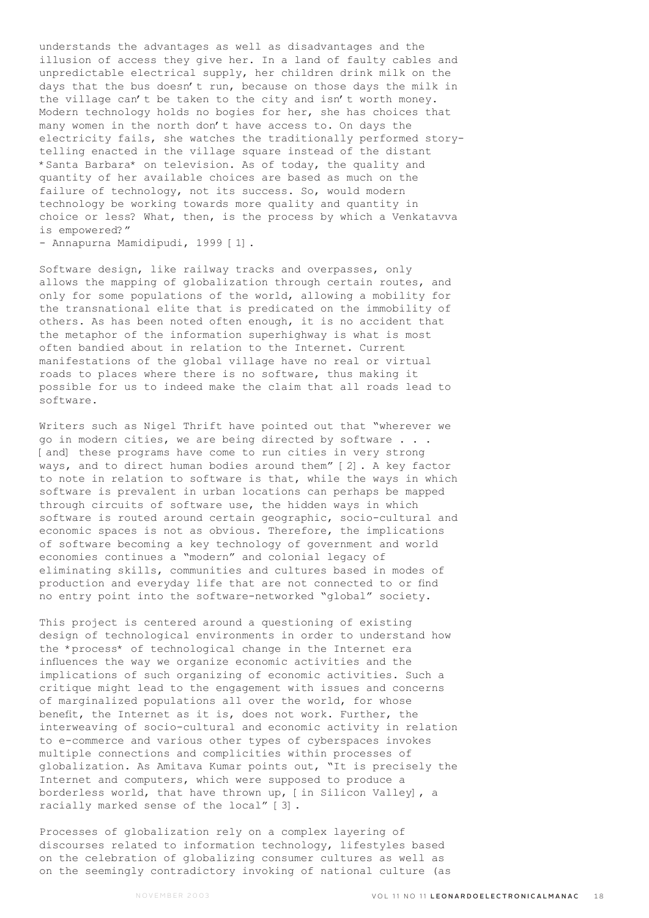understands the advantages as well as disadvantages and the illusion of access they give her. In a land of faulty cables and unpredictable electrical supply, her children drink milk on the days that the bus doesn't run, because on those days the milk in the village can't be taken to the city and isn't worth money. Modern technology holds no bogies for her, she has choices that many women in the north don't have access to. On days the electricity fails, she watches the traditionally performed story-telling enacted in the village square instead of the distant *Santa Barbara* on television. As of today, the quality and quantity of her available choices are based as much on the failure of technology, not its success. So, would modern technology be working towards more quality and quantity in choice or less? What, then, is the process by which a Venkatavva is empowered?"

- Annapurna Mamidipudi, 1999 [1].

Software design, like railway tracks and overpasses, only allows the mapping of globalization through certain routes, and only for some populations of the world, allowing a mobility for the transnational elite that is predicated on the immobility of others. As has been noted often enough, it is no accident that the metaphor of the information superhighway is what is most often bandied about in relation to the Internet. Current manifestations of the global village have no real or virtual roads to places where there is no software, thus making it possible for us to indeed make the claim that all roads lead to software.

Writers such as Nigel Thrift have pointed out that "wherever we go in modern cities, we are being directed by software . . . [and] these programs have come to run cities in very strong ways, and to direct human bodies around them" [2]. A key factor to note in relation to software is that, while the ways in which software is prevalent in urban locations can perhaps be mapped through circuits of software use, the hidden ways in which software is routed around certain geographic, socio-cultural and economic spaces is not as obvious. Therefore, the implications of software becoming a key technology of government and world economies continues a "modern" and colonial legacy of eliminating skills, communities and cultures based in modes of production and everyday life that are not connected to or find no entry point into the software-networked "global" society.

This project is centered around a questioning of existing design of technological environments in order to understand how the *process* of technological change in the Internet era influences the way we organize economic activities and the implications of such organizing of economic activities. Such a critique might lead to the engagement with issues and concerns of marginalized populations all over the world, for whose benefit, the Internet as it is, does not work. Further, the interweaving of socio-cultural and economic activity in relation to e-commerce and various other types of cyberspaces invokes multiple connections and complicities within processes of globalization. As Amitava Kumar points out, "It is precisely the Internet and computers, which were supposed to produce a borderless world, that have thrown up, [in Silicon Valley], a racially marked sense of the local" [3].

Processes of globalization rely on a complex layering of discourses related to information technology, lifestyles based on the celebration of globalizing consumer cultures as well as on the seemingly contradictory invoking of national culture (as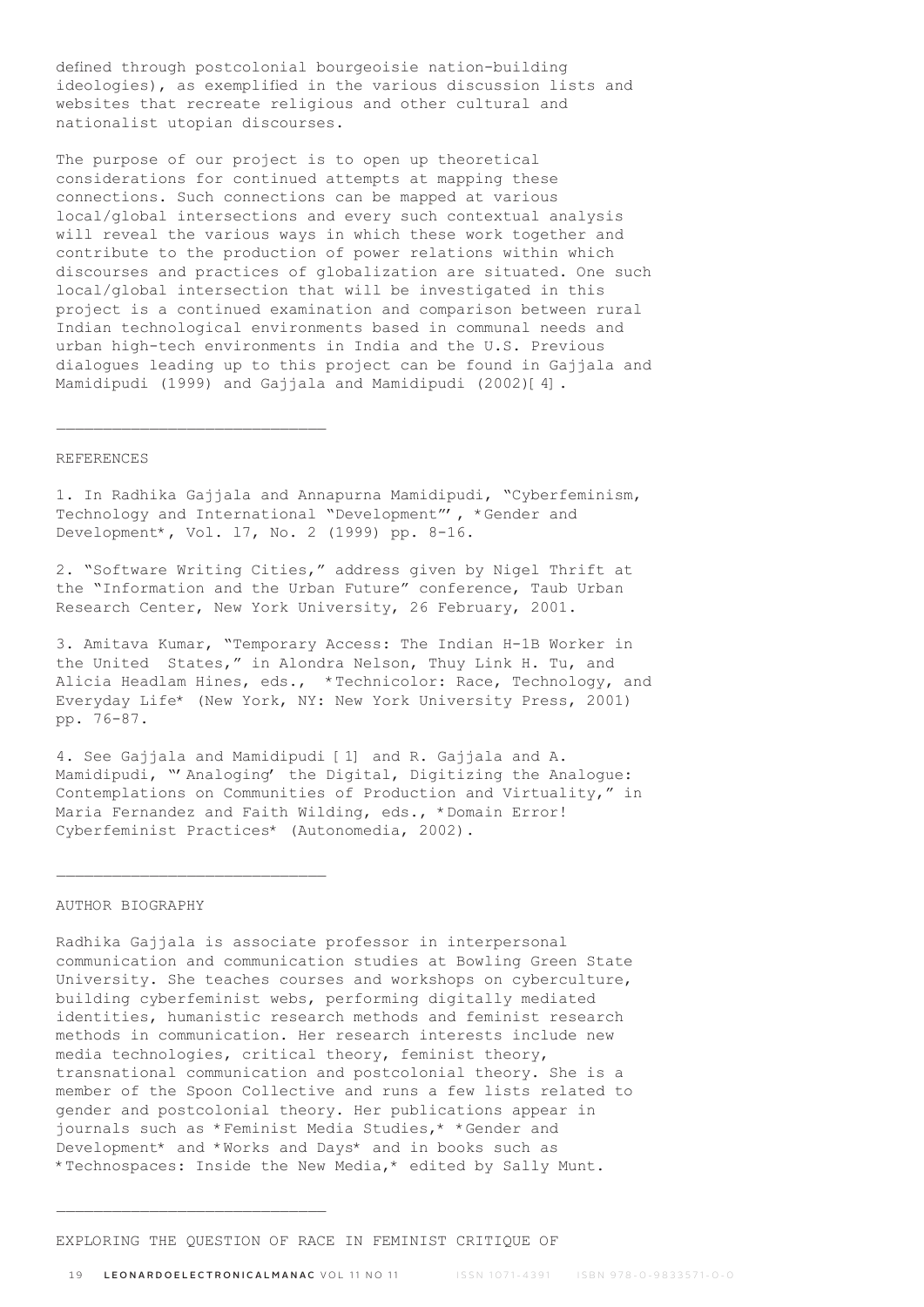defined through postcolonial bourgeoisie nation-building ideologies), as exemplified in the various discussion lists and websites that recreate religious and other cultural and nationalist utopian discourses.

The purpose of our project is to open up theoretical considerations for continued attempts at mapping these connections. Such connections can be mapped at various local/global intersections and every such contextual analysis will reveal the various ways in which these work together and contribute to the production of power relations within which discourses and practices of globalization are situated. One such local/global intersection that will be investigated in this project is a continued examination and comparison between rural Indian technological environments based in communal needs and urban high-tech environments in India and the U.S. Previous dialogues leading up to this project can be found in Gajjala and Mamidipudi (1999) and Gajjala and Mamidipudi (2002)[4].

---

REFERENCES

1. In Radhika Gajjala and Annapurna Mamidipudi, "Cyberfeminism, Technology and International "Development"", *Gender and Development*, Vol. 17, No. 2 (1999) pp. 8-16.

2. "Software Writing Cities," address given by Nigel Thrift at the "Information and the Urban Future" conference, Taub Urban Research Center, New York University, 26 February, 2001.

3. Amitava Kumar, "Temporary Access: The Indian H-1B Worker in the United States," in Alondra Nelson, Thuy Link H. Tu, and Alicia Headlam Hines, eds., *Technicolor: Race, Technology, and Everyday Life* (New York, NY: New York University Press, 2001) pp. 76-87.

4. See Gajjala and Mamidipudi [1] and R. Gajjala and A. Mamidipudi, "'Analoging' the Digital, Digitizing the Analogue: Contemplations on Communities of Production and Virtuality," in Maria Fernandez and Faith Wilding, eds., *Domain Error! Cyberfeminist Practices* (Autonomedia, 2002).

---

AUTHOR BIOGRAPHY

Radhika Gajjala is associate professor in interpersonal communication and communication studies at Bowling Green State University. She teaches courses and workshops on cyberculture, building cyberfeminist webs, performing digitally mediated identities, humanistic research methods and feminist research methods in communication. Her research interests include new media technologies, critical theory, feminist theory, transnational communication and postcolonial theory. She is a member of the Spoon Collective and runs a few lists related to gender and postcolonial theory. Her publications appear in journals such as *Feminist Media Studies,* *Gender and Development* and *Works and Days* and in books such as *Technospaces: Inside the New Media,* edited by Sally Munt.

---

EXPLORING THE QUESTION OF RACE IN FEMINIST CRITIQUE OF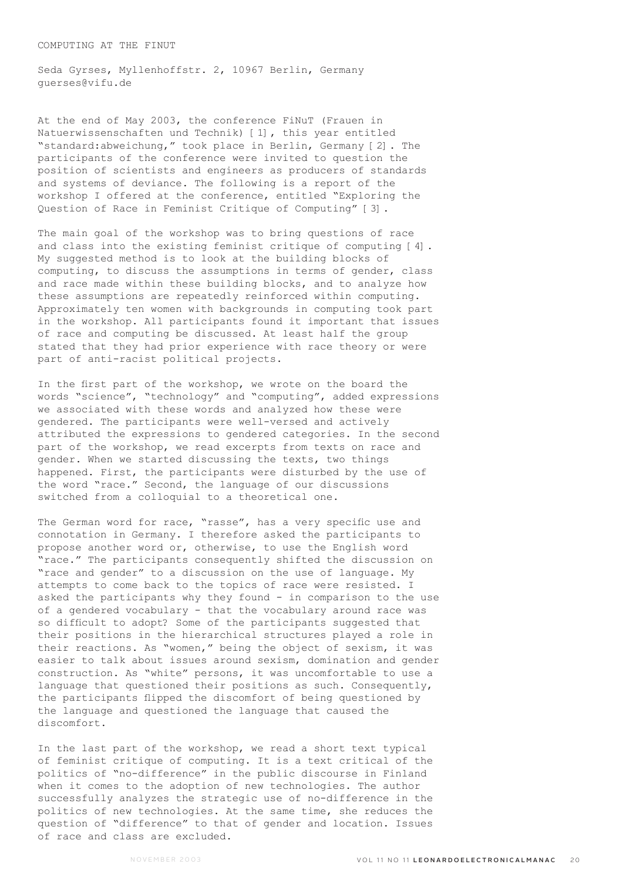# COMPUTING AT THE FINUT

Seda Gyrses, Myllenhoffstr. 2, 10967 Berlin, Germany
guerses@vifu.de

At the end of May 2003, the conference FiNuT (Frauen in Natuerwissenschaften und Technik) [1], this year entitled "standard:abweichung," took place in Berlin, Germany [2]. The participants of the conference were invited to question the position of scientists and engineers as producers of standards and systems of deviance. The following is a report of the workshop I offered at the conference, entitled "Exploring the Question of Race in Feminist Critique of Computing" [3].

The main goal of the workshop was to bring questions of race and class into the existing feminist critique of computing [4]. My suggested method is to look at the building blocks of computing, to discuss the assumptions in terms of gender, class and race made within these building blocks, and to analyze how these assumptions are repeatedly reinforced within computing. Approximately ten women with backgrounds in computing took part in the workshop. All participants found it important that issues of race and computing be discussed. At least half the group stated that they had prior experience with race theory or were part of anti-racist political projects.

In the first part of the workshop, we wrote on the board the words "science", "technology" and "computing", added expressions we associated with these words and analyzed how these were gendered. The participants were well-versed and actively attributed the expressions to gendered categories. In the second part of the workshop, we read excerpts from texts on race and gender. When we started discussing the texts, two things happened. First, the participants were disturbed by the use of the word "race." Second, the language of our discussions switched from a colloquial to a theoretical one.

The German word for race, "rasse", has a very specific use and connotation in Germany. I therefore asked the participants to propose another word or, otherwise, to use the English word "race." The participants consequently shifted the discussion on "race and gender" to a discussion on the use of language. My attempts to come back to the topics of race were resisted. I asked the participants why they found - in comparison to the use of a gendered vocabulary - that the vocabulary around race was so difficult to adopt? Some of the participants suggested that their positions in the hierarchical structures played a role in their reactions. As "women," being the object of sexism, it was easier to talk about issues around sexism, domination and gender construction. As "white" persons, it was uncomfortable to use a language that questioned their positions as such. Consequently, the participants flipped the discomfort of being questioned by the language and questioned the language that caused the discomfort.

In the last part of the workshop, we read a short text typical of feminist critique of computing. It is a text critical of the politics of "no-difference" in the public discourse in Finland when it comes to the adoption of new technologies. The author successfully analyzes the strategic use of no-difference in the politics of new technologies. At the same time, she reduces the question of "difference" to that of gender and location. Issues of race and class are excluded.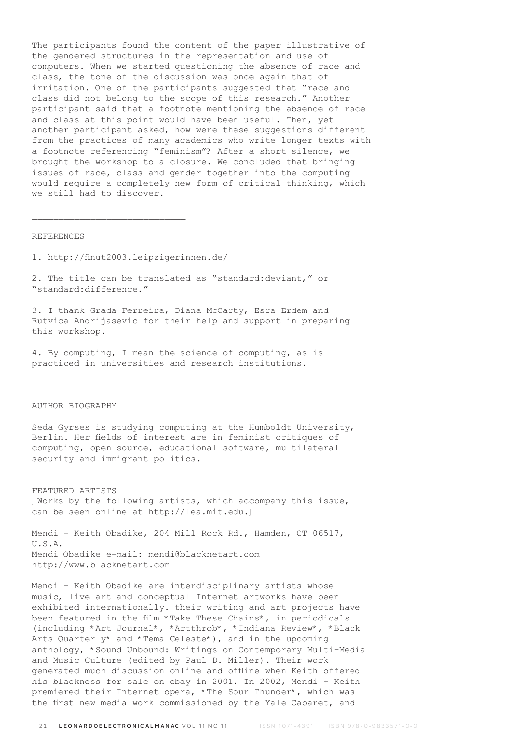The participants found the content of the paper illustrative of the gendered structures in the representation and use of computers. When we started questioning the absence of race and class, the tone of the discussion was once again that of irritation. One of the participants suggested that "race and class did not belong to the scope of this research." Another participant said that a footnote mentioning the absence of race and class at this point would have been useful. Then, yet another participant asked, how were these suggestions different from the practices of many academics who write longer texts with a footnote referencing "feminism"? After a short silence, we brought the workshop to a closure. We concluded that bringing issues of race, class and gender together into the computing would require a completely new form of critical thinking, which we still had to discover.

---

REFERENCES

1. http://finut2003.leipzigerinnen.de/

2. The title can be translated as "standard:deviant," or "standard:difference."

3. I thank Grada Ferreira, Diana McCarty, Esra Erdem and Rutvica Andrijasevic for their help and support in preparing this workshop.

4. By computing, I mean the science of computing, as is practiced in universities and research institutions.

---

AUTHOR BIOGRAPHY

Seda Gyrses is studying computing at the Humboldt University, Berlin. Her fields of interest are in feminist critiques of computing, open source, educational software, multilateral security and immigrant politics.

---

FEATURED ARTISTS
[ Works by the following artists, which accompany this issue, can be seen online at http://lea.mit.edu.]

Mendi + Keith Obadike, 204 Mill Rock Rd., Hamden, CT 06517, U.S.A.
Mendi Obadike e-mail: mendi@blacknetart.com
http://www.blacknetart.com

Mendi + Keith Obadike are interdisciplinary artists whose music, live art and conceptual Internet artworks have been exhibited internationally. their writing and art projects have been featured in the film *Take These Chains*, in periodicals (including *Art Journal*, *Artthrob*, *Indiana Review*, *Black Arts Quarterly* and *Tema Celeste*), and in the upcoming anthology, *Sound Unbound: Writings on Contemporary Multi-Media and Music Culture (edited by Paul D. Miller). Their work generated much discussion online and offline when Keith offered his blackness for sale on ebay in 2001. In 2002, Mendi + Keith premiered their Internet opera, *The Sour Thunder*, which was the first new media work commissioned by the Yale Cabaret, and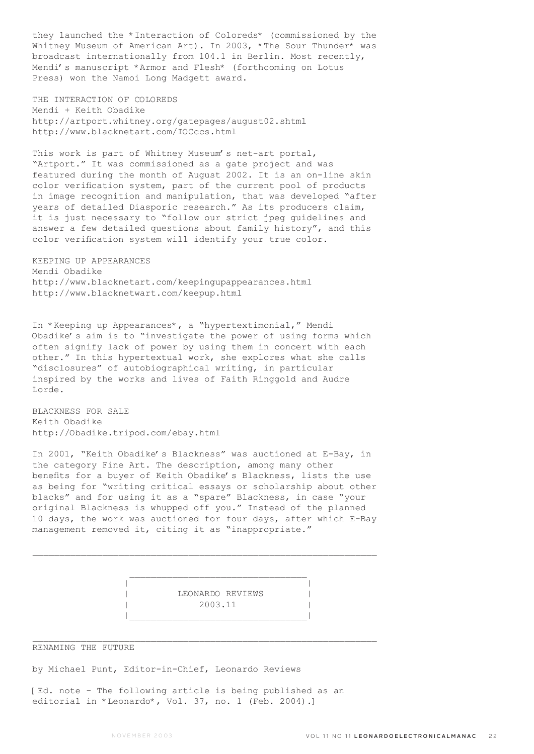they launched the *Interaction of Coloreds* (commissioned by the Whitney Museum of American Art). In 2003, *The Sour Thunder* was broadcast internationally from 104.1 in Berlin. Most recently, Mendi's manuscript *Armor and Flesh* (forthcoming on Lotus Press) won the Namoi Long Madgett award.

THE INTERACTION OF COLOREDS
Mendi + Keith Obadike
http://artport.whitney.org/gatepages/august02.shtml
http://www.blacknetart.com/IOCccs.html

This work is part of Whitney Museum's net-art portal, "Artport." It was commissioned as a gate project and was featured during the month of August 2002. It is an on-line skin color verification system, part of the current pool of products in image recognition and manipulation, that was developed "after years of detailed Diasporic research." As its producers claim, it is just necessary to "follow our strict jpeg guidelines and answer a few detailed questions about family history", and this color verification system will identify your true color.

KEEPING UP APPEARANCES
Mendi Obadike
http://www.blacknetart.com/keepingupappearances.html
http://www.blacknetwart.com/keepup.html

In *Keeping up Appearances*, a "hypertextimonial," Mendi Obadike's aim is to "investigate the power of using forms which often signify lack of power by using them in concert with each other." In this hypertextual work, she explores what she calls "disclosures" of autobiographical writing, in particular inspired by the works and lives of Faith Ringgold and Audre Lorde.

BLACKNESS FOR SALE
Keith Obadike
http://Obadike.tripod.com/ebay.html

In 2001, "Keith Obadike's Blackness" was auctioned at E-Bay, in the category Fine Art. The description, among many other benefits for a buyer of Keith Obadike's Blackness, lists the use as being for "writing critical essays or scholarship about other blacks" and for using it as a "spare" Blackness, in case "your original Blackness is whupped off you." Instead of the planned 10 days, the work was auctioned for four days, after which E-Bay management removed it, citing it as "inappropriate."

---

## LEONARDO REVIEWS 2003.11

---

### RENAMING THE FUTURE

by Michael Punt, Editor-in-Chief, Leonardo Reviews

[Ed. note - The following article is being published as an editorial in *Leonardo*, Vol. 37, no. 1 (Feb. 2004).]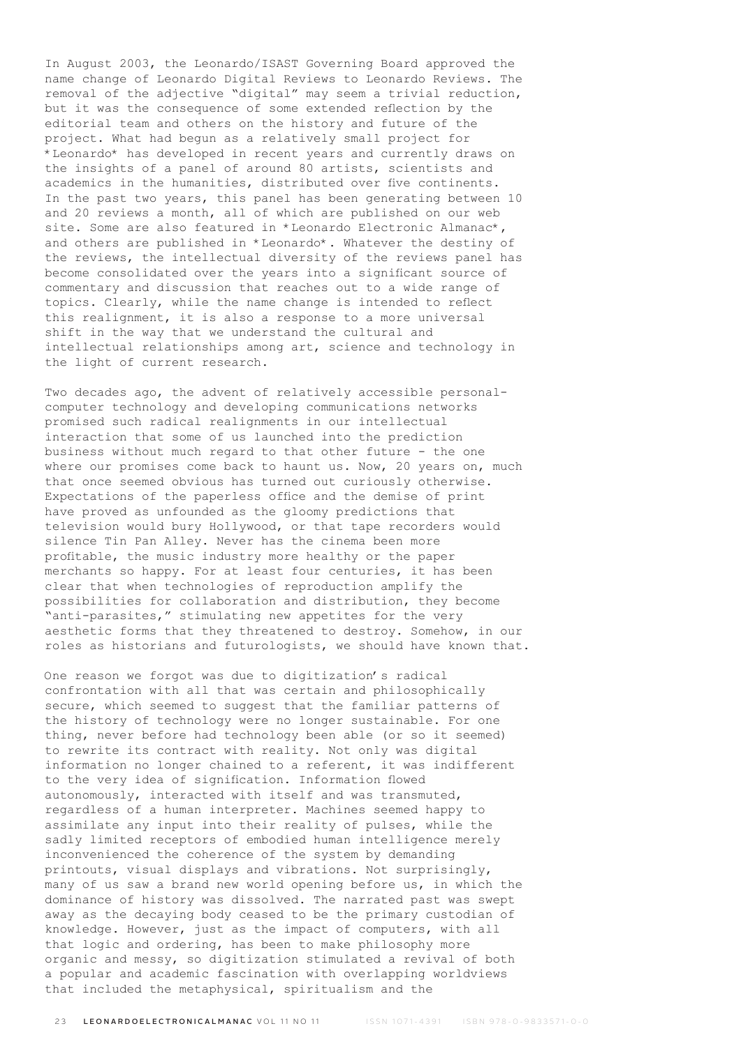In August 2003, the Leonardo/ISAST Governing Board approved the name change of Leonardo Digital Reviews to Leonardo Reviews. The removal of the adjective "digital" may seem a trivial reduction, but it was the consequence of some extended reflection by the editorial team and others on the history and future of the project. What had begun as a relatively small project for *Leonardo* has developed in recent years and currently draws on the insights of a panel of around 80 artists, scientists and academics in the humanities, distributed over five continents. In the past two years, this panel has been generating between 10 and 20 reviews a month, all of which are published on our web site. Some are also featured in *Leonardo Electronic Almanac*, and others are published in *Leonardo*. Whatever the destiny of the reviews, the intellectual diversity of the reviews panel has become consolidated over the years into a significant source of commentary and discussion that reaches out to a wide range of topics. Clearly, while the name change is intended to reflect this realignment, it is also a response to a more universal shift in the way that we understand the cultural and intellectual relationships among art, science and technology in the light of current research.

Two decades ago, the advent of relatively accessible personal-computer technology and developing communications networks promised such radical realignments in our intellectual interaction that some of us launched into the prediction business without much regard to that other future - the one where our promises come back to haunt us. Now, 20 years on, much that once seemed obvious has turned out curiously otherwise. Expectations of the paperless office and the demise of print have proved as unfounded as the gloomy predictions that television would bury Hollywood, or that tape recorders would silence Tin Pan Alley. Never has the cinema been more profitable, the music industry more healthy or the paper merchants so happy. For at least four centuries, it has been clear that when technologies of reproduction amplify the possibilities for collaboration and distribution, they become "anti-parasites," stimulating new appetites for the very aesthetic forms that they threatened to destroy. Somehow, in our roles as historians and futurologists, we should have known that.

One reason we forgot was due to digitization's radical confrontation with all that was certain and philosophically secure, which seemed to suggest that the familiar patterns of the history of technology were no longer sustainable. For one thing, never before had technology been able (or so it seemed) to rewrite its contract with reality. Not only was digital information no longer chained to a referent, it was indifferent to the very idea of signification. Information flowed autonomously, interacted with itself and was transmuted, regardless of a human interpreter. Machines seemed happy to assimilate any input into their reality of pulses, while the sadly limited receptors of embodied human intelligence merely inconvenienced the coherence of the system by demanding printouts, visual displays and vibrations. Not surprisingly, many of us saw a brand new world opening before us, in which the dominance of history was dissolved. The narrated past was swept away as the decaying body ceased to be the primary custodian of knowledge. However, just as the impact of computers, with all that logic and ordering, has been to make philosophy more organic and messy, so digitization stimulated a revival of both a popular and academic fascination with overlapping worldviews that included the metaphysical, spiritualism and the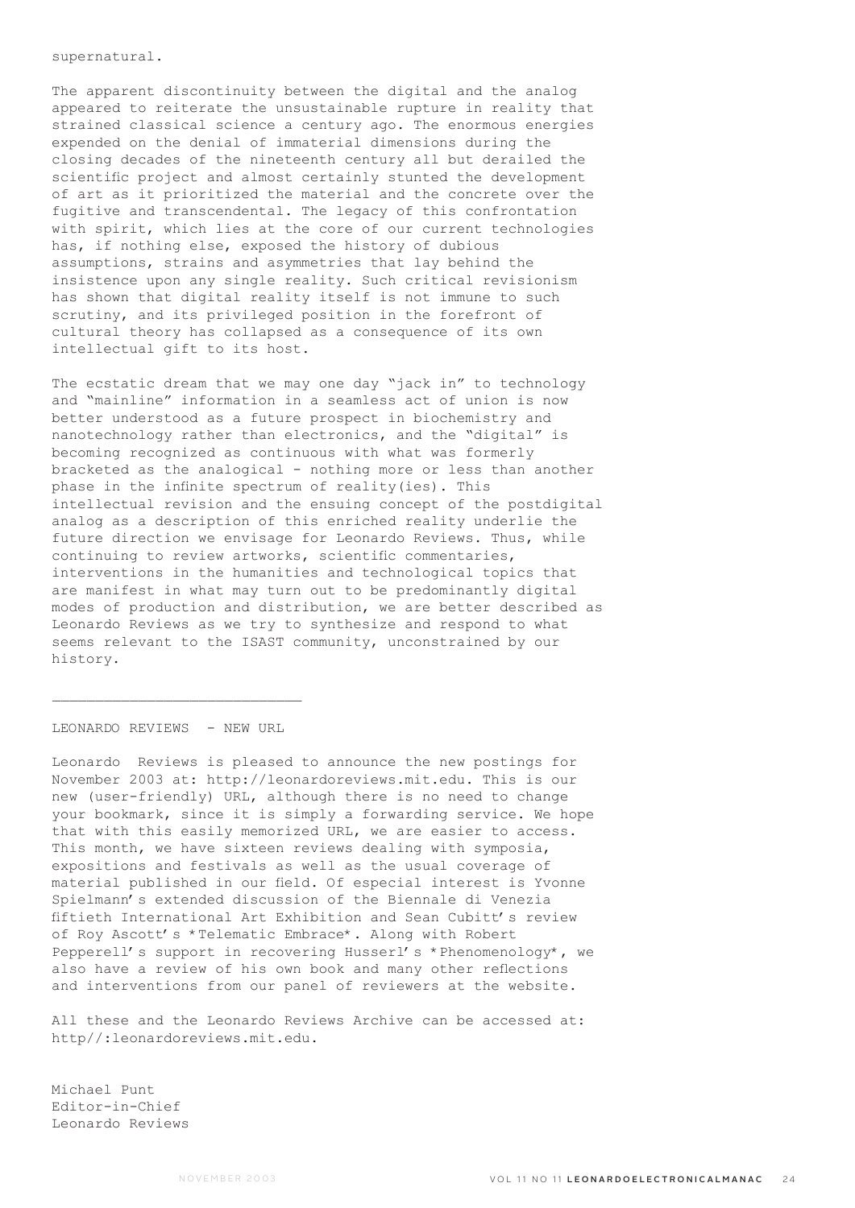supernatural.

The apparent discontinuity between the digital and the analog appeared to reiterate the unsustainable rupture in reality that strained classical science a century ago. The enormous energies expended on the denial of immaterial dimensions during the closing decades of the nineteenth century all but derailed the scientific project and almost certainly stunted the development of art as it prioritized the material and the concrete over the fugitive and transcendental. The legacy of this confrontation with spirit, which lies at the core of our current technologies has, if nothing else, exposed the history of dubious assumptions, strains and asymmetries that lay behind the insistence upon any single reality. Such critical revisionism has shown that digital reality itself is not immune to such scrutiny, and its privileged position in the forefront of cultural theory has collapsed as a consequence of its own intellectual gift to its host.

The ecstatic dream that we may one day "jack in" to technology and "mainline" information in a seamless act of union is now better understood as a future prospect in biochemistry and nanotechnology rather than electronics, and the "digital" is becoming recognized as continuous with what was formerly bracketed as the analogical - nothing more or less than another phase in the infinite spectrum of reality(ies). This intellectual revision and the ensuing concept of the postdigital analog as a description of this enriched reality underlie the future direction we envisage for Leonardo Reviews. Thus, while continuing to review artworks, scientific commentaries, interventions in the humanities and technological topics that are manifest in what may turn out to be predominantly digital modes of production and distribution, we are better described as Leonardo Reviews as we try to synthesize and respond to what seems relevant to the ISAST community, unconstrained by our history.

---

LEONARDO REVIEWS - NEW URL

Leonardo Reviews is pleased to announce the new postings for November 2003 at: http://leonardoreviews.mit.edu. This is our new (user-friendly) URL, although there is no need to change your bookmark, since it is simply a forwarding service. We hope that with this easily memorized URL, we are easier to access. This month, we have sixteen reviews dealing with symposia, expositions and festivals as well as the usual coverage of material published in our field. Of especial interest is Yvonne Spielmann's extended discussion of the Biennale di Venezia fiftieth International Art Exhibition and Sean Cubitt's review of Roy Ascott's *Telematic Embrace*. Along with Robert Pepperell's support in recovering Husserl's *Phenomenology*, we also have a review of his own book and many other reflections and interventions from our panel of reviewers at the website.

All these and the Leonardo Reviews Archive can be accessed at: http//:leonardoreviews.mit.edu.

Michael Punt
Editor-in-Chief
Leonardo Reviews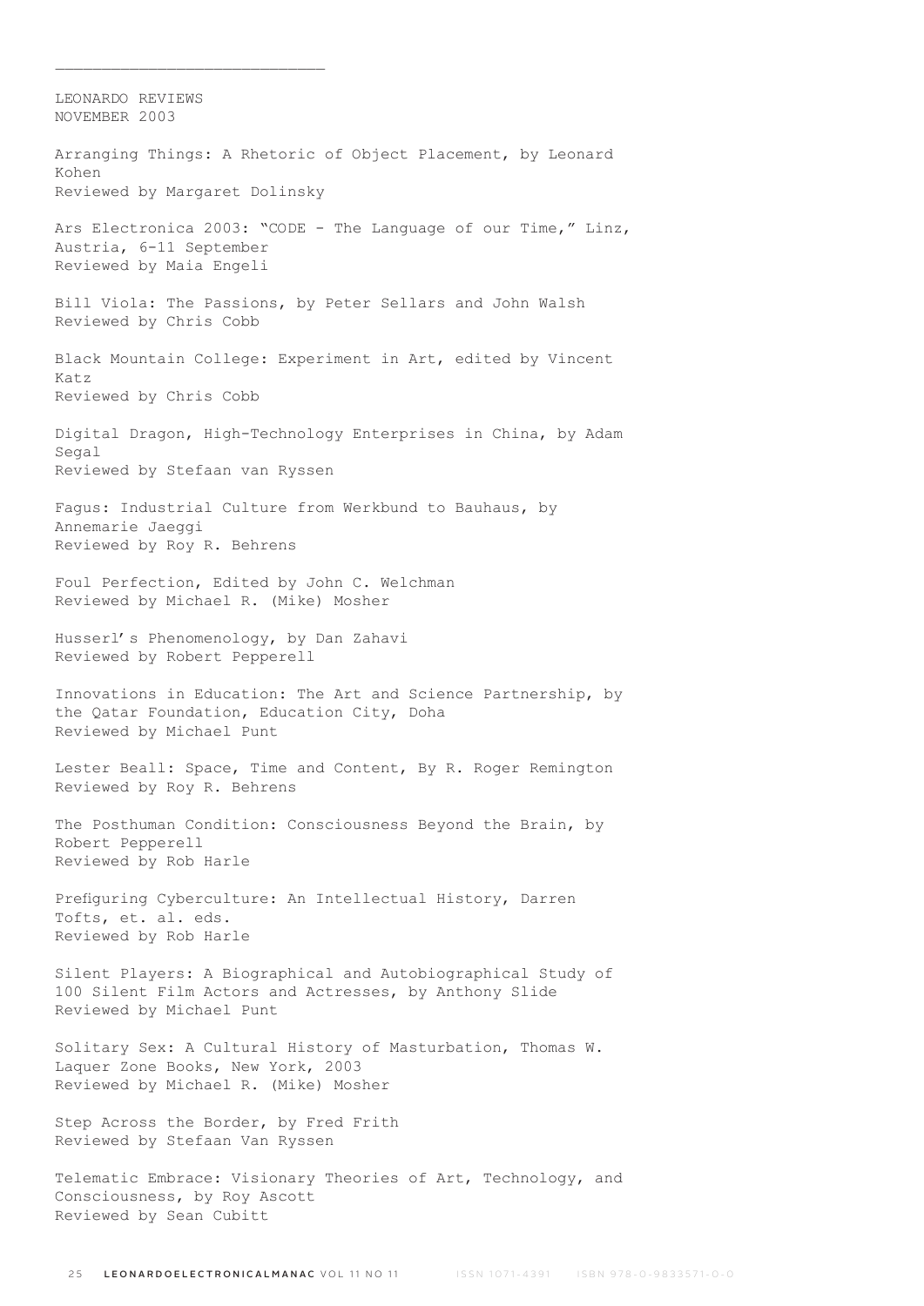## LEONARDO REVIEWS
## NOVEMBER 2003

Arranging Things: A Rhetoric of Object Placement, by Leonard Kohen
Reviewed by Margaret Dolinsky

Ars Electronica 2003: "CODE - The Language of our Time," Linz, Austria, 6-11 September
Reviewed by Maia Engeli

Bill Viola: The Passions, by Peter Sellars and John Walsh
Reviewed by Chris Cobb

Black Mountain College: Experiment in Art, edited by Vincent Katz
Reviewed by Chris Cobb

Digital Dragon, High-Technology Enterprises in China, by Adam Segal
Reviewed by Stefaan van Ryssen

Fagus: Industrial Culture from Werkbund to Bauhaus, by Annemarie Jaeggi
Reviewed by Roy R. Behrens

Foul Perfection, Edited by John C. Welchman
Reviewed by Michael R. (Mike) Mosher

Husserl's Phenomenology, by Dan Zahavi
Reviewed by Robert Pepperell

Innovations in Education: The Art and Science Partnership, by the Qatar Foundation, Education City, Doha
Reviewed by Michael Punt

Lester Beall: Space, Time and Content, By R. Roger Remington
Reviewed by Roy R. Behrens

The Posthuman Condition: Consciousness Beyond the Brain, by Robert Pepperell
Reviewed by Rob Harle

Prefiguring Cyberculture: An Intellectual History, Darren Tofts, et. al. eds.
Reviewed by Rob Harle

Silent Players: A Biographical and Autobiographical Study of 100 Silent Film Actors and Actresses, by Anthony Slide
Reviewed by Michael Punt

Solitary Sex: A Cultural History of Masturbation, Thomas W. Laquer Zone Books, New York, 2003
Reviewed by Michael R. (Mike) Mosher

Step Across the Border, by Fred Frith
Reviewed by Stefaan Van Ryssen

Telematic Embrace: Visionary Theories of Art, Technology, and Consciousness, by Roy Ascott
Reviewed by Sean Cubitt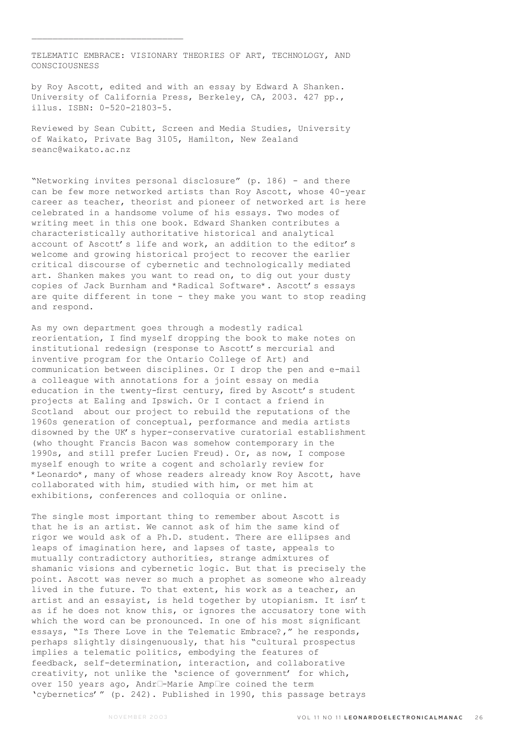TELEMATIC EMBRACE: VISIONARY THEORIES OF ART, TECHNOLOGY, AND CONSCIOUSNESS

by Roy Ascott, edited and with an essay by Edward A Shanken. University of California Press, Berkeley, CA, 2003. 427 pp., illus. ISBN: 0-520-21803-5.

Reviewed by Sean Cubitt, Screen and Media Studies, University of Waikato, Private Bag 3105, Hamilton, New Zealand seanc@waikato.ac.nz

"Networking invites personal disclosure" (p. 186) - and there can be few more networked artists than Roy Ascott, whose 40-year career as teacher, theorist and pioneer of networked art is here celebrated in a handsome volume of his essays. Two modes of writing meet in this one book. Edward Shanken contributes a characteristically authoritative historical and analytical account of Ascott's life and work, an addition to the editor's welcome and growing historical project to recover the earlier critical discourse of cybernetic and technologically mediated art. Shanken makes you want to read on, to dig out your dusty copies of Jack Burnham and *Radical Software*. Ascott's essays are quite different in tone - they make you want to stop reading and respond.

As my own department goes through a modestly radical reorientation, I find myself dropping the book to make notes on institutional redesign (response to Ascott's mercurial and inventive program for the Ontario College of Art) and communication between disciplines. Or I drop the pen and e-mail a colleague with annotations for a joint essay on media education in the twenty-first century, fired by Ascott's student projects at Ealing and Ipswich. Or I contact a friend in Scotland about our project to rebuild the reputations of the 1960s generation of conceptual, performance and media artists disowned by the UK's hyper-conservative curatorial establishment (who thought Francis Bacon was somehow contemporary in the 1990s, and still prefer Lucien Freud). Or, as now, I compose myself enough to write a cogent and scholarly review for *Leonardo*, many of whose readers already know Roy Ascott, have collaborated with him, studied with him, or met him at exhibitions, conferences and colloquia or online.

The single most important thing to remember about Ascott is that he is an artist. We cannot ask of him the same kind of rigor we would ask of a Ph.D. student. There are ellipses and leaps of imagination here, and lapses of taste, appeals to mutually contradictory authorities, strange admixtures of shamanic visions and cybernetic logic. But that is precisely the point. Ascott was never so much a prophet as someone who already lived in the future. To that extent, his work as a teacher, an artist and an essayist, is held together by utopianism. It isn't as if he does not know this, or ignores the accusatory tone with which the word can be pronounced. In one of his most significant essays, "Is There Love in the Telematic Embrace?," he responds, perhaps slightly disingenuously, that his "cultural prospectus implies a telematic politics, embodying the features of feedback, self-determination, interaction, and collaborative creativity, not unlike the 'science of government' for which, over 150 years ago, André-Marie Ampère coined the term 'cybernetics'" (p. 242). Published in 1990, this passage betrays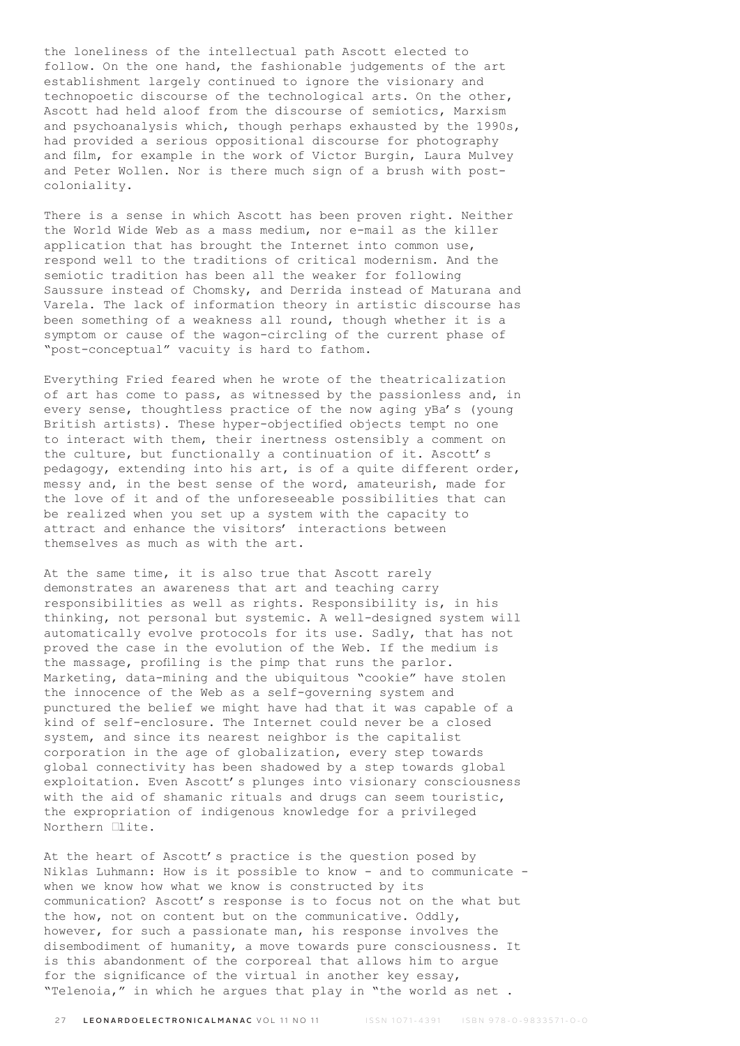the loneliness of the intellectual path Ascott elected to follow. On the one hand, the fashionable judgements of the art establishment largely continued to ignore the visionary and technopoetic discourse of the technological arts. On the other, Ascott had held aloof from the discourse of semiotics, Marxism and psychoanalysis which, though perhaps exhausted by the 1990s, had provided a serious oppositional discourse for photography and film, for example in the work of Victor Burgin, Laura Mulvey and Peter Wollen. Nor is there much sign of a brush with post-coloniality.

There is a sense in which Ascott has been proven right. Neither the World Wide Web as a mass medium, nor e-mail as the killer application that has brought the Internet into common use, respond well to the traditions of critical modernism. And the semiotic tradition has been all the weaker for following Saussure instead of Chomsky, and Derrida instead of Maturana and Varela. The lack of information theory in artistic discourse has been something of a weakness all round, though whether it is a symptom or cause of the wagon-circling of the current phase of "post-conceptual" vacuity is hard to fathom.

Everything Fried feared when he wrote of the theatricalization of art has come to pass, as witnessed by the passionless and, in every sense, thoughtless practice of the now aging yBa's (young British artists). These hyper-objectified objects tempt no one to interact with them, their inertness ostensibly a comment on the culture, but functionally a continuation of it. Ascott's pedagogy, extending into his art, is of a quite different order, messy and, in the best sense of the word, amateurish, made for the love of it and of the unforeseeable possibilities that can be realized when you set up a system with the capacity to attract and enhance the visitors' interactions between themselves as much as with the art.

At the same time, it is also true that Ascott rarely demonstrates an awareness that art and teaching carry responsibilities as well as rights. Responsibility is, in his thinking, not personal but systemic. A well-designed system will automatically evolve protocols for its use. Sadly, that has not proved the case in the evolution of the Web. If the medium is the massage, profiling is the pimp that runs the parlor. Marketing, data-mining and the ubiquitous "cookie" have stolen the innocence of the Web as a self-governing system and punctured the belief we might have had that it was capable of a kind of self-enclosure. The Internet could never be a closed system, and since its nearest neighbor is the capitalist corporation in the age of globalization, every step towards global connectivity has been shadowed by a step towards global exploitation. Even Ascott's plunges into visionary consciousness with the aid of shamanic rituals and drugs can seem touristic, the expropriation of indigenous knowledge for a privileged Northern élite.

At the heart of Ascott's practice is the question posed by Niklas Luhmann: How is it possible to know - and to communicate - when we know how what we know is constructed by its communication? Ascott's response is to focus not on the what but the how, not on content but on the communicative. Oddly, however, for such a passionate man, his response involves the disembodiment of humanity, a move towards pure consciousness. It is this abandonment of the corporeal that allows him to argue for the significance of the virtual in another key essay, "Telenoia," in which he argues that play in "the world as net .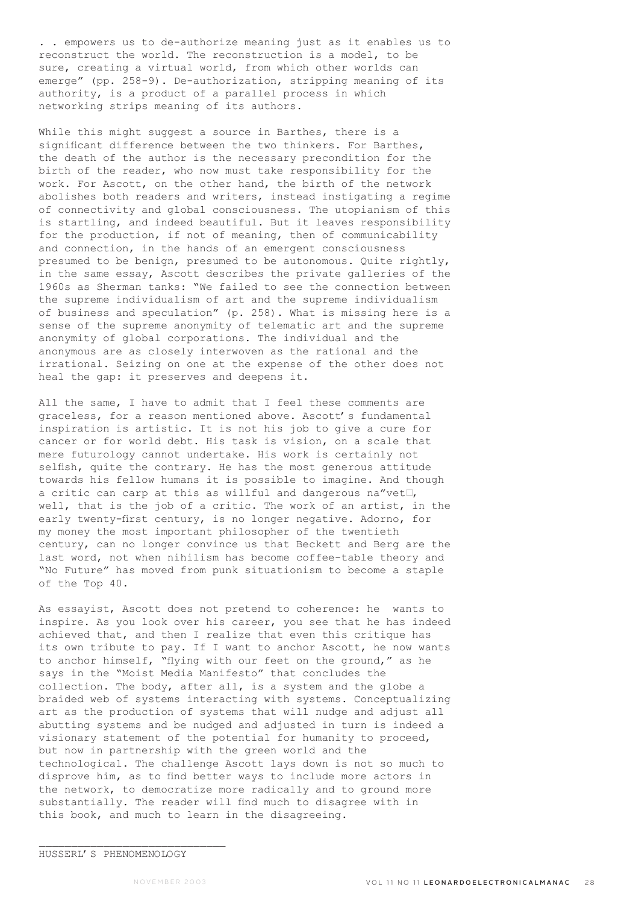. . empowers us to de-authorize meaning just as it enables us to reconstruct the world. The reconstruction is a model, to be sure, creating a virtual world, from which other worlds can emerge" (pp. 258-9). De-authorization, stripping meaning of its authority, is a product of a parallel process in which networking strips meaning of its authors.

While this might suggest a source in Barthes, there is a significant difference between the two thinkers. For Barthes, the death of the author is the necessary precondition for the birth of the reader, who now must take responsibility for the work. For Ascott, on the other hand, the birth of the network abolishes both readers and writers, instead instigating a regime of connectivity and global consciousness. The utopianism of this is startling, and indeed beautiful. But it leaves responsibility for the production, if not of meaning, then of communicability and connection, in the hands of an emergent consciousness presumed to be benign, presumed to be autonomous. Quite rightly, in the same essay, Ascott describes the private galleries of the 1960s as Sherman tanks: "We failed to see the connection between the supreme individualism of art and the supreme individualism of business and speculation" (p. 258). What is missing here is a sense of the supreme anonymity of telematic art and the supreme anonymity of global corporations. The individual and the anonymous are as closely interwoven as the rational and the irrational. Seizing on one at the expense of the other does not heal the gap: it preserves and deepens it.

All the same, I have to admit that I feel these comments are graceless, for a reason mentioned above. Ascott's fundamental inspiration is artistic. It is not his job to give a cure for cancer or for world debt. His task is vision, on a scale that mere futurology cannot undertake. His work is certainly not selfish, quite the contrary. He has the most generous attitude towards his fellow humans it is possible to imagine. And though a critic can carp at this as willful and dangerous na"vet�, well, that is the job of a critic. The work of an artist, in the early twenty-first century, is no longer negative. Adorno, for my money the most important philosopher of the twentieth century, can no longer convince us that Beckett and Berg are the last word, not when nihilism has become coffee-table theory and "No Future" has moved from punk situationism to become a staple of the Top 40.

As essayist, Ascott does not pretend to coherence: he wants to inspire. As you look over his career, you see that he has indeed achieved that, and then I realize that even this critique has its own tribute to pay. If I want to anchor Ascott, he now wants to anchor himself, "flying with our feet on the ground," as he says in the "Moist Media Manifesto" that concludes the collection. The body, after all, is a system and the globe a braided web of systems interacting with systems. Conceptualizing art as the production of systems that will nudge and adjust all abutting systems and be nudged and adjusted in turn is indeed a visionary statement of the potential for humanity to proceed, but now in partnership with the green world and the technological. The challenge Ascott lays down is not so much to disprove him, as to find better ways to include more actors in the network, to democratize more radically and to ground more substantially. The reader will find much to disagree with in this book, and much to learn in the disagreeing.

---

HUSSERL'S PHENOMENOLOGY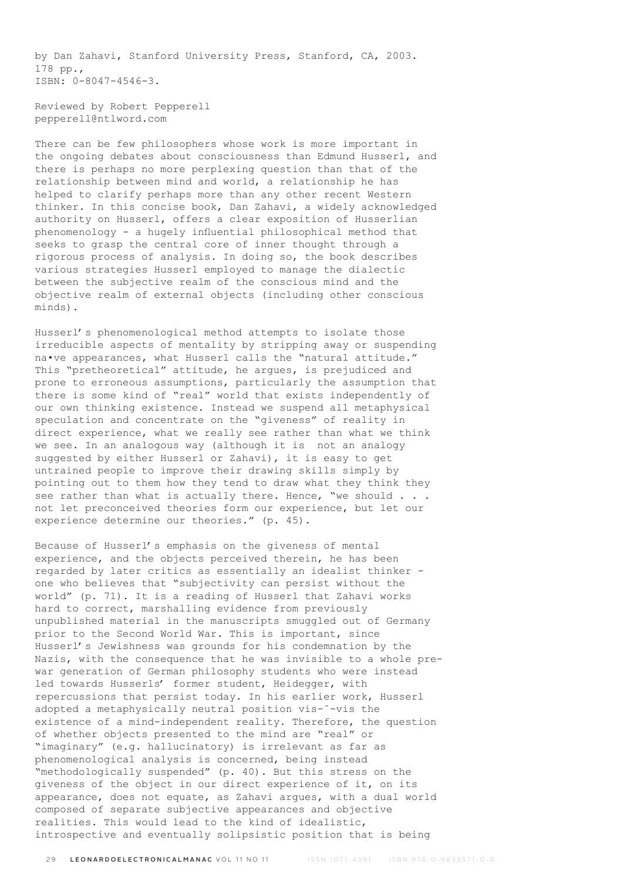by Dan Zahavi, Stanford University Press, Stanford, CA, 2003. 178 pp., ISBN: 0-8047-4546-3.

Reviewed by Robert Pepperell
pepperell@ntlword.com

There can be few philosophers whose work is more important in the ongoing debates about consciousness than Edmund Husserl, and there is perhaps no more perplexing question than that of the relationship between mind and world, a relationship he has helped to clarify perhaps more than any other recent Western thinker. In this concise book, Dan Zahavi, a widely acknowledged authority on Husserl, offers a clear exposition of Husserlian phenomenology - a hugely influential philosophical method that seeks to grasp the central core of inner thought through a rigorous process of analysis. In doing so, the book describes various strategies Husserl employed to manage the dialectic between the subjective realm of the conscious mind and the objective realm of external objects (including other conscious minds).

Husserl's phenomenological method attempts to isolate those irreducible aspects of mentality by stripping away or suspending na•ve appearances, what Husserl calls the "natural attitude." This "pretheoretical" attitude, he argues, is prejudiced and prone to erroneous assumptions, particularly the assumption that there is some kind of "real" world that exists independently of our own thinking existence. Instead we suspend all metaphysical speculation and concentrate on the "giveness" of reality in direct experience, what we really see rather than what we think we see. In an analogous way (although it is not an analogy suggested by either Husserl or Zahavi), it is easy to get untrained people to improve their drawing skills simply by pointing out to them how they tend to draw what they think they see rather than what is actually there. Hence, "we should . . . not let preconceived theories form our experience, but let our experience determine our theories." (p. 45).

Because of Husserl's emphasis on the giveness of mental experience, and the objects perceived therein, he has been regarded by later critics as essentially an idealist thinker - one who believes that "subjectivity can persist without the world" (p. 71). It is a reading of Husserl that Zahavi works hard to correct, marshalling evidence from previously unpublished material in the manuscripts smuggled out of Germany prior to the Second World War. This is important, since Husserl's Jewishness was grounds for his condemnation by the Nazis, with the consequence that he was invisible to a whole pre-war generation of German philosophy students who were instead led towards Husserls' former student, Heidegger, with repercussions that persist today. In his earlier work, Husserl adopted a metaphysically neutral position vis-ˆ-vis the existence of a mind-independent reality. Therefore, the question of whether objects presented to the mind are "real" or "imaginary" (e.g. hallucinatory) is irrelevant as far as phenomenological analysis is concerned, being instead "methodologically suspended" (p. 40). But this stress on the giveness of the object in our direct experience of it, on its appearance, does not equate, as Zahavi argues, with a dual world composed of separate subjective appearances and objective realities. This would lead to the kind of idealistic, introspective and eventually solipsistic position that is being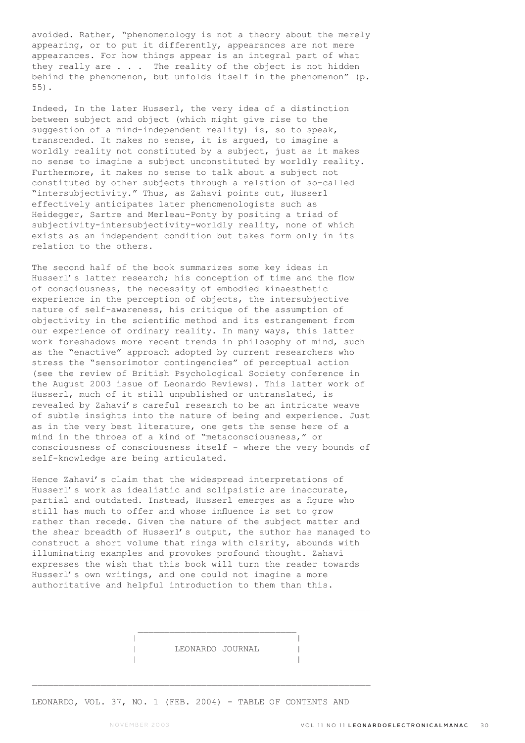avoided. Rather, "phenomenology is not a theory about the merely appearing, or to put it differently, appearances are not mere appearances. For how things appear is an integral part of what they really are . . . The reality of the object is not hidden behind the phenomenon, but unfolds itself in the phenomenon" (p. 55).

Indeed, In the later Husserl, the very idea of a distinction between subject and object (which might give rise to the suggestion of a mind-independent reality) is, so to speak, transcended. It makes no sense, it is argued, to imagine a worldly reality not constituted by a subject, just as it makes no sense to imagine a subject unconstituted by worldly reality. Furthermore, it makes no sense to talk about a subject not constituted by other subjects through a relation of so-called "intersubjectivity." Thus, as Zahavi points out, Husserl effectively anticipates later phenomenologists such as Heidegger, Sartre and Merleau-Ponty by positing a triad of subjectivity-intersubjectivity-worldly reality, none of which exists as an independent condition but takes form only in its relation to the others.

The second half of the book summarizes some key ideas in Husserl's latter research; his conception of time and the flow of consciousness, the necessity of embodied kinaesthetic experience in the perception of objects, the intersubjective nature of self-awareness, his critique of the assumption of objectivity in the scientific method and its estrangement from our experience of ordinary reality. In many ways, this latter work foreshadows more recent trends in philosophy of mind, such as the "enactive" approach adopted by current researchers who stress the "sensorimotor contingencies" of perceptual action (see the review of British Psychological Society conference in the August 2003 issue of Leonardo Reviews). This latter work of Husserl, much of it still unpublished or untranslated, is revealed by Zahavi's careful research to be an intricate weave of subtle insights into the nature of being and experience. Just as in the very best literature, one gets the sense here of a mind in the throes of a kind of "metaconsciousness," or consciousness of consciousness itself - where the very bounds of self-knowledge are being articulated.

Hence Zahavi's claim that the widespread interpretations of Husserl's work as idealistic and solipsistic are inaccurate, partial and outdated. Instead, Husserl emerges as a figure who still has much to offer and whose influence is set to grow rather than recede. Given the nature of the subject matter and the shear breadth of Husserl's output, the author has managed to construct a short volume that rings with clarity, abounds with illuminating examples and provokes profound thought. Zahavi expresses the wish that this book will turn the reader towards Husserl's own writings, and one could not imagine a more authoritative and helpful introduction to them than this.

---

## LEONARDO JOURNAL

---

LEONARDO, VOL. 37, NO. 1 (FEB. 2004) - TABLE OF CONTENTS AND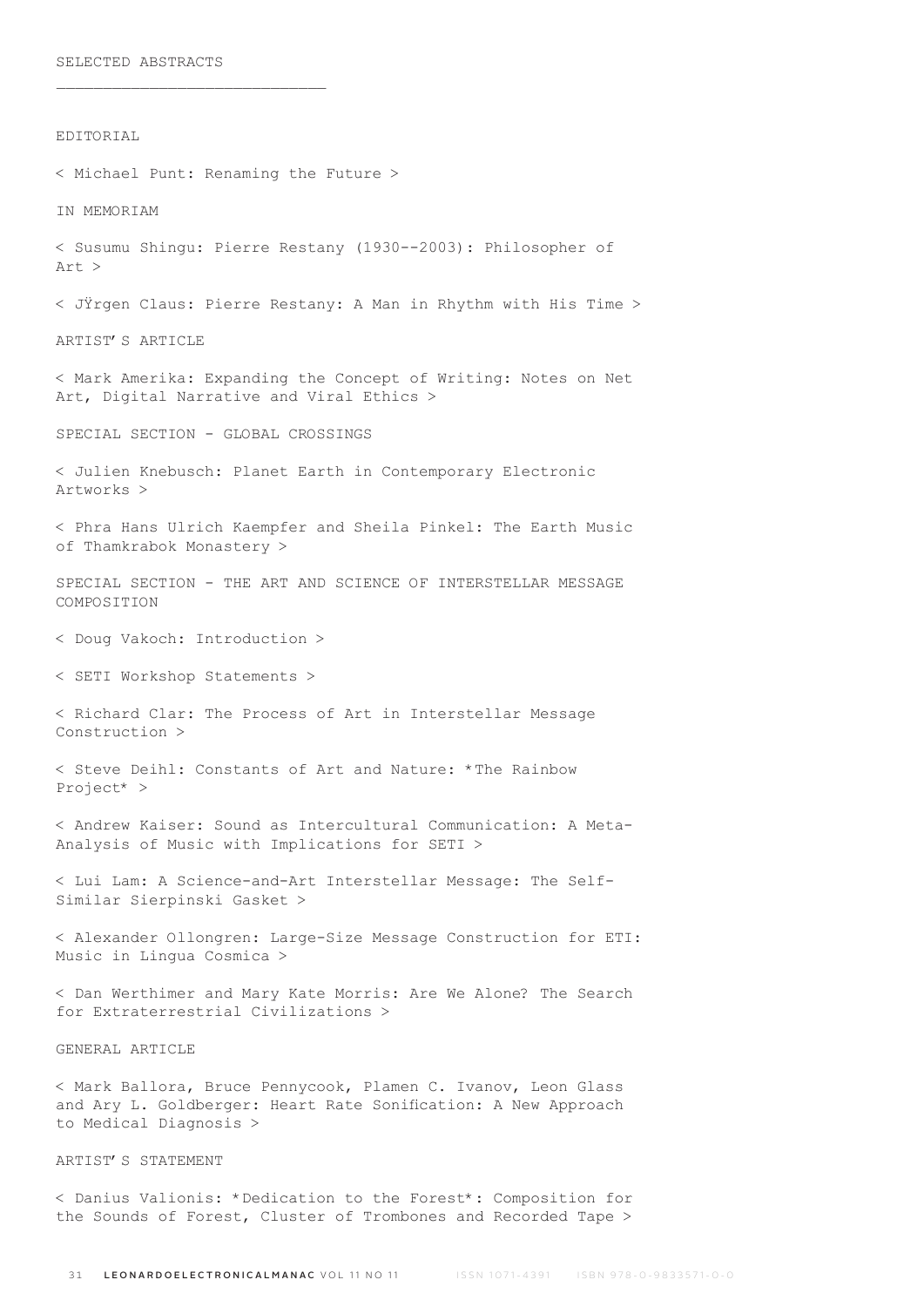SELECTED ABSTRACTS

---

EDITORIAL

< Michael Punt: Renaming the Future >

IN MEMORIAM

< Susumu Shingu: Pierre Restany (1930--2003): Philosopher of Art >

< JŸrgen Claus: Pierre Restany: A Man in Rhythm with His Time >

ARTIST'S ARTICLE

< Mark Amerika: Expanding the Concept of Writing: Notes on Net Art, Digital Narrative and Viral Ethics >

SPECIAL SECTION - GLOBAL CROSSINGS

< Julien Knebusch: Planet Earth in Contemporary Electronic Artworks >

< Phra Hans Ulrich Kaempfer and Sheila Pinkel: The Earth Music of Thamkrabok Monastery >

SPECIAL SECTION - THE ART AND SCIENCE OF INTERSTELLAR MESSAGE COMPOSITION

< Doug Vakoch: Introduction >

< SETI Workshop Statements >

< Richard Clar: The Process of Art in Interstellar Message Construction >

< Steve Deihl: Constants of Art and Nature: *The Rainbow Project* >

< Andrew Kaiser: Sound as Intercultural Communication: A Meta-Analysis of Music with Implications for SETI >

< Lui Lam: A Science-and-Art Interstellar Message: The Self-Similar Sierpinski Gasket >

< Alexander Ollongren: Large-Size Message Construction for ETI: Music in Lingua Cosmica >

< Dan Werthimer and Mary Kate Morris: Are We Alone? The Search for Extraterrestrial Civilizations >

GENERAL ARTICLE

< Mark Ballora, Bruce Pennycook, Plamen C. Ivanov, Leon Glass and Ary L. Goldberger: Heart Rate Sonification: A New Approach to Medical Diagnosis >

ARTIST'S STATEMENT

< Danius Valionis: *Dedication to the Forest*: Composition for the Sounds of Forest, Cluster of Trombones and Recorded Tape >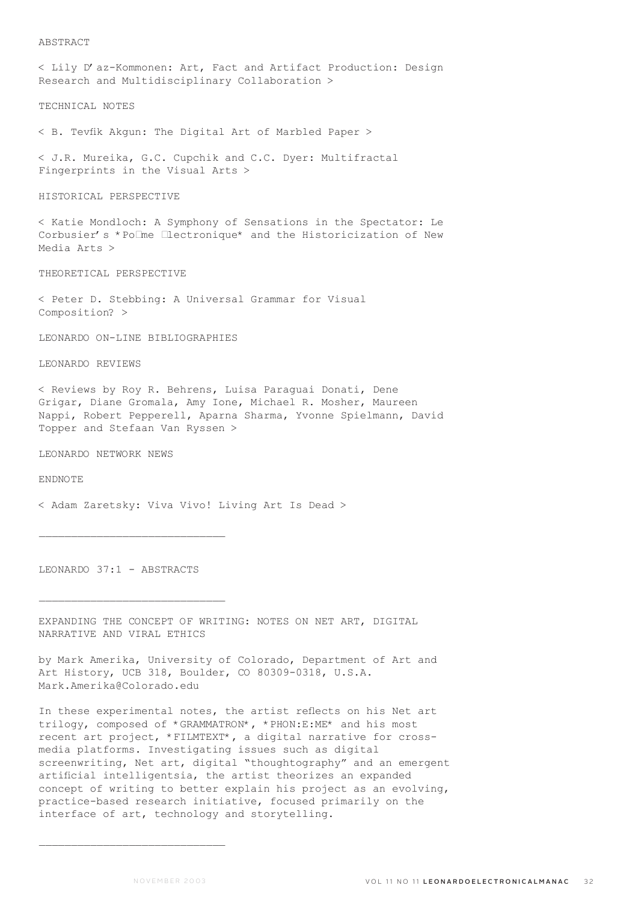ABSTRACT

< Lily D'az-Kommonen: Art, Fact and Artifact Production: Design Research and Multidisciplinary Collaboration >

TECHNICAL NOTES

< B. Tevfik Akgun: The Digital Art of Marbled Paper >

< J.R. Mureika, G.C. Cupchik and C.C. Dyer: Multifractal Fingerprints in the Visual Arts >

HISTORICAL PERSPECTIVE

< Katie Mondloch: A Symphony of Sensations in the Spectator: Le Corbusier's *Po□me □lectronique* and the Historicization of New Media Arts >

THEORETICAL PERSPECTIVE

< Peter D. Stebbing: A Universal Grammar for Visual Composition? >

LEONARDO ON-LINE BIBLIOGRAPHIES

LEONARDO REVIEWS

< Reviews by Roy R. Behrens, Luisa Paraguai Donati, Dene Grigar, Diane Gromala, Amy Ione, Michael R. Mosher, Maureen Nappi, Robert Pepperell, Aparna Sharma, Yvonne Spielmann, David Topper and Stefaan Van Ryssen >

LEONARDO NETWORK NEWS

ENDNOTE

< Adam Zaretsky: Viva Vivo! Living Art Is Dead >

---

LEONARDO 37:1 - ABSTRACTS

---

EXPANDING THE CONCEPT OF WRITING: NOTES ON NET ART, DIGITAL NARRATIVE AND VIRAL ETHICS

by Mark Amerika, University of Colorado, Department of Art and Art History, UCB 318, Boulder, CO 80309-0318, U.S.A. Mark.Amerika@Colorado.edu

In these experimental notes, the artist reflects on his Net art trilogy, composed of *GRAMMATRON*, *PHON:E:ME* and his most recent art project, *FILMTEXT*, a digital narrative for cross-media platforms. Investigating issues such as digital screenwriting, Net art, digital "thoughtography" and an emergent artificial intelligentsia, the artist theorizes an expanded concept of writing to better explain his project as an evolving, practice-based research initiative, focused primarily on the interface of art, technology and storytelling.

---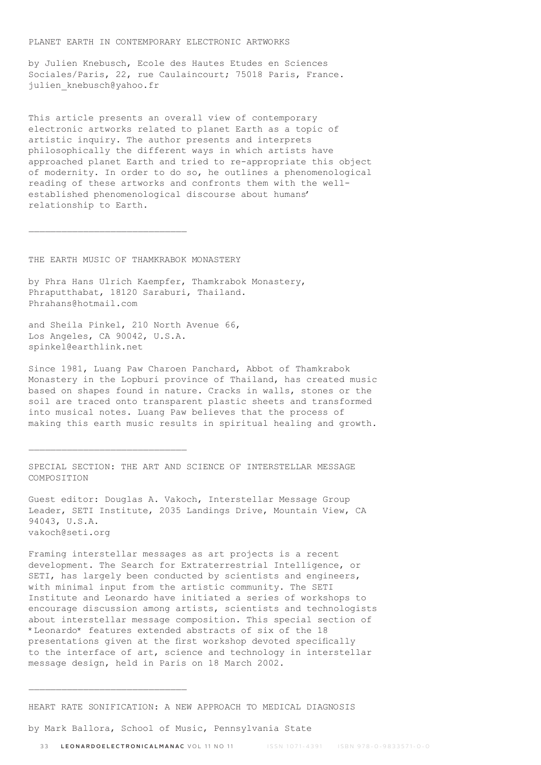## PLANET EARTH IN CONTEMPORARY ELECTRONIC ARTWORKS

by Julien Knebusch, Ecole des Hautes Etudes en Sciences Sociales/Paris, 22, rue Caulaincourt; 75018 Paris, France. julien_knebusch@yahoo.fr

This article presents an overall view of contemporary electronic artworks related to planet Earth as a topic of artistic inquiry. The author presents and interprets philosophically the different ways in which artists have approached planet Earth and tried to re-appropriate this object of modernity. In order to do so, he outlines a phenomenological reading of these artworks and confronts them with the well-established phenomenological discourse about humans' relationship to Earth.

---

## THE EARTH MUSIC OF THAMKRABOK MONASTERY

by Phra Hans Ulrich Kaempfer, Thamkrabok Monastery, Phraputthabat, 18120 Saraburi, Thailand. Phrahans@hotmail.com

and Sheila Pinkel, 210 North Avenue 66, Los Angeles, CA 90042, U.S.A. spinkel@earthlink.net

Since 1981, Luang Paw Charoen Panchard, Abbot of Thamkrabok Monastery in the Lopburi province of Thailand, has created music based on shapes found in nature. Cracks in walls, stones or the soil are traced onto transparent plastic sheets and transformed into musical notes. Luang Paw believes that the process of making this earth music results in spiritual healing and growth.

---

## SPECIAL SECTION: THE ART AND SCIENCE OF INTERSTELLAR MESSAGE COMPOSITION

Guest editor: Douglas A. Vakoch, Interstellar Message Group Leader, SETI Institute, 2035 Landings Drive, Mountain View, CA 94043, U.S.A. vakoch@seti.org

Framing interstellar messages as art projects is a recent development. The Search for Extraterrestrial Intelligence, or SETI, has largely been conducted by scientists and engineers, with minimal input from the artistic community. The SETI Institute and Leonardo have initiated a series of workshops to encourage discussion among artists, scientists and technologists about interstellar message composition. This special section of *Leonardo* features extended abstracts of six of the 18 presentations given at the first workshop devoted specifically to the interface of art, science and technology in interstellar message design, held in Paris on 18 March 2002.

---

## HEART RATE SONIFICATION: A NEW APPROACH TO MEDICAL DIAGNOSIS

by Mark Ballora, School of Music, Pennsylvania State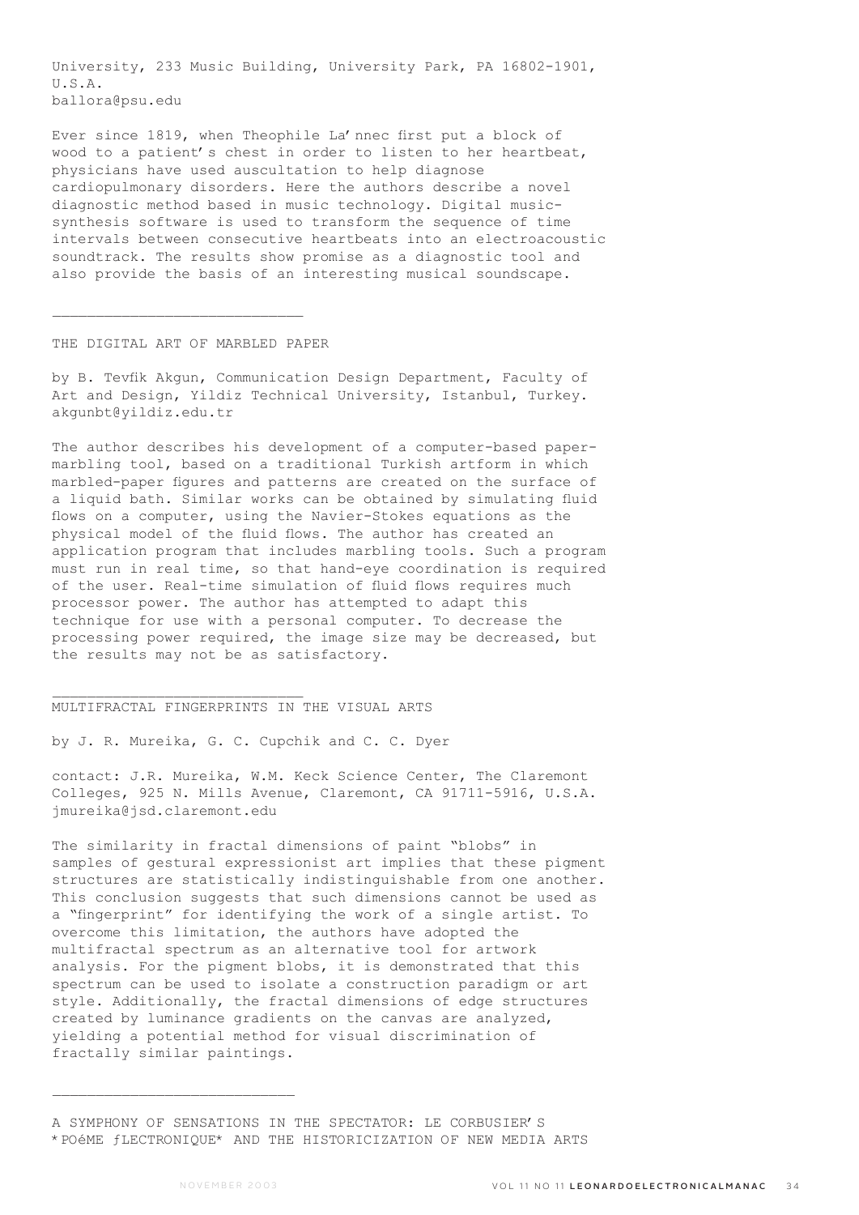University, 233 Music Building, University Park, PA 16802-1901, U.S.A.
ballora@psu.edu

Ever since 1819, when Theophile La' nnec first put a block of wood to a patient's chest in order to listen to her heartbeat, physicians have used auscultation to help diagnose cardiopulmonary disorders. Here the authors describe a novel diagnostic method based in music technology. Digital music-synthesis software is used to transform the sequence of time intervals between consecutive heartbeats into an electroacoustic soundtrack. The results show promise as a diagnostic tool and also provide the basis of an interesting musical soundscape.

---

THE DIGITAL ART OF MARBLED PAPER

by B. Tevfik Akgun, Communication Design Department, Faculty of Art and Design, Yildiz Technical University, Istanbul, Turkey.
akgunbt@yildiz.edu.tr

The author describes his development of a computer-based paper-marbling tool, based on a traditional Turkish artform in which marbled-paper figures and patterns are created on the surface of a liquid bath. Similar works can be obtained by simulating fluid flows on a computer, using the Navier-Stokes equations as the physical model of the fluid flows. The author has created an application program that includes marbling tools. Such a program must run in real time, so that hand-eye coordination is required of the user. Real-time simulation of fluid flows requires much processor power. The author has attempted to adapt this technique for use with a personal computer. To decrease the processing power required, the image size may be decreased, but the results may not be as satisfactory.

---

MULTIFRACTAL FINGERPRINTS IN THE VISUAL ARTS

by J. R. Mureika, G. C. Cupchik and C. C. Dyer

contact: J.R. Mureika, W.M. Keck Science Center, The Claremont Colleges, 925 N. Mills Avenue, Claremont, CA 91711-5916, U.S.A.
jmureika@jsd.claremont.edu

The similarity in fractal dimensions of paint "blobs" in samples of gestural expressionist art implies that these pigment structures are statistically indistinguishable from one another. This conclusion suggests that such dimensions cannot be used as a "fingerprint" for identifying the work of a single artist. To overcome this limitation, the authors have adopted the multifractal spectrum as an alternative tool for artwork analysis. For the pigment blobs, it is demonstrated that this spectrum can be used to isolate a construction paradigm or art style. Additionally, the fractal dimensions of edge structures created by luminance gradients on the canvas are analyzed, yielding a potential method for visual discrimination of fractally similar paintings.

---

A SYMPHONY OF SENSATIONS IN THE SPECTATOR: LE CORBUSIER'S *POéME ƒLECTRONIQUE* AND THE HISTORICIZATION OF NEW MEDIA ARTS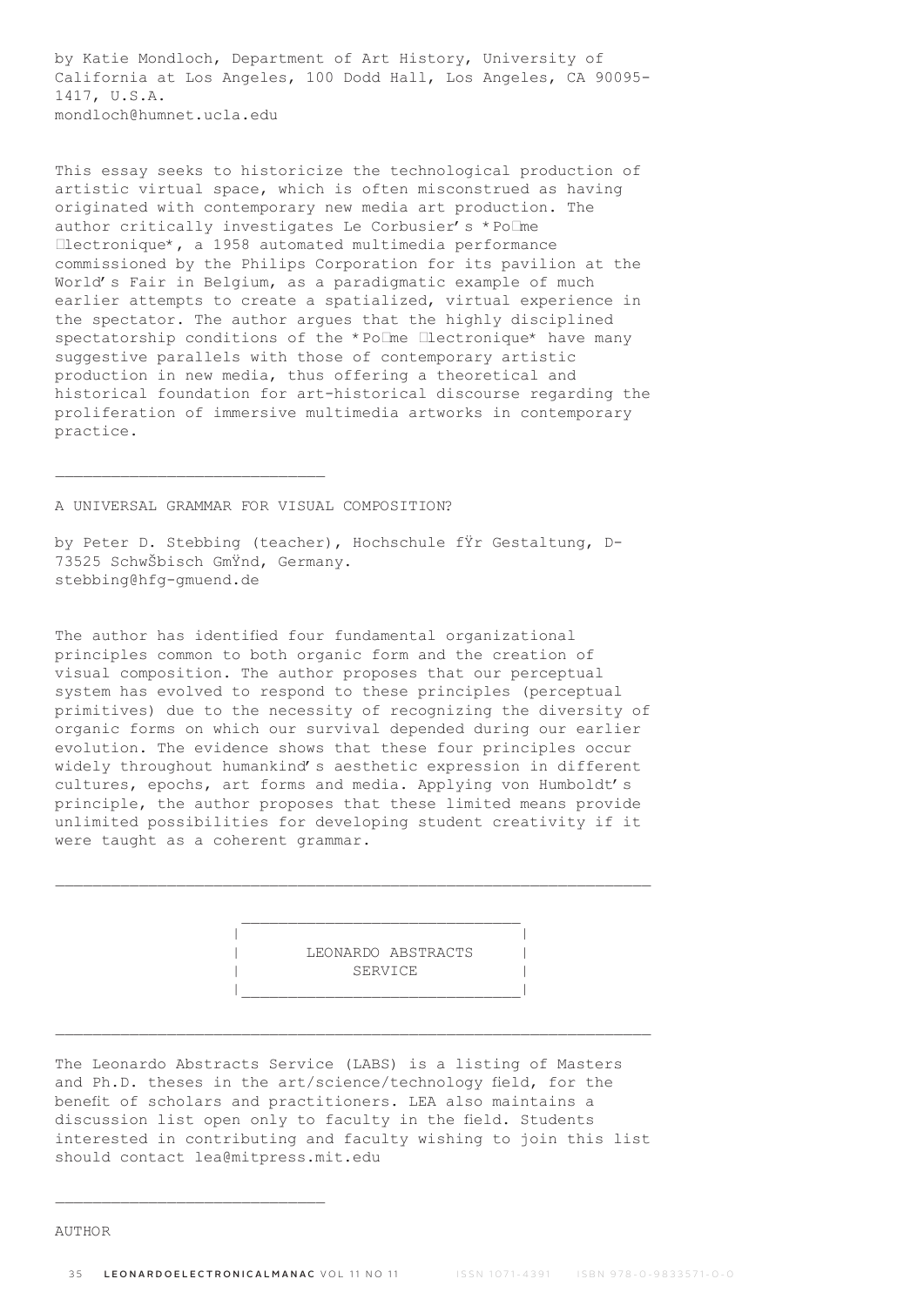by Katie Mondloch, Department of Art History, University of California at Los Angeles, 100 Dodd Hall, Los Angeles, CA 90095-1417, U.S.A.
mondloch@humnet.ucla.edu

This essay seeks to historicize the technological production of artistic virtual space, which is often misconstrued as having originated with contemporary new media art production. The author critically investigates Le Corbusier's *Po□me □lectronique*, a 1958 automated multimedia performance commissioned by the Philips Corporation for its pavilion at the World's Fair in Belgium, as a paradigmatic example of much earlier attempts to create a spatialized, virtual experience in the spectator. The author argues that the highly disciplined spectatorship conditions of the *Po□me □lectronique* have many suggestive parallels with those of contemporary artistic production in new media, thus offering a theoretical and historical foundation for art-historical discourse regarding the proliferation of immersive multimedia artworks in contemporary practice.

---

A UNIVERSAL GRAMMAR FOR VISUAL COMPOSITION?

by Peter D. Stebbing (teacher), Hochschule fŸr Gestaltung, D-73525 SchwŠbisch GmŸnd, Germany.
stebbing@hfg-gmuend.de

The author has identified four fundamental organizational principles common to both organic form and the creation of visual composition. The author proposes that our perceptual system has evolved to respond to these principles (perceptual primitives) due to the necessity of recognizing the diversity of organic forms on which our survival depended during our earlier evolution. The evidence shows that these four principles occur widely throughout humankind's aesthetic expression in different cultures, epochs, art forms and media. Applying von Humboldt's principle, the author proposes that these limited means provide unlimited possibilities for developing student creativity if it were taught as a coherent grammar.

---

## LEONARDO ABSTRACTS SERVICE

---

The Leonardo Abstracts Service (LABS) is a listing of Masters and Ph.D. theses in the art/science/technology field, for the benefit of scholars and practitioners. LEA also maintains a discussion list open only to faculty in the field. Students interested in contributing and faculty wishing to join this list should contact lea@mitpress.mit.edu

---

AUTHOR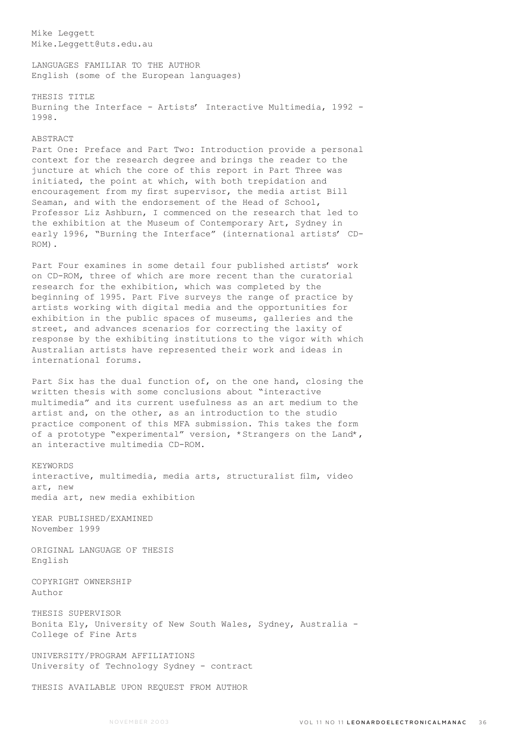Mike Leggett
Mike.Leggett@uts.edu.au

LANGUAGES FAMILIAR TO THE AUTHOR
English (some of the European languages)

THESIS TITLE
Burning the Interface - Artists' Interactive Multimedia, 1992 - 1998.

ABSTRACT
Part One: Preface and Part Two: Introduction provide a personal context for the research degree and brings the reader to the juncture at which the core of this report in Part Three was initiated, the point at which, with both trepidation and encouragement from my first supervisor, the media artist Bill Seaman, and with the endorsement of the Head of School, Professor Liz Ashburn, I commenced on the research that led to the exhibition at the Museum of Contemporary Art, Sydney in early 1996, "Burning the Interface" (international artists' CD-ROM).

Part Four examines in some detail four published artists' work on CD-ROM, three of which are more recent than the curatorial research for the exhibition, which was completed by the beginning of 1995. Part Five surveys the range of practice by artists working with digital media and the opportunities for exhibition in the public spaces of museums, galleries and the street, and advances scenarios for correcting the laxity of response by the exhibiting institutions to the vigor with which Australian artists have represented their work and ideas in international forums.

Part Six has the dual function of, on the one hand, closing the written thesis with some conclusions about "interactive multimedia" and its current usefulness as an art medium to the artist and, on the other, as an introduction to the studio practice component of this MFA submission. This takes the form of a prototype "experimental" version, *Strangers on the Land*, an interactive multimedia CD-ROM.

KEYWORDS
interactive, multimedia, media arts, structuralist film, video art, new media art, new media exhibition

YEAR PUBLISHED/EXAMINED
November 1999

ORIGINAL LANGUAGE OF THESIS
English

COPYRIGHT OWNERSHIP
Author

THESIS SUPERVISOR
Bonita Ely, University of New South Wales, Sydney, Australia - College of Fine Arts

UNIVERSITY/PROGRAM AFFILIATIONS
University of Technology Sydney - contract

THESIS AVAILABLE UPON REQUEST FROM AUTHOR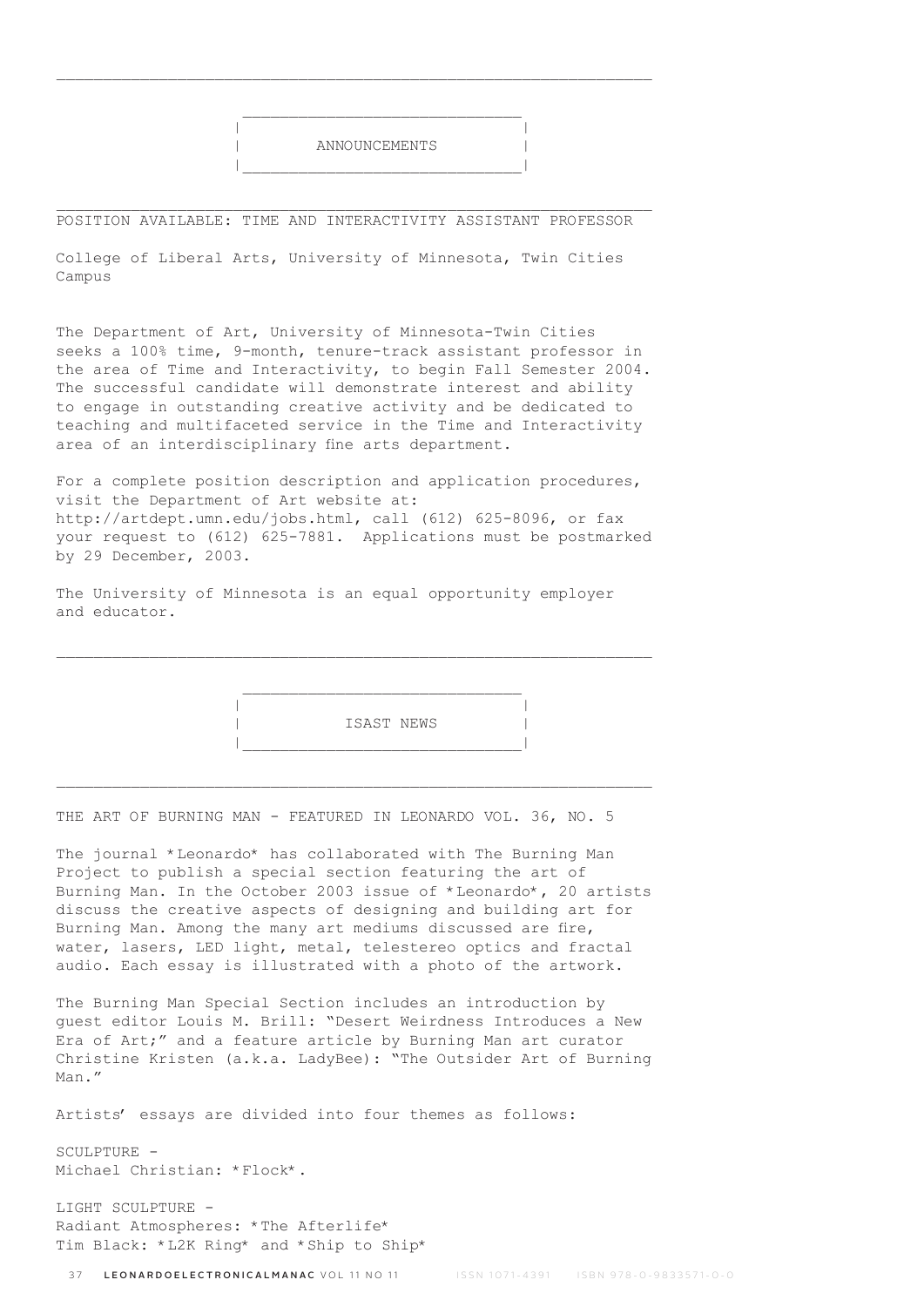## ANNOUNCEMENTS

### POSITION AVAILABLE: TIME AND INTERACTIVITY ASSISTANT PROFESSOR

College of Liberal Arts, University of Minnesota, Twin Cities Campus

The Department of Art, University of Minnesota-Twin Cities seeks a 100% time, 9-month, tenure-track assistant professor in the area of Time and Interactivity, to begin Fall Semester 2004. The successful candidate will demonstrate interest and ability to engage in outstanding creative activity and be dedicated to teaching and multifaceted service in the Time and Interactivity area of an interdisciplinary fine arts department.

For a complete position description and application procedures, visit the Department of Art website at: http://artdept.umn.edu/jobs.html, call (612) 625-8096, or fax your request to (612) 625-7881. Applications must be postmarked by 29 December, 2003.

The University of Minnesota is an equal opportunity employer and educator.

## ISAST NEWS

### THE ART OF BURNING MAN - FEATURED IN LEONARDO VOL. 36, NO. 5

The journal *Leonardo* has collaborated with The Burning Man Project to publish a special section featuring the art of Burning Man. In the October 2003 issue of *Leonardo*, 20 artists discuss the creative aspects of designing and building art for Burning Man. Among the many art mediums discussed are fire, water, lasers, LED light, metal, telestereo optics and fractal audio. Each essay is illustrated with a photo of the artwork.

The Burning Man Special Section includes an introduction by guest editor Louis M. Brill: "Desert Weirdness Introduces a New Era of Art;" and a feature article by Burning Man art curator Christine Kristen (a.k.a. LadyBee): "The Outsider Art of Burning Man."

Artists' essays are divided into four themes as follows:

SCULPTURE -
Michael Christian: *Flock*.

LIGHT SCULPTURE -
Radiant Atmospheres: *The Afterlife*
Tim Black: *L2K Ring* and *Ship to Ship*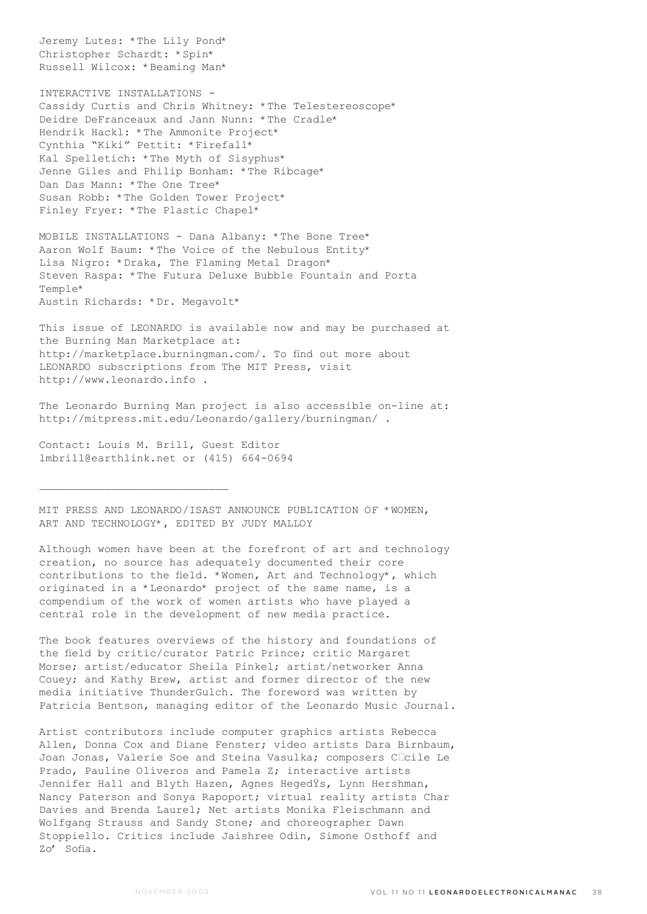Jeremy Lutes: *The Lily Pond*
Christopher Schardt: *Spin*
Russell Wilcox: *Beaming Man*

INTERACTIVE INSTALLATIONS -
Cassidy Curtis and Chris Whitney: *The Telestereoscope*
Deidre DeFranceaux and Jann Nunn: *The Cradle*
Hendrik Hackl: *The Ammonite Project*
Cynthia "Kiki" Pettit: *Firefall*
Kal Spelletich: *The Myth of Sisyphus*
Jenne Giles and Philip Bonham: *The Ribcage*
Dan Das Mann: *The One Tree*
Susan Robb: *The Golden Tower Project*
Finley Fryer: *The Plastic Chapel*

MOBILE INSTALLATIONS - Dana Albany: *The Bone Tree*
Aaron Wolf Baum: *The Voice of the Nebulous Entity*
Lisa Nigro: *Draka, The Flaming Metal Dragon*
Steven Raspa: *The Futura Deluxe Bubble Fountain and Porta Temple*
Austin Richards: *Dr. Megavolt*

This issue of LEONARDO is available now and may be purchased at the Burning Man Marketplace at: http://marketplace.burningman.com/. To find out more about LEONARDO subscriptions from The MIT Press, visit http://www.leonardo.info .

The Leonardo Burning Man project is also accessible on-line at: http://mitpress.mit.edu/Leonardo/gallery/burningman/ .

Contact: Louis M. Brill, Guest Editor
lmbrill@earthlink.net or (415) 664-0694

---

MIT PRESS AND LEONARDO/ISAST ANNOUNCE PUBLICATION OF *WOMEN, ART AND TECHNOLOGY*, EDITED BY JUDY MALLOY

Although women have been at the forefront of art and technology creation, no source has adequately documented their core contributions to the field. *Women, Art and Technology*, which originated in a *Leonardo* project of the same name, is a compendium of the work of women artists who have played a central role in the development of new media practice.

The book features overviews of the history and foundations of the field by critic/curator Patric Prince; critic Margaret Morse; artist/educator Sheila Pinkel; artist/networker Anna Couey; and Kathy Brew, artist and former director of the new media initiative ThunderGulch. The foreword was written by Patricia Bentson, managing editor of the Leonardo Music Journal.

Artist contributors include computer graphics artists Rebecca Allen, Donna Cox and Diane Fenster; video artists Dara Birnbaum, Joan Jonas, Valerie Soe and Steina Vasulka; composers C□cile Le Prado, Pauline Oliveros and Pamela Z; interactive artists Jennifer Hall and Blyth Hazen, Agnes HegedŸs, Lynn Hershman, Nancy Paterson and Sonya Rapoport; virtual reality artists Char Davies and Brenda Laurel; Net artists Monika Fleischmann and Wolfgang Strauss and Sandy Stone; and choreographer Dawn Stoppiello. Critics include Jaishree Odin, Simone Osthoff and Zo' Sofia.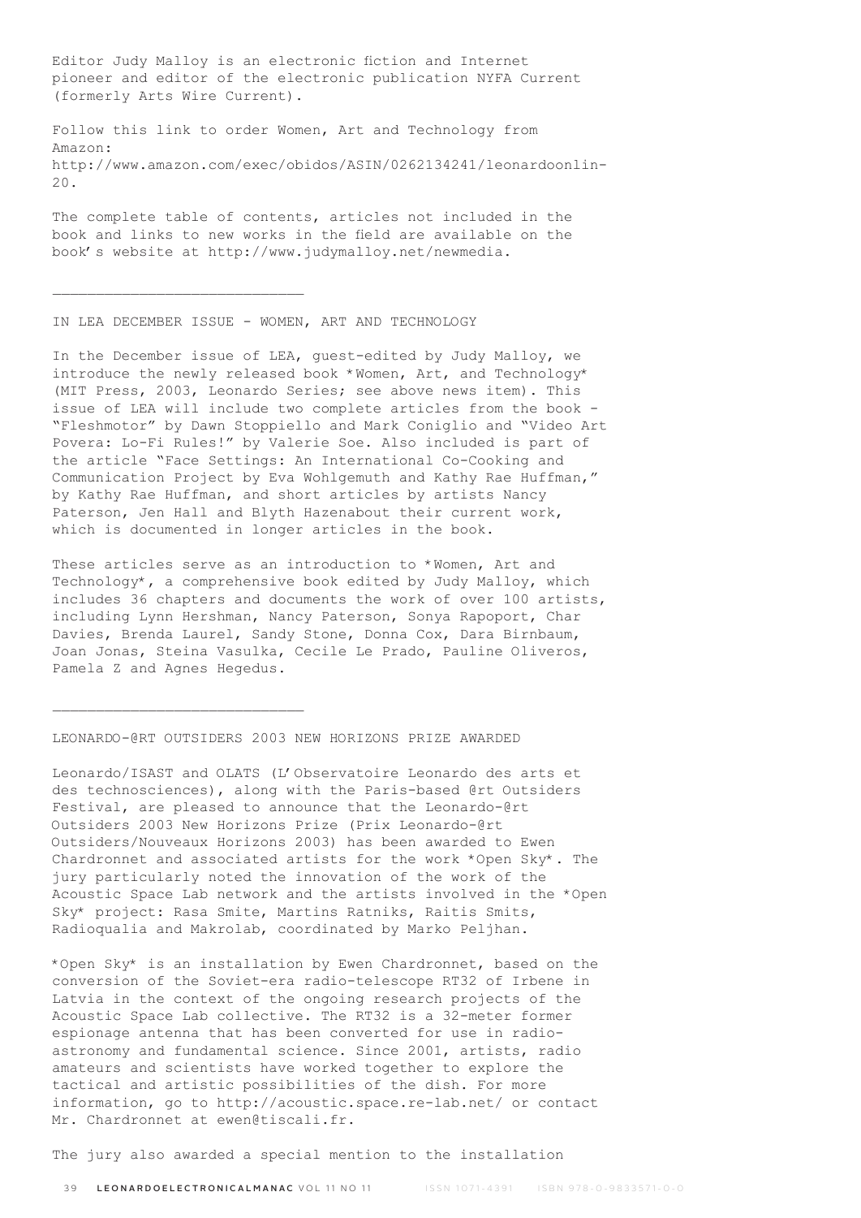Editor Judy Malloy is an electronic fiction and Internet pioneer and editor of the electronic publication NYFA Current (formerly Arts Wire Current).

Follow this link to order Women, Art and Technology from Amazon: http://www.amazon.com/exec/obidos/ASIN/0262134241/leonardoonlin-20.

The complete table of contents, articles not included in the book and links to new works in the field are available on the book's website at http://www.judymalloy.net/newmedia.

---

IN LEA DECEMBER ISSUE - WOMEN, ART AND TECHNOLOGY

In the December issue of LEA, guest-edited by Judy Malloy, we introduce the newly released book *Women, Art, and Technology* (MIT Press, 2003, Leonardo Series; see above news item). This issue of LEA will include two complete articles from the book - "Fleshmotor" by Dawn Stoppiello and Mark Coniglio and "Video Art Povera: Lo-Fi Rules!" by Valerie Soe. Also included is part of the article "Face Settings: An International Co-Cooking and Communication Project by Eva Wohlgemuth and Kathy Rae Huffman," by Kathy Rae Huffman, and short articles by artists Nancy Paterson, Jen Hall and Blyth Hazenabout their current work, which is documented in longer articles in the book.

These articles serve as an introduction to *Women, Art and Technology*, a comprehensive book edited by Judy Malloy, which includes 36 chapters and documents the work of over 100 artists, including Lynn Hershman, Nancy Paterson, Sonya Rapoport, Char Davies, Brenda Laurel, Sandy Stone, Donna Cox, Dara Birnbaum, Joan Jonas, Steina Vasulka, Cecile Le Prado, Pauline Oliveros, Pamela Z and Agnes Hegedus.

---

LEONARDO-@RT OUTSIDERS 2003 NEW HORIZONS PRIZE AWARDED

Leonardo/ISAST and OLATS (L'Observatoire Leonardo des arts et des technosciences), along with the Paris-based @rt Outsiders Festival, are pleased to announce that the Leonardo-@rt Outsiders 2003 New Horizons Prize (Prix Leonardo-@rt Outsiders/Nouveaux Horizons 2003) has been awarded to Ewen Chardronnet and associated artists for the work *Open Sky*. The jury particularly noted the innovation of the work of the Acoustic Space Lab network and the artists involved in the *Open Sky* project: Rasa Smite, Martins Ratniks, Raitis Smits, Radioqualia and Makrolab, coordinated by Marko Peljhan.

*Open Sky* is an installation by Ewen Chardronnet, based on the conversion of the Soviet-era radio-telescope RT32 of Irbene in Latvia in the context of the ongoing research projects of the Acoustic Space Lab collective. The RT32 is a 32-meter former espionage antenna that has been converted for use in radio-astronomy and fundamental science. Since 2001, artists, radio amateurs and scientists have worked together to explore the tactical and artistic possibilities of the dish. For more information, go to http://acoustic.space.re-lab.net/ or contact Mr. Chardronnet at ewen@tiscali.fr.

The jury also awarded a special mention to the installation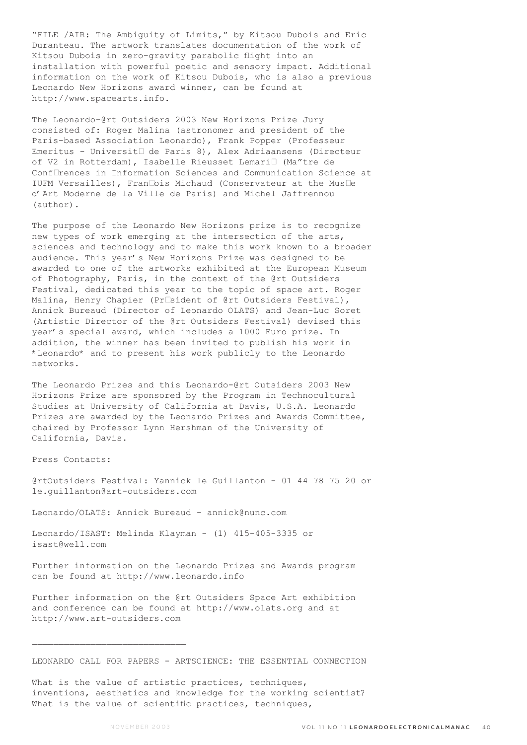"FILE /AIR: The Ambiguity of Limits," by Kitsou Dubois and Eric Duranteau. The artwork translates documentation of the work of Kitsou Dubois in zero-gravity parabolic flight into an installation with powerful poetic and sensory impact. Additional information on the work of Kitsou Dubois, who is also a previous Leonardo New Horizons award winner, can be found at http://www.spacearts.info.

The Leonardo-@rt Outsiders 2003 New Horizons Prize Jury consisted of: Roger Malina (astronomer and president of the Paris-based Association Leonardo), Frank Popper (Professeur Emeritus - Universit� de Paris 8), Alex Adriaansens (Directeur of V2 in Rotterdam), Isabelle Rieusset Lemari� (Ma"tre de Conf�rences in Information Sciences and Communication Science at IUFM Versailles), Fran�ois Michaud (Conservateur at the Mus�e d'Art Moderne de la Ville de Paris) and Michel Jaffrennou (author).

The purpose of the Leonardo New Horizons prize is to recognize new types of work emerging at the intersection of the arts, sciences and technology and to make this work known to a broader audience. This year's New Horizons Prize was designed to be awarded to one of the artworks exhibited at the European Museum of Photography, Paris, in the context of the @rt Outsiders Festival, dedicated this year to the topic of space art. Roger Malina, Henry Chapier (Pr�sident of @rt Outsiders Festival), Annick Bureaud (Director of Leonardo OLATS) and Jean-Luc Soret (Artistic Director of the @rt Outsiders Festival) devised this year's special award, which includes a 1000 Euro prize. In addition, the winner has been invited to publish his work in *Leonardo* and to present his work publicly to the Leonardo networks.

The Leonardo Prizes and this Leonardo-@rt Outsiders 2003 New Horizons Prize are sponsored by the Program in Technocultural Studies at University of California at Davis, U.S.A. Leonardo Prizes are awarded by the Leonardo Prizes and Awards Committee, chaired by Professor Lynn Hershman of the University of California, Davis.

Press Contacts:

@rtOutsiders Festival: Yannick le Guillanton - 01 44 78 75 20 or le.guillanton@art-outsiders.com

Leonardo/OLATS: Annick Bureaud - annick@nunc.com

Leonardo/ISAST: Melinda Klayman - (1) 415-405-3335 or isast@well.com

Further information on the Leonardo Prizes and Awards program can be found at http://www.leonardo.info

Further information on the @rt Outsiders Space Art exhibition and conference can be found at http://www.olats.org and at http://www.art-outsiders.com

---

LEONARDO CALL FOR PAPERS - ARTSCIENCE: THE ESSENTIAL CONNECTION

What is the value of artistic practices, techniques, inventions, aesthetics and knowledge for the working scientist? What is the value of scientific practices, techniques,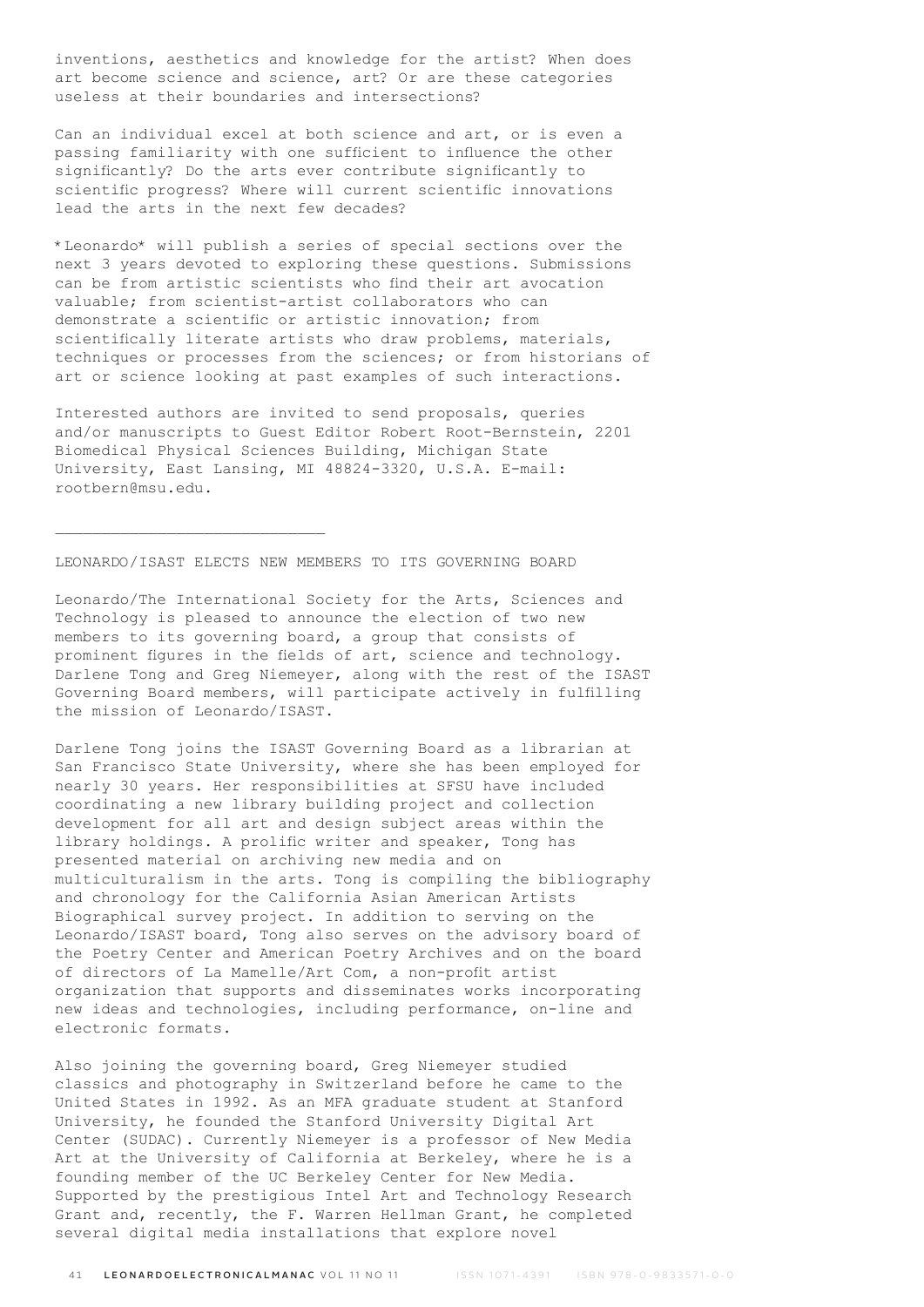inventions, aesthetics and knowledge for the artist? When does art become science and science, art? Or are these categories useless at their boundaries and intersections?

Can an individual excel at both science and art, or is even a passing familiarity with one sufficient to influence the other significantly? Do the arts ever contribute significantly to scientific progress? Where will current scientific innovations lead the arts in the next few decades?

*Leonardo* will publish a series of special sections over the next 3 years devoted to exploring these questions. Submissions can be from artistic scientists who find their art avocation valuable; from scientist-artist collaborators who can demonstrate a scientific or artistic innovation; from scientifically literate artists who draw problems, materials, techniques or processes from the sciences; or from historians of art or science looking at past examples of such interactions.

Interested authors are invited to send proposals, queries and/or manuscripts to Guest Editor Robert Root-Bernstein, 2201 Biomedical Physical Sciences Building, Michigan State University, East Lansing, MI 48824-3320, U.S.A. E-mail: rootbern@msu.edu.

---

LEONARDO/ISAST ELECTS NEW MEMBERS TO ITS GOVERNING BOARD

Leonardo/The International Society for the Arts, Sciences and Technology is pleased to announce the election of two new members to its governing board, a group that consists of prominent figures in the fields of art, science and technology. Darlene Tong and Greg Niemeyer, along with the rest of the ISAST Governing Board members, will participate actively in fulfilling the mission of Leonardo/ISAST.

Darlene Tong joins the ISAST Governing Board as a librarian at San Francisco State University, where she has been employed for nearly 30 years. Her responsibilities at SFSU have included coordinating a new library building project and collection development for all art and design subject areas within the library holdings. A prolific writer and speaker, Tong has presented material on archiving new media and on multiculturalism in the arts. Tong is compiling the bibliography and chronology for the California Asian American Artists Biographical survey project. In addition to serving on the Leonardo/ISAST board, Tong also serves on the advisory board of the Poetry Center and American Poetry Archives and on the board of directors of La Mamelle/Art Com, a non-profit artist organization that supports and disseminates works incorporating new ideas and technologies, including performance, on-line and electronic formats.

Also joining the governing board, Greg Niemeyer studied classics and photography in Switzerland before he came to the United States in 1992. As an MFA graduate student at Stanford University, he founded the Stanford University Digital Art Center (SUDAC). Currently Niemeyer is a professor of New Media Art at the University of California at Berkeley, where he is a founding member of the UC Berkeley Center for New Media. Supported by the prestigious Intel Art and Technology Research Grant and, recently, the F. Warren Hellman Grant, he completed several digital media installations that explore novel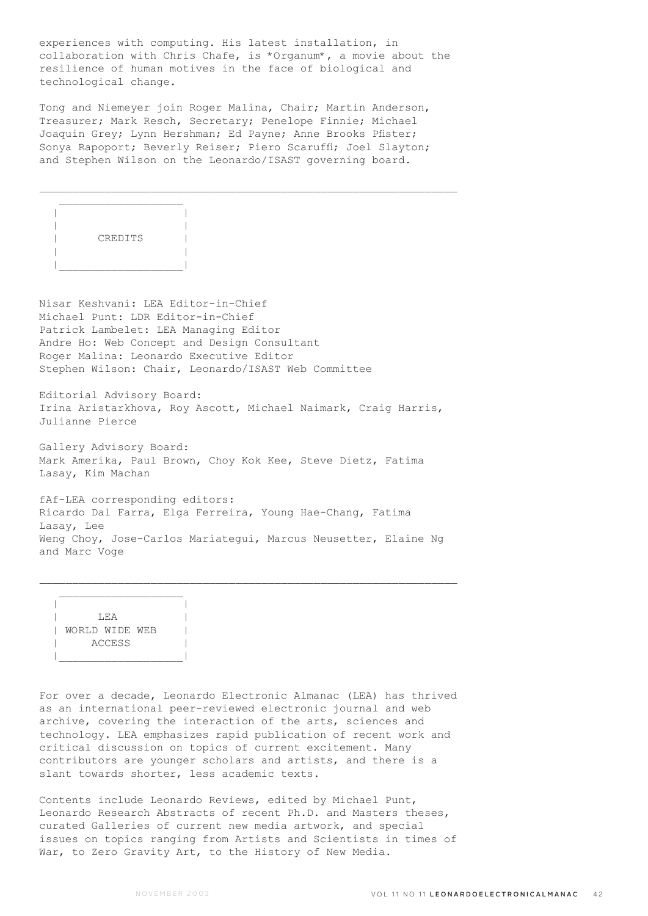experiences with computing. His latest installation, in collaboration with Chris Chafe, is *Organum*, a movie about the resilience of human motives in the face of biological and technological change.

Tong and Niemeyer join Roger Malina, Chair; Martin Anderson, Treasurer; Mark Resch, Secretary; Penelope Finnie; Michael Joaquin Grey; Lynn Hershman; Ed Payne; Anne Brooks Pfister; Sonya Rapoport; Beverly Reiser; Piero Scaruffi; Joel Slayton; and Stephen Wilson on the Leonardo/ISAST governing board.

---

## CREDITS

Nisar Keshvani: LEA Editor-in-Chief
Michael Punt: LDR Editor-in-Chief
Patrick Lambelet: LEA Managing Editor
Andre Ho: Web Concept and Design Consultant
Roger Malina: Leonardo Executive Editor
Stephen Wilson: Chair, Leonardo/ISAST Web Committee

Editorial Advisory Board:
Irina Aristarkhova, Roy Ascott, Michael Naimark, Craig Harris, Julianne Pierce

Gallery Advisory Board:
Mark Amerika, Paul Brown, Choy Kok Kee, Steve Dietz, Fatima Lasay, Kim Machan

fAf-LEA corresponding editors:
Ricardo Dal Farra, Elga Ferreira, Young Hae-Chang, Fatima Lasay, Lee
Weng Choy, Jose-Carlos Mariategui, Marcus Neusetter, Elaine Ng and Marc Voge

---

## LEA WORLD WIDE WEB ACCESS

For over a decade, Leonardo Electronic Almanac (LEA) has thrived as an international peer-reviewed electronic journal and web archive, covering the interaction of the arts, sciences and technology. LEA emphasizes rapid publication of recent work and critical discussion on topics of current excitement. Many contributors are younger scholars and artists, and there is a slant towards shorter, less academic texts.

Contents include Leonardo Reviews, edited by Michael Punt, Leonardo Research Abstracts of recent Ph.D. and Masters theses, curated Galleries of current new media artwork, and special issues on topics ranging from Artists and Scientists in times of War, to Zero Gravity Art, to the History of New Media.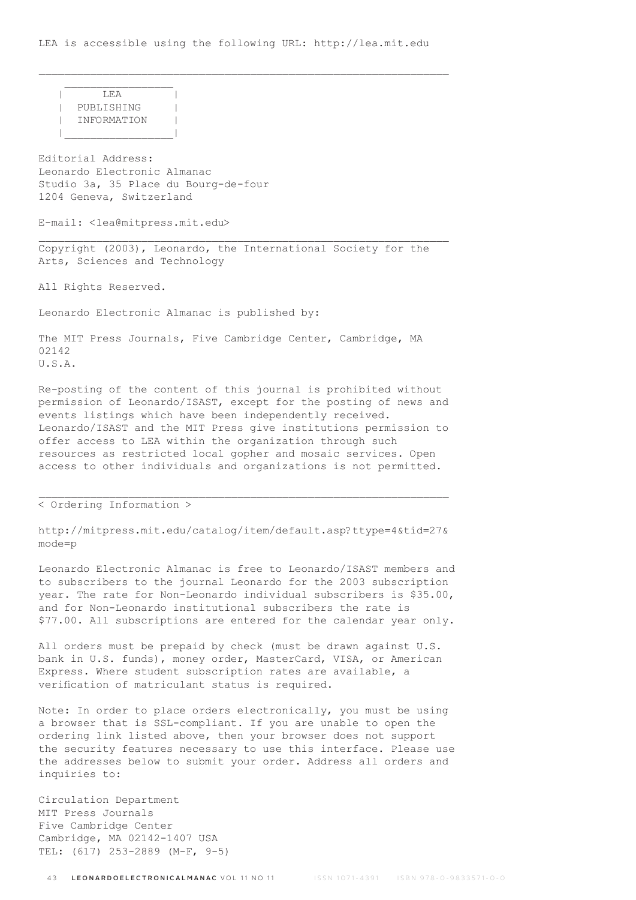LEA is accessible using the following URL: http://lea.mit.edu

---

## LEA PUBLISHING INFORMATION

Editorial Address:
Leonardo Electronic Almanac
Studio 3a, 35 Place du Bourg-de-four
1204 Geneva, Switzerland

E-mail: <lea@mitpress.mit.edu>

---

Copyright (2003), Leonardo, the International Society for the Arts, Sciences and Technology

All Rights Reserved.

Leonardo Electronic Almanac is published by:

The MIT Press Journals, Five Cambridge Center, Cambridge, MA 02142
U.S.A.

Re-posting of the content of this journal is prohibited without permission of Leonardo/ISAST, except for the posting of news and events listings which have been independently received. Leonardo/ISAST and the MIT Press give institutions permission to offer access to LEA within the organization through such resources as restricted local gopher and mosaic services. Open access to other individuals and organizations is not permitted.

---

< Ordering Information >

http://mitpress.mit.edu/catalog/item/default.asp?ttype=4&tid=27&mode=p

Leonardo Electronic Almanac is free to Leonardo/ISAST members and to subscribers to the journal Leonardo for the 2003 subscription year. The rate for Non-Leonardo individual subscribers is $35.00, and for Non-Leonardo institutional subscribers the rate is $77.00. All subscriptions are entered for the calendar year only.

All orders must be prepaid by check (must be drawn against U.S. bank in U.S. funds), money order, MasterCard, VISA, or American Express. Where student subscription rates are available, a verification of matriculant status is required.

Note: In order to place orders electronically, you must be using a browser that is SSL-compliant. If you are unable to open the ordering link listed above, then your browser does not support the security features necessary to use this interface. Please use the addresses below to submit your order. Address all orders and inquiries to:

Circulation Department
MIT Press Journals
Five Cambridge Center
Cambridge, MA 02142-1407 USA
TEL: (617) 253-2889 (M-F, 9-5)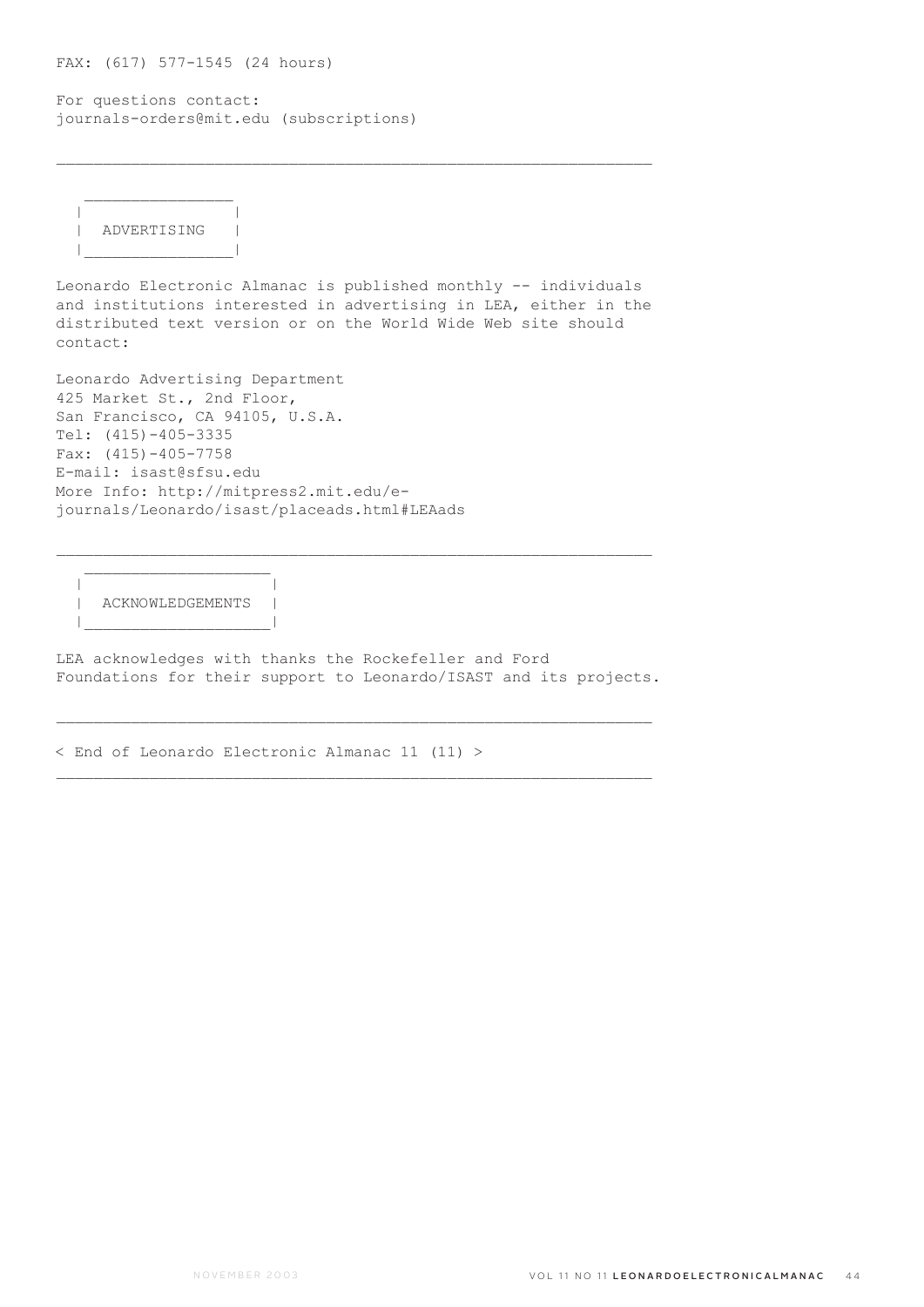FAX: (617) 577-1545 (24 hours)

For questions contact:
journals-orders@mit.edu (subscriptions)

---

## ADVERTISING

Leonardo Electronic Almanac is published monthly -- individuals and institutions interested in advertising in LEA, either in the distributed text version or on the World Wide Web site should contact:

Leonardo Advertising Department
425 Market St., 2nd Floor,
San Francisco, CA 94105, U.S.A.
Tel: (415)-405-3335
Fax: (415)-405-7758
E-mail: isast@sfsu.edu
More Info: http://mitpress2.mit.edu/e-journals/Leonardo/isast/placeads.html#LEAads

---

## ACKNOWLEDGEMENTS

LEA acknowledges with thanks the Rockefeller and Ford Foundations for their support to Leonardo/ISAST and its projects.

---

< End of Leonardo Electronic Almanac 11 (11) >

---